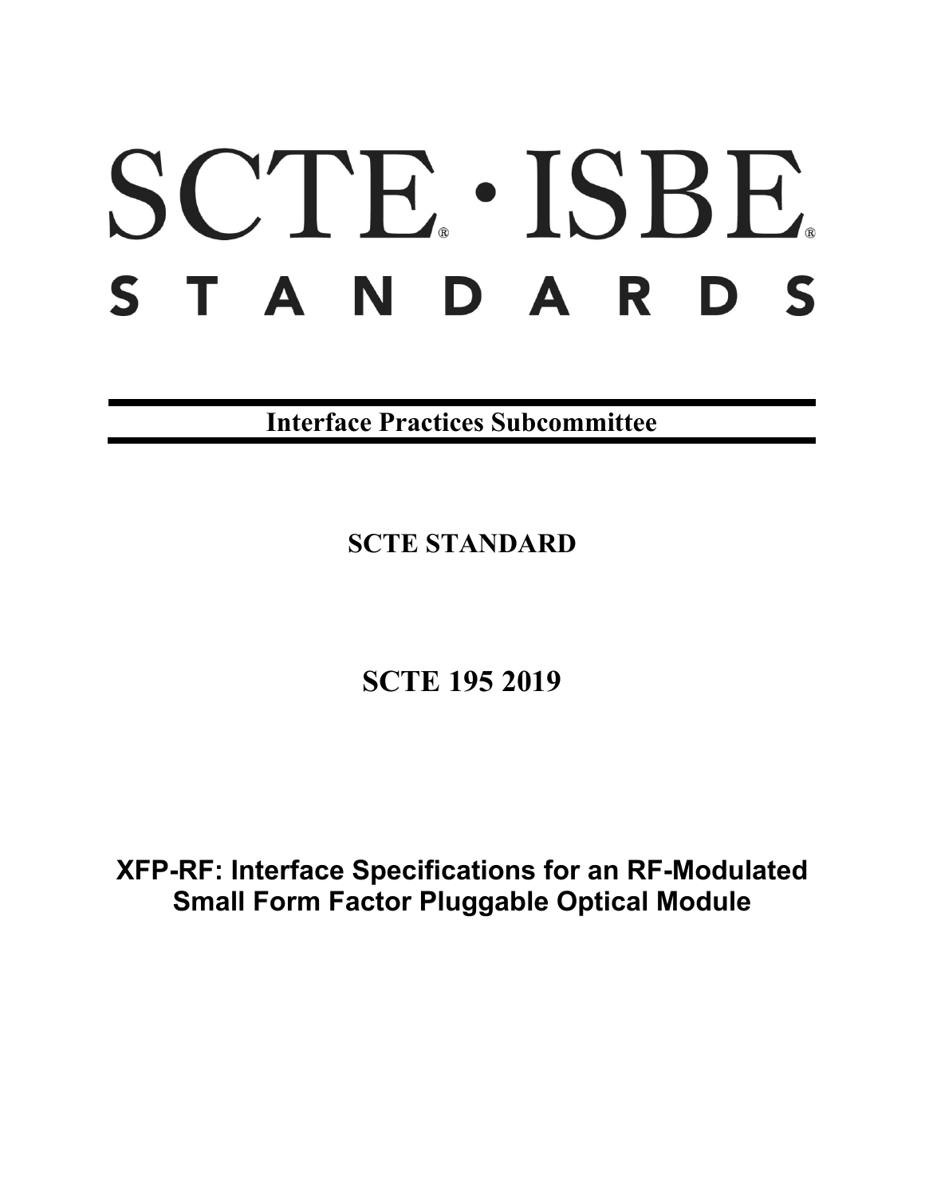# SCTE® · ISBE®

# STANDARDS

**Interface Practices Subcommittee**

**SCTE STANDARD**

**SCTE 195 2019**

**XFP-RF: Interface Specifications for an RF-Modulated Small Form Factor Pluggable Optical Module**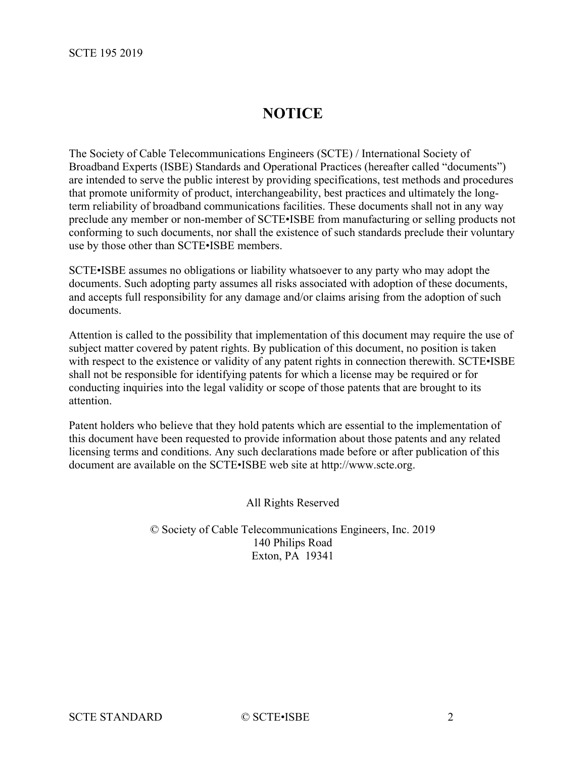# NOTICE

The Society of Cable Telecommunications Engineers (SCTE) / International Society of Broadband Experts (ISBE) Standards and Operational Practices (hereafter called "documents") are intended to serve the public interest by providing specifications, test methods and procedures that promote uniformity of product, interchangeability, best practices and ultimately the long-term reliability of broadband communications facilities. These documents shall not in any way preclude any member or non-member of SCTE•ISBE from manufacturing or selling products not conforming to such documents, nor shall the existence of such standards preclude their voluntary use by those other than SCTE•ISBE members.

SCTE•ISBE assumes no obligations or liability whatsoever to any party who may adopt the documents. Such adopting party assumes all risks associated with adoption of these documents, and accepts full responsibility for any damage and/or claims arising from the adoption of such documents.

Attention is called to the possibility that implementation of this document may require the use of subject matter covered by patent rights. By publication of this document, no position is taken with respect to the existence or validity of any patent rights in connection therewith. SCTE•ISBE shall not be responsible for identifying patents for which a license may be required or for conducting inquiries into the legal validity or scope of those patents that are brought to its attention.

Patent holders who believe that they hold patents which are essential to the implementation of this document have been requested to provide information about those patents and any related licensing terms and conditions. Any such declarations made before or after publication of this document are available on the SCTE•ISBE web site at http://www.scte.org.

All Rights Reserved

© Society of Cable Telecommunications Engineers, Inc. 2019
140 Philips Road
Exton, PA 19341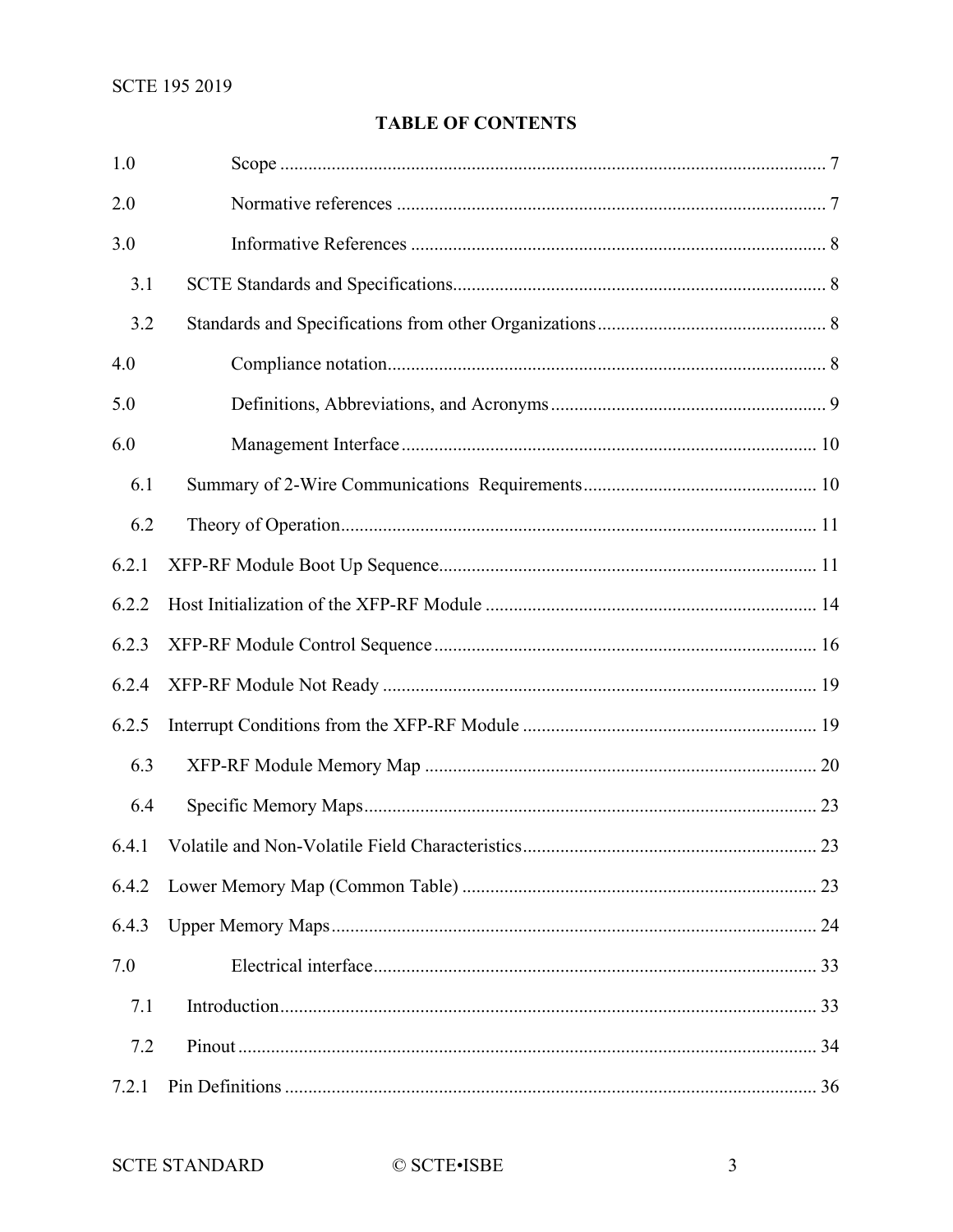**TABLE OF CONTENTS**

1.0 Scope ........ 7

2.0 Normative references ........ 7

3.0 Informative References ........ 8

3.1 SCTE Standards and Specifications ........ 8

3.2 Standards and Specifications from other Organizations ........ 8

4.0 Compliance notation ........ 8

5.0 Definitions, Abbreviations, and Acronyms ........ 9

6.0 Management Interface ........ 10

6.1 Summary of 2-Wire Communications Requirements ........ 10

6.2 Theory of Operation ........ 11

6.2.1 XFP-RF Module Boot Up Sequence ........ 11

6.2.2 Host Initialization of the XFP-RF Module ........ 14

6.2.3 XFP-RF Module Control Sequence ........ 16

6.2.4 XFP-RF Module Not Ready ........ 19

6.2.5 Interrupt Conditions from the XFP-RF Module ........ 19

6.3 XFP-RF Module Memory Map ........ 20

6.4 Specific Memory Maps ........ 23

6.4.1 Volatile and Non-Volatile Field Characteristics ........ 23

6.4.2 Lower Memory Map (Common Table) ........ 23

6.4.3 Upper Memory Maps ........ 24

7.0 Electrical interface ........ 33

7.1 Introduction ........ 33

7.2 Pinout ........ 34

7.2.1 Pin Definitions ........ 36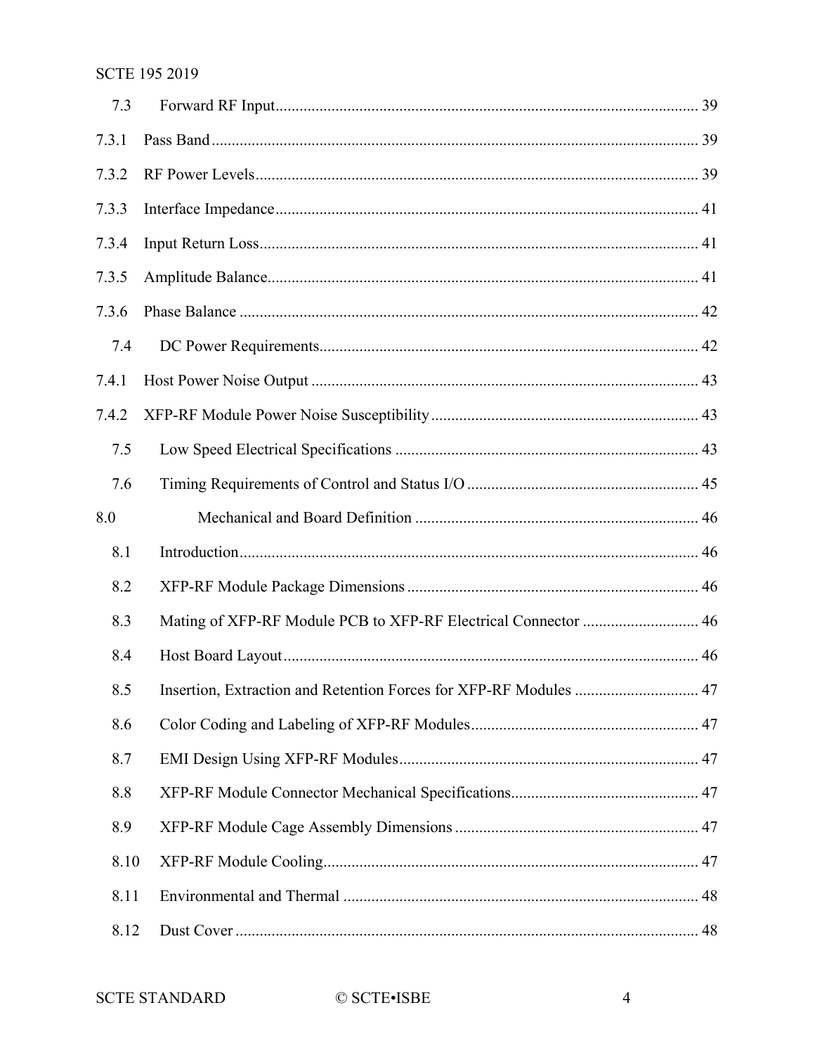| | | |
|---|---|---|
| 7.3 | Forward RF Input | 39 |
| 7.3.1 | Pass Band | 39 |
| 7.3.2 | RF Power Levels | 39 |
| 7.3.3 | Interface Impedance | 41 |
| 7.3.4 | Input Return Loss | 41 |
| 7.3.5 | Amplitude Balance | 41 |
| 7.3.6 | Phase Balance | 42 |
| 7.4 | DC Power Requirements | 42 |
| 7.4.1 | Host Power Noise Output | 43 |
| 7.4.2 | XFP-RF Module Power Noise Susceptibility | 43 |
| 7.5 | Low Speed Electrical Specifications | 43 |
| 7.6 | Timing Requirements of Control and Status I/O | 45 |
| 8.0 | Mechanical and Board Definition | 46 |
| 8.1 | Introduction | 46 |
| 8.2 | XFP-RF Module Package Dimensions | 46 |
| 8.3 | Mating of XFP-RF Module PCB to XFP-RF Electrical Connector | 46 |
| 8.4 | Host Board Layout | 46 |
| 8.5 | Insertion, Extraction and Retention Forces for XFP-RF Modules | 47 |
| 8.6 | Color Coding and Labeling of XFP-RF Modules | 47 |
| 8.7 | EMI Design Using XFP-RF Modules | 47 |
| 8.8 | XFP-RF Module Connector Mechanical Specifications | 47 |
| 8.9 | XFP-RF Module Cage Assembly Dimensions | 47 |
| 8.10 | XFP-RF Module Cooling | 47 |
| 8.11 | Environmental and Thermal | 48 |
| 8.12 | Dust Cover | 48 |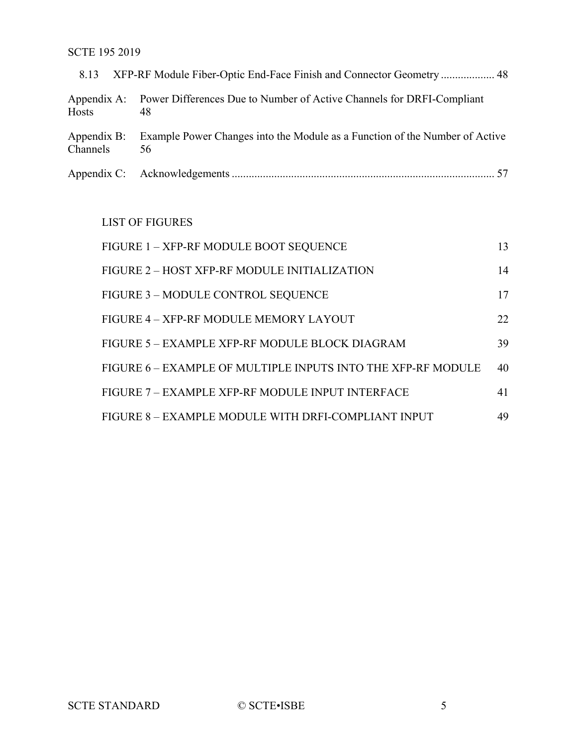8.13 XFP-RF Module Fiber-Optic End-Face Finish and Connector Geometry .................. 48

Appendix A: Power Differences Due to Number of Active Channels for DRFI-Compliant Hosts 48

Appendix B: Example Power Changes into the Module as a Function of the Number of Active Channels 56

Appendix C: Acknowledgements ........................................................................................... 57

LIST OF FIGURES

| | |
|---|---|
| FIGURE 1 – XFP-RF MODULE BOOT SEQUENCE | 13 |
| FIGURE 2 – HOST XFP-RF MODULE INITIALIZATION | 14 |
| FIGURE 3 – MODULE CONTROL SEQUENCE | 17 |
| FIGURE 4 – XFP-RF MODULE MEMORY LAYOUT | 22 |
| FIGURE 5 – EXAMPLE XFP-RF MODULE BLOCK DIAGRAM | 39 |
| FIGURE 6 – EXAMPLE OF MULTIPLE INPUTS INTO THE XFP-RF MODULE | 40 |
| FIGURE 7 – EXAMPLE XFP-RF MODULE INPUT INTERFACE | 41 |
| FIGURE 8 – EXAMPLE MODULE WITH DRFI-COMPLIANT INPUT | 49 |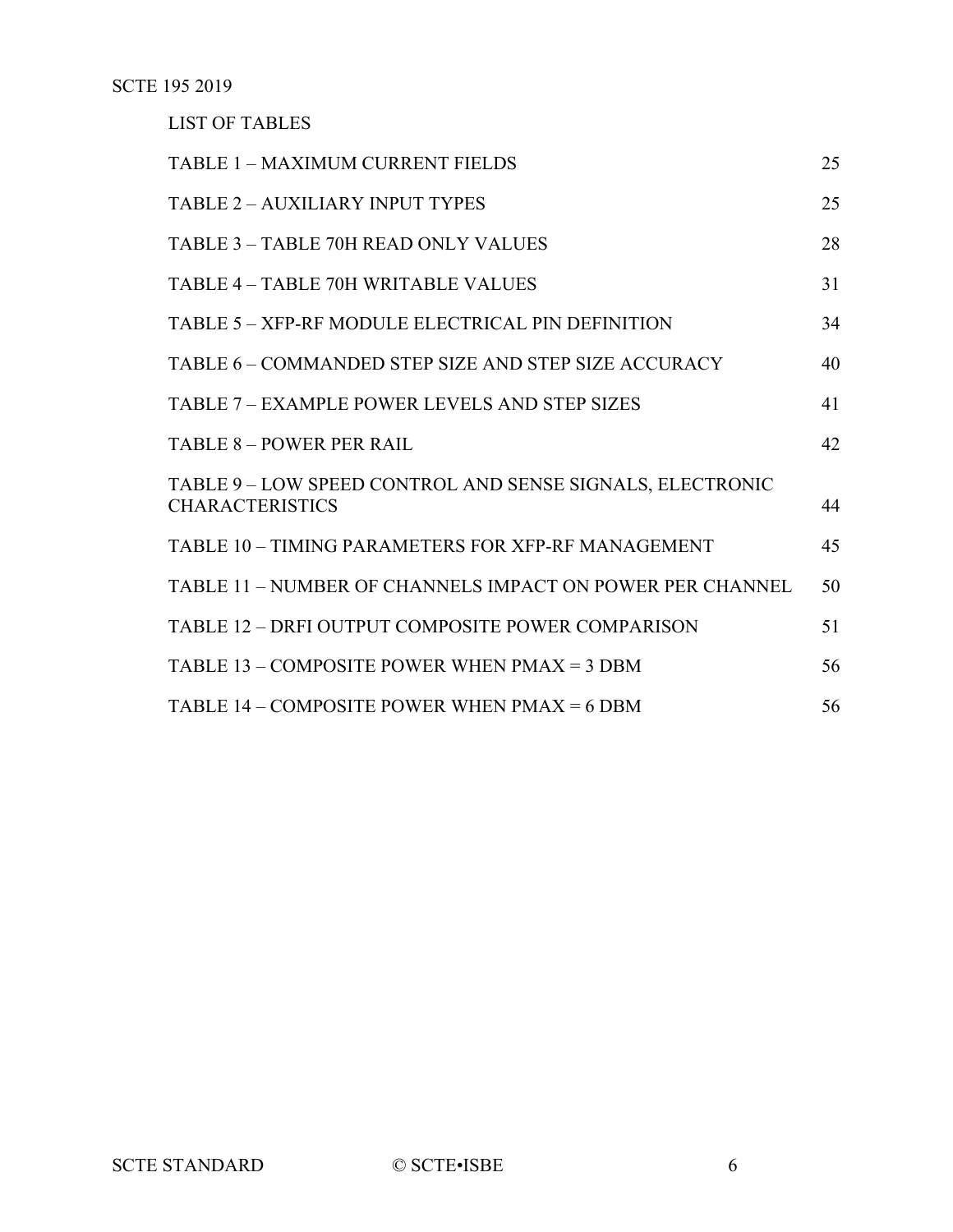## LIST OF TABLES

| | |
|---|---|
| TABLE 1 – MAXIMUM CURRENT FIELDS | 25 |
| TABLE 2 – AUXILIARY INPUT TYPES | 25 |
| TABLE 3 – TABLE 70H READ ONLY VALUES | 28 |
| TABLE 4 – TABLE 70H WRITABLE VALUES | 31 |
| TABLE 5 – XFP-RF MODULE ELECTRICAL PIN DEFINITION | 34 |
| TABLE 6 – COMMANDED STEP SIZE AND STEP SIZE ACCURACY | 40 |
| TABLE 7 – EXAMPLE POWER LEVELS AND STEP SIZES | 41 |
| TABLE 8 – POWER PER RAIL | 42 |
| TABLE 9 – LOW SPEED CONTROL AND SENSE SIGNALS, ELECTRONIC CHARACTERISTICS | 44 |
| TABLE 10 – TIMING PARAMETERS FOR XFP-RF MANAGEMENT | 45 |
| TABLE 11 – NUMBER OF CHANNELS IMPACT ON POWER PER CHANNEL | 50 |
| TABLE 12 – DRFI OUTPUT COMPOSITE POWER COMPARISON | 51 |
| TABLE 13 – COMPOSITE POWER WHEN PMAX = 3 DBM | 56 |
| TABLE 14 – COMPOSITE POWER WHEN PMAX = 6 DBM | 56 |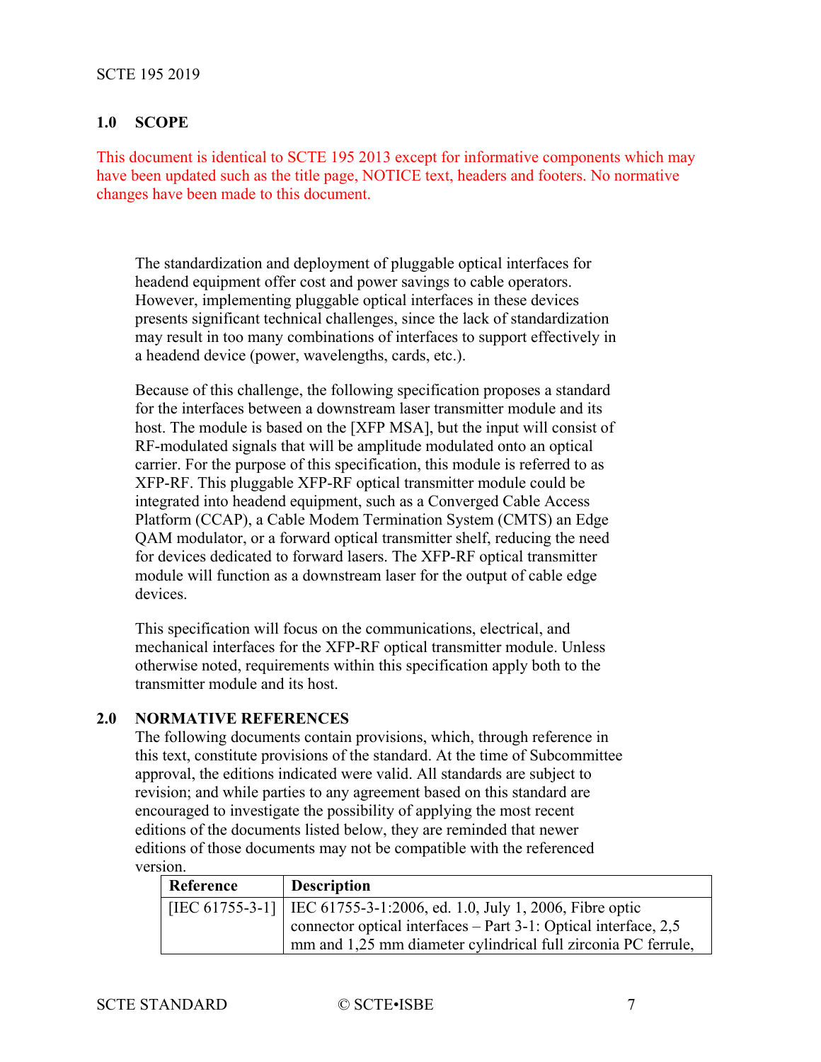## 1.0 SCOPE

This document is identical to SCTE 195 2013 except for informative components which may have been updated such as the title page, NOTICE text, headers and footers. No normative changes have been made to this document.

The standardization and deployment of pluggable optical interfaces for headend equipment offer cost and power savings to cable operators. However, implementing pluggable optical interfaces in these devices presents significant technical challenges, since the lack of standardization may result in too many combinations of interfaces to support effectively in a headend device (power, wavelengths, cards, etc.).

Because of this challenge, the following specification proposes a standard for the interfaces between a downstream laser transmitter module and its host. The module is based on the [XFP MSA], but the input will consist of RF-modulated signals that will be amplitude modulated onto an optical carrier. For the purpose of this specification, this module is referred to as XFP-RF. This pluggable XFP-RF optical transmitter module could be integrated into headend equipment, such as a Converged Cable Access Platform (CCAP), a Cable Modem Termination System (CMTS) an Edge QAM modulator, or a forward optical transmitter shelf, reducing the need for devices dedicated to forward lasers. The XFP-RF optical transmitter module will function as a downstream laser for the output of cable edge devices.

This specification will focus on the communications, electrical, and mechanical interfaces for the XFP-RF optical transmitter module. Unless otherwise noted, requirements within this specification apply both to the transmitter module and its host.

## 2.0 NORMATIVE REFERENCES

The following documents contain provisions, which, through reference in this text, constitute provisions of the standard. At the time of Subcommittee approval, the editions indicated were valid. All standards are subject to revision; and while parties to any agreement based on this standard are encouraged to investigate the possibility of applying the most recent editions of the documents listed below, they are reminded that newer editions of those documents may not be compatible with the referenced version.

| Reference | Description |
|---|---|
| [IEC 61755-3-1] | IEC 61755-3-1:2006, ed. 1.0, July 1, 2006, Fibre optic connector optical interfaces – Part 3-1: Optical interface, 2,5 mm and 1,25 mm diameter cylindrical full zirconia PC ferrule, |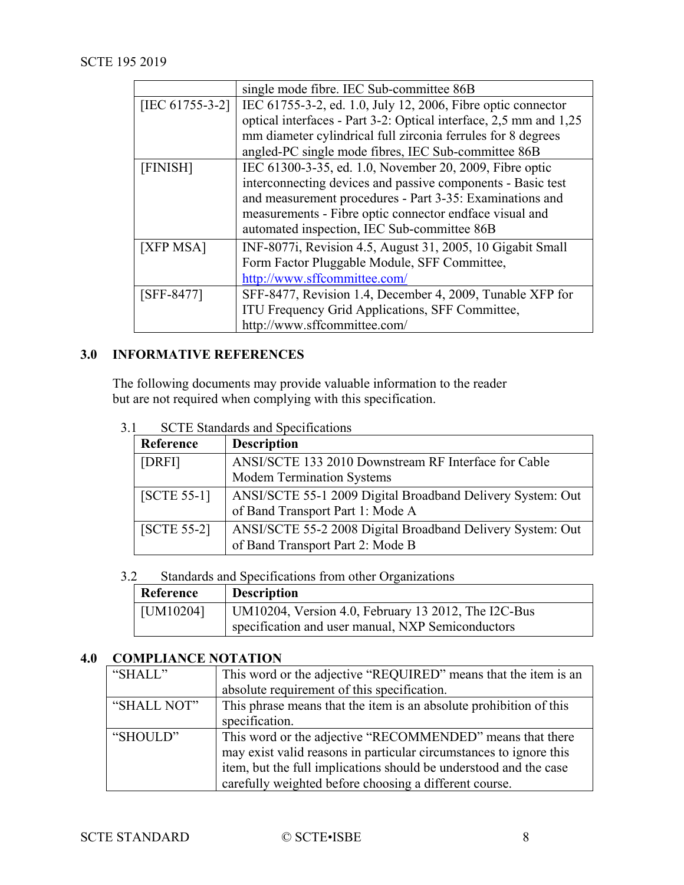| | |
|---|---|
| | single mode fibre. IEC Sub-committee 86B |
| [IEC 61755-3-2] | IEC 61755-3-2, ed. 1.0, July 12, 2006, Fibre optic connector optical interfaces - Part 3-2: Optical interface, 2,5 mm and 1,25 mm diameter cylindrical full zirconia ferrules for 8 degrees angled-PC single mode fibres, IEC Sub-committee 86B |
| [FINISH] | IEC 61300-3-35, ed. 1.0, November 20, 2009, Fibre optic interconnecting devices and passive components - Basic test and measurement procedures - Part 3-35: Examinations and measurements - Fibre optic connector endface visual and automated inspection, IEC Sub-committee 86B |
| [XFP MSA] | INF-8077i, Revision 4.5, August 31, 2005, 10 Gigabit Small Form Factor Pluggable Module, SFF Committee, http://www.sffcommittee.com/ |
| [SFF-8477] | SFF-8477, Revision 1.4, December 4, 2009, Tunable XFP for ITU Frequency Grid Applications, SFF Committee, http://www.sffcommittee.com/ |

## 3.0 INFORMATIVE REFERENCES

The following documents may provide valuable information to the reader but are not required when complying with this specification.

3.1 SCTE Standards and Specifications

| Reference | Description |
|---|---|
| [DRFI] | ANSI/SCTE 133 2010 Downstream RF Interface for Cable Modem Termination Systems |
| [SCTE 55-1] | ANSI/SCTE 55-1 2009 Digital Broadband Delivery System: Out of Band Transport Part 1: Mode A |
| [SCTE 55-2] | ANSI/SCTE 55-2 2008 Digital Broadband Delivery System: Out of Band Transport Part 2: Mode B |

3.2 Standards and Specifications from other Organizations

| Reference | Description |
|---|---|
| [UM10204] | UM10204, Version 4.0, February 13 2012, The I2C-Bus specification and user manual, NXP Semiconductors |

## 4.0 COMPLIANCE NOTATION

| | |
|---|---|
| "SHALL" | This word or the adjective "REQUIRED" means that the item is an absolute requirement of this specification. |
| "SHALL NOT" | This phrase means that the item is an absolute prohibition of this specification. |
| "SHOULD" | This word or the adjective "RECOMMENDED" means that there may exist valid reasons in particular circumstances to ignore this item, but the full implications should be understood and the case carefully weighted before choosing a different course. |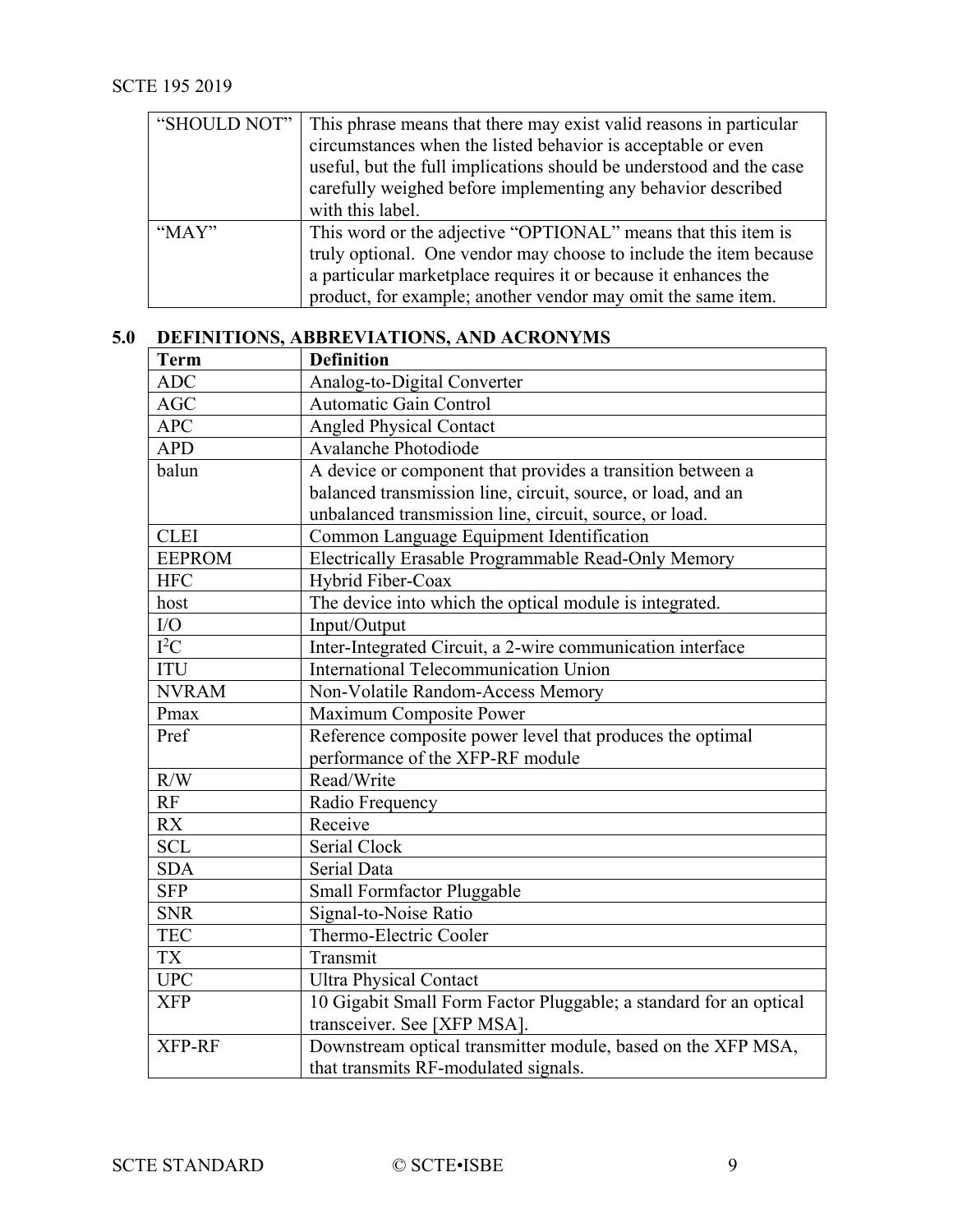| | |
|---|---|
| "SHOULD NOT" | This phrase means that there may exist valid reasons in particular circumstances when the listed behavior is acceptable or even useful, but the full implications should be understood and the case carefully weighed before implementing any behavior described with this label. |
| "MAY" | This word or the adjective "OPTIONAL" means that this item is truly optional. One vendor may choose to include the item because a particular marketplace requires it or because it enhances the product, for example; another vendor may omit the same item. |

## 5.0 DEFINITIONS, ABBREVIATIONS, AND ACRONYMS

| Term | Definition |
|---|---|
| ADC | Analog-to-Digital Converter |
| AGC | Automatic Gain Control |
| APC | Angled Physical Contact |
| APD | Avalanche Photodiode |
| balun | A device or component that provides a transition between a balanced transmission line, circuit, source, or load, and an unbalanced transmission line, circuit, source, or load. |
| CLEI | Common Language Equipment Identification |
| EEPROM | Electrically Erasable Programmable Read-Only Memory |
| HFC | Hybrid Fiber-Coax |
| host | The device into which the optical module is integrated. |
| I/O | Input/Output |
| $I^2C$ | Inter-Integrated Circuit, a 2-wire communication interface |
| ITU | International Telecommunication Union |
| NVRAM | Non-Volatile Random-Access Memory |
| Pmax | Maximum Composite Power |
| Pref | Reference composite power level that produces the optimal performance of the XFP-RF module |
| R/W | Read/Write |
| RF | Radio Frequency |
| RX | Receive |
| SCL | Serial Clock |
| SDA | Serial Data |
| SFP | Small Formfactor Pluggable |
| SNR | Signal-to-Noise Ratio |
| TEC | Thermo-Electric Cooler |
| TX | Transmit |
| UPC | Ultra Physical Contact |
| XFP | 10 Gigabit Small Form Factor Pluggable; a standard for an optical transceiver. See [XFP MSA]. |
| XFP-RF | Downstream optical transmitter module, based on the XFP MSA, that transmits RF-modulated signals. |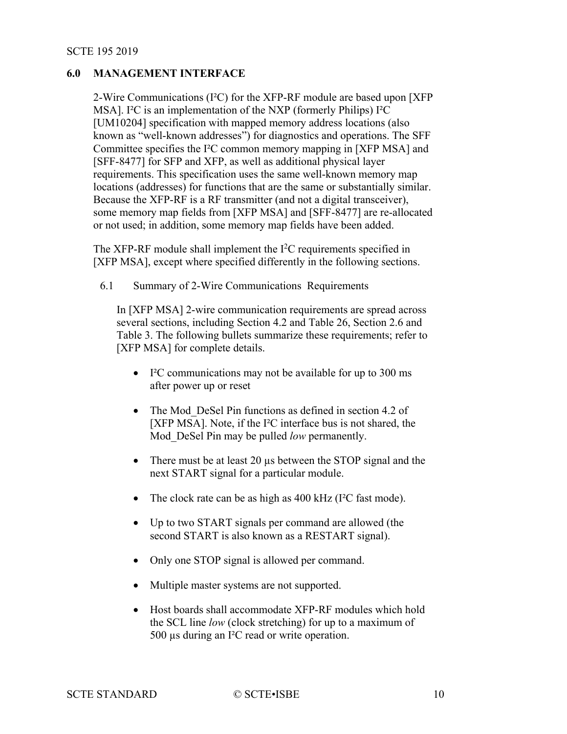## 6.0 MANAGEMENT INTERFACE

2-Wire Communications (I²C) for the XFP-RF module are based upon [XFP MSA]. I²C is an implementation of the NXP (formerly Philips) I²C [UM10204] specification with mapped memory address locations (also known as "well-known addresses") for diagnostics and operations. The SFF Committee specifies the I²C common memory mapping in [XFP MSA] and [SFF-8477] for SFP and XFP, as well as additional physical layer requirements. This specification uses the same well-known memory map locations (addresses) for functions that are the same or substantially similar. Because the XFP-RF is a RF transmitter (and not a digital transceiver), some memory map fields from [XFP MSA] and [SFF-8477] are re-allocated or not used; in addition, some memory map fields have been added.

The XFP-RF module shall implement the I²C requirements specified in [XFP MSA], except where specified differently in the following sections.

### 6.1 Summary of 2-Wire Communications Requirements

In [XFP MSA] 2-wire communication requirements are spread across several sections, including Section 4.2 and Table 26, Section 2.6 and Table 3. The following bullets summarize these requirements; refer to [XFP MSA] for complete details.

- I²C communications may not be available for up to 300 ms after power up or reset
- The Mod_DeSel Pin functions as defined in section 4.2 of [XFP MSA]. Note, if the I²C interface bus is not shared, the Mod_DeSel Pin may be pulled *low* permanently.
- There must be at least 20 µs between the STOP signal and the next START signal for a particular module.
- The clock rate can be as high as 400 kHz (I²C fast mode).
- Up to two START signals per command are allowed (the second START is also known as a RESTART signal).
- Only one STOP signal is allowed per command.
- Multiple master systems are not supported.
- Host boards shall accommodate XFP-RF modules which hold the SCL line *low* (clock stretching) for up to a maximum of 500 µs during an I²C read or write operation.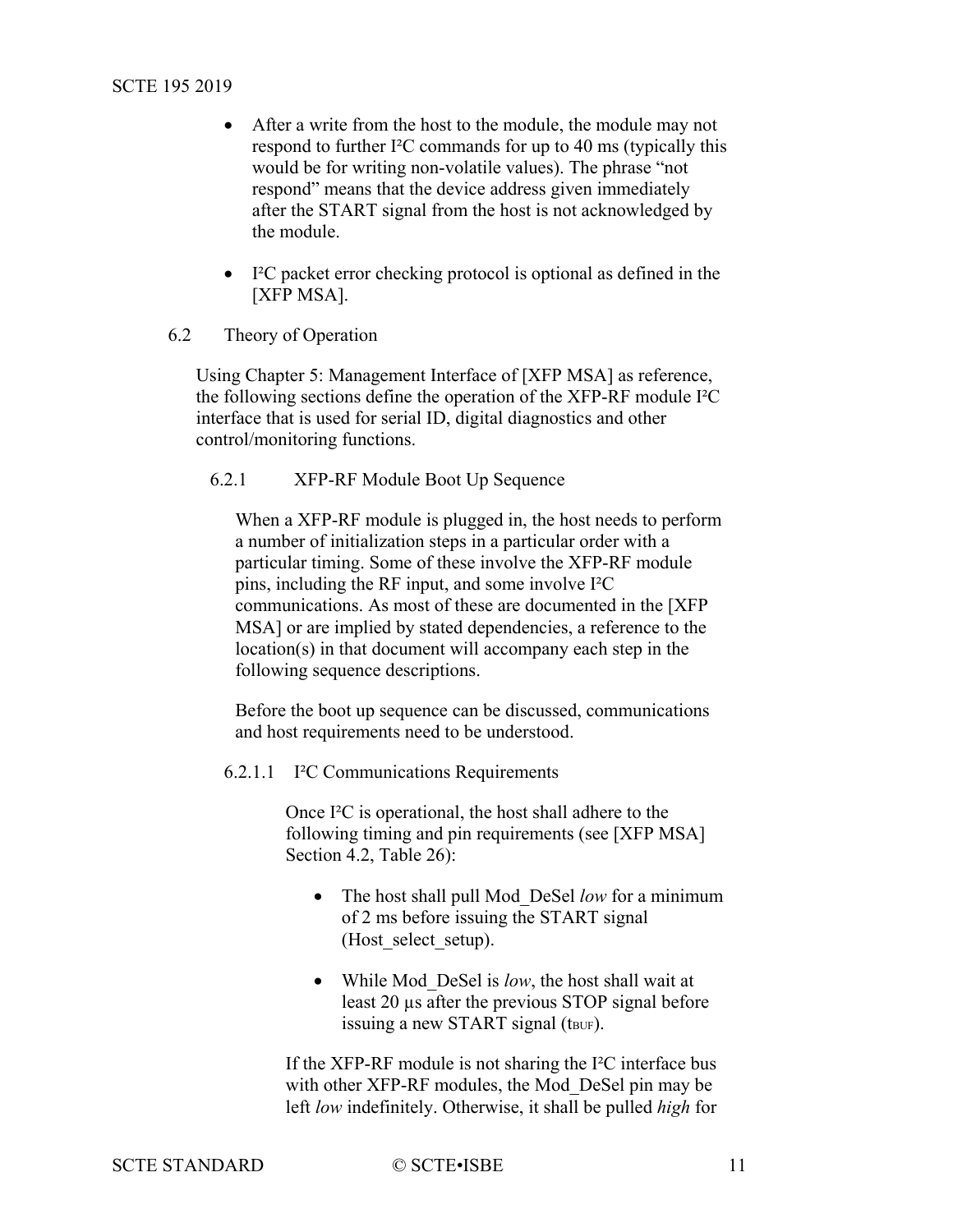- After a write from the host to the module, the module may not respond to further I²C commands for up to 40 ms (typically this would be for writing non-volatile values). The phrase "not respond" means that the device address given immediately after the START signal from the host is not acknowledged by the module.
- I²C packet error checking protocol is optional as defined in the [XFP MSA].

## 6.2 Theory of Operation

Using Chapter 5: Management Interface of [XFP MSA] as reference, the following sections define the operation of the XFP-RF module I²C interface that is used for serial ID, digital diagnostics and other control/monitoring functions.

### 6.2.1 XFP-RF Module Boot Up Sequence

When a XFP-RF module is plugged in, the host needs to perform a number of initialization steps in a particular order with a particular timing. Some of these involve the XFP-RF module pins, including the RF input, and some involve I²C communications. As most of these are documented in the [XFP MSA] or are implied by stated dependencies, a reference to the location(s) in that document will accompany each step in the following sequence descriptions.

Before the boot up sequence can be discussed, communications and host requirements need to be understood.

#### 6.2.1.1 I²C Communications Requirements

Once I²C is operational, the host shall adhere to the following timing and pin requirements (see [XFP MSA] Section 4.2, Table 26):

- The host shall pull Mod_DeSel *low* for a minimum of 2 ms before issuing the START signal (Host_select_setup).
- While Mod_DeSel is *low*, the host shall wait at least 20 µs after the previous STOP signal before issuing a new START signal ($t_{BUF}$).

If the XFP-RF module is not sharing the I²C interface bus with other XFP-RF modules, the Mod_DeSel pin may be left *low* indefinitely. Otherwise, it shall be pulled *high* for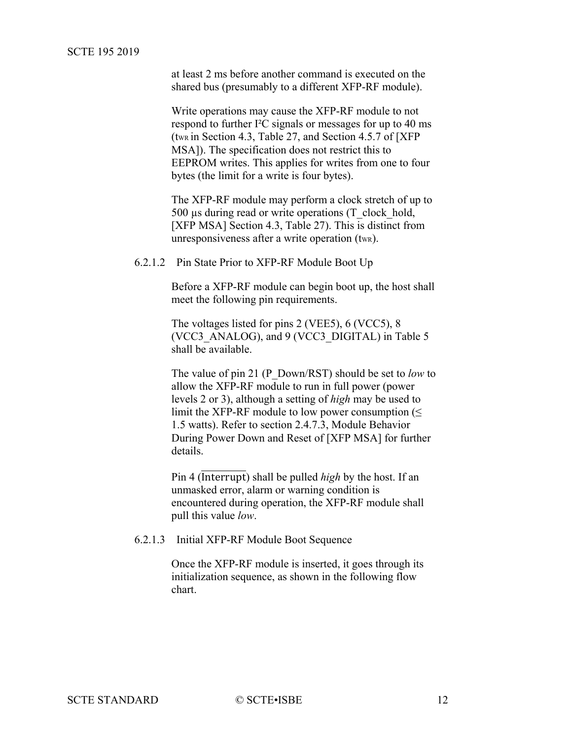at least 2 ms before another command is executed on the shared bus (presumably to a different XFP-RF module).

Write operations may cause the XFP-RF module to not respond to further I²C signals or messages for up to 40 ms ($t_{WR}$ in Section 4.3, Table 27, and Section 4.5.7 of [XFP MSA]). The specification does not restrict this to EEPROM writes. This applies for writes from one to four bytes (the limit for a write is four bytes).

The XFP-RF module may perform a clock stretch of up to 500 µs during read or write operations (T_clock_hold, [XFP MSA] Section 4.3, Table 27). This is distinct from unresponsiveness after a write operation ($t_{WR}$).

#### 6.2.1.2 Pin State Prior to XFP-RF Module Boot Up

Before a XFP-RF module can begin boot up, the host shall meet the following pin requirements.

The voltages listed for pins 2 (VEE5), 6 (VCC5), 8 (VCC3_ANALOG), and 9 (VCC3_DIGITAL) in Table 5 shall be available.

The value of pin 21 (P_Down/RST) should be set to *low* to allow the XFP-RF module to run in full power (power levels 2 or 3), although a setting of *high* may be used to limit the XFP-RF module to low power consumption (≤ 1.5 watts). Refer to section 2.4.7.3, Module Behavior During Power Down and Reset of [XFP MSA] for further details.

Pin 4 ($\overline{\text{Interrupt}}$) shall be pulled *high* by the host. If an unmasked error, alarm or warning condition is encountered during operation, the XFP-RF module shall pull this value *low*.

#### 6.2.1.3 Initial XFP-RF Module Boot Sequence

Once the XFP-RF module is inserted, it goes through its initialization sequence, as shown in the following flow chart.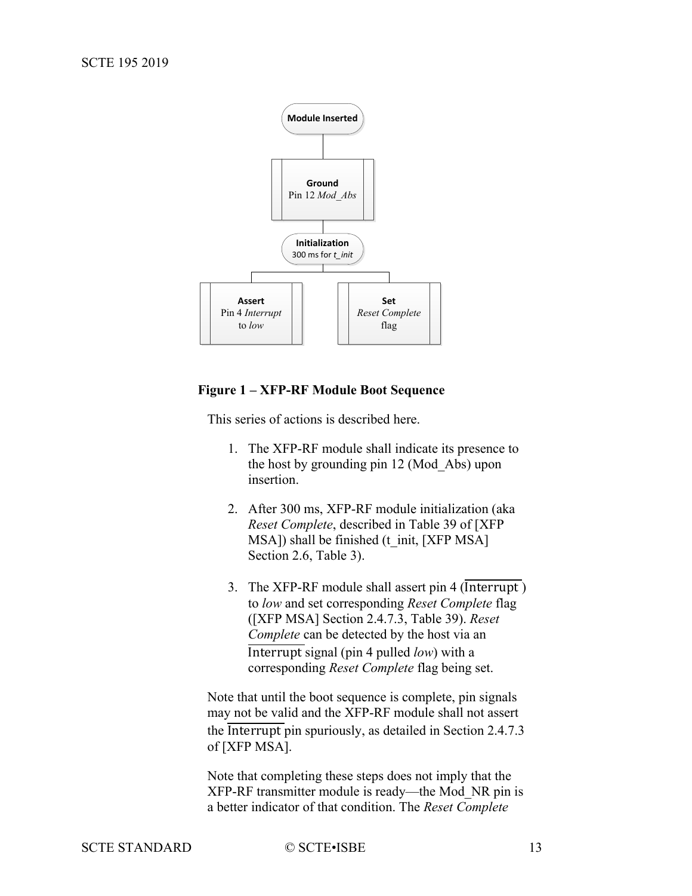Module Inserted

**Ground**
Pin 12 *Mod_Abs*

**Initialization**
300 ms for *t_init*

**Assert**
Pin 4 *Interrupt* to *low*

**Set**
*Reset Complete* flag

**Figure 1 – XFP-RF Module Boot Sequence**

This series of actions is described here.

1. The XFP-RF module shall indicate its presence to the host by grounding pin 12 (Mod_Abs) upon insertion.

2. After 300 ms, XFP-RF module initialization (aka *Reset Complete*, described in Table 39 of [XFP MSA]) shall be finished (t_init, [XFP MSA] Section 2.6, Table 3).

3. The XFP-RF module shall assert pin 4 ($\overline{\text{Interrupt}}$) to *low* and set corresponding *Reset Complete* flag ([XFP MSA] Section 2.4.7.3, Table 39). *Reset Complete* can be detected by the host via an $\overline{\text{Interrupt}}$ signal (pin 4 pulled *low*) with a corresponding *Reset Complete* flag being set.

Note that until the boot sequence is complete, pin signals may not be valid and the XFP-RF module shall not assert the $\overline{\text{Interrupt}}$ pin spuriously, as detailed in Section 2.4.7.3 of [XFP MSA].

Note that completing these steps does not imply that the XFP-RF transmitter module is ready—the Mod_NR pin is a better indicator of that condition. The *Reset Complete*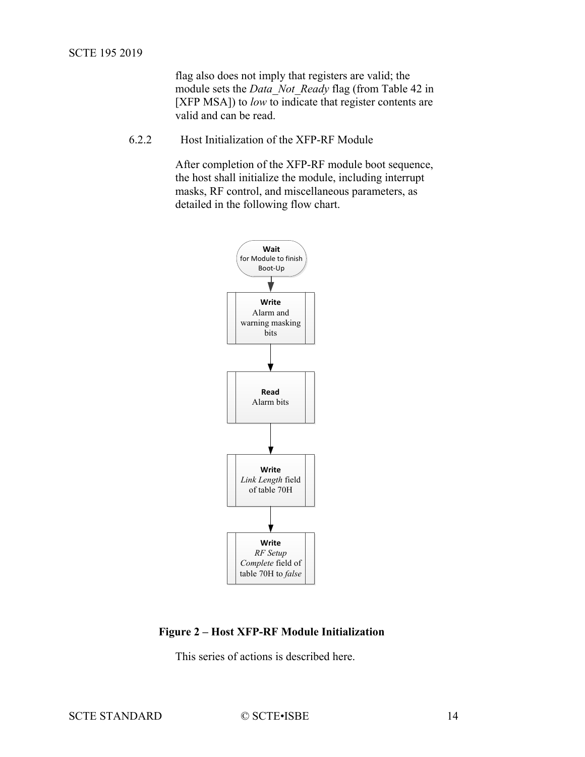flag also does not imply that registers are valid; the module sets the *Data_Not_Ready* flag (from Table 42 in [XFP MSA]) to *low* to indicate that register contents are valid and can be read.

### 6.2.2 Host Initialization of the XFP-RF Module

After completion of the XFP-RF module boot sequence, the host shall initialize the module, including interrupt masks, RF control, and miscellaneous parameters, as detailed in the following flow chart.

**Wait** for Module to finish Boot-Up

↓

**Write** Alarm and warning masking bits

↓

**Read** Alarm bits

↓

**Write** *Link Length* field of table 70H

↓

**Write** *RF Setup Complete* field of table 70H to *false*

**Figure 2 – Host XFP-RF Module Initialization**

This series of actions is described here.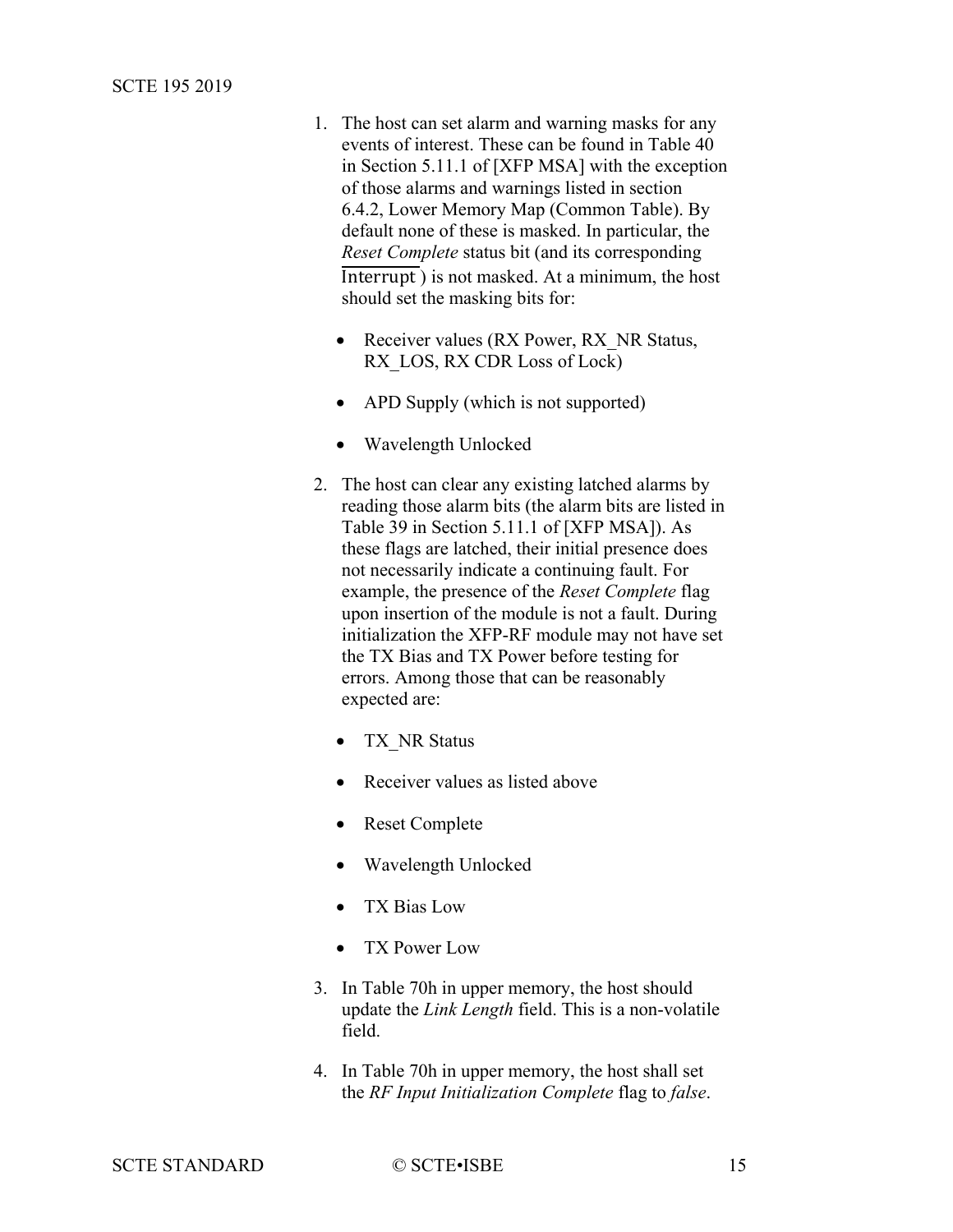1. The host can set alarm and warning masks for any events of interest. These can be found in Table 40 in Section 5.11.1 of [XFP MSA] with the exception of those alarms and warnings listed in section 6.4.2, Lower Memory Map (Common Table). By default none of these is masked. In particular, the *Reset Complete* status bit (and its corresponding $\overline{\text{Interrupt}}$) is not masked. At a minimum, the host should set the masking bits for:

   - Receiver values (RX Power, RX_NR Status, RX_LOS, RX CDR Loss of Lock)
   - APD Supply (which is not supported)
   - Wavelength Unlocked

2. The host can clear any existing latched alarms by reading those alarm bits (the alarm bits are listed in Table 39 in Section 5.11.1 of [XFP MSA]). As these flags are latched, their initial presence does not necessarily indicate a continuing fault. For example, the presence of the *Reset Complete* flag upon insertion of the module is not a fault. During initialization the XFP-RF module may not have set the TX Bias and TX Power before testing for errors. Among those that can be reasonably expected are:

   - TX_NR Status
   - Receiver values as listed above
   - Reset Complete
   - Wavelength Unlocked
   - TX Bias Low
   - TX Power Low

3. In Table 70h in upper memory, the host should update the *Link Length* field. This is a non-volatile field.

4. In Table 70h in upper memory, the host shall set the *RF Input Initialization Complete* flag to *false*.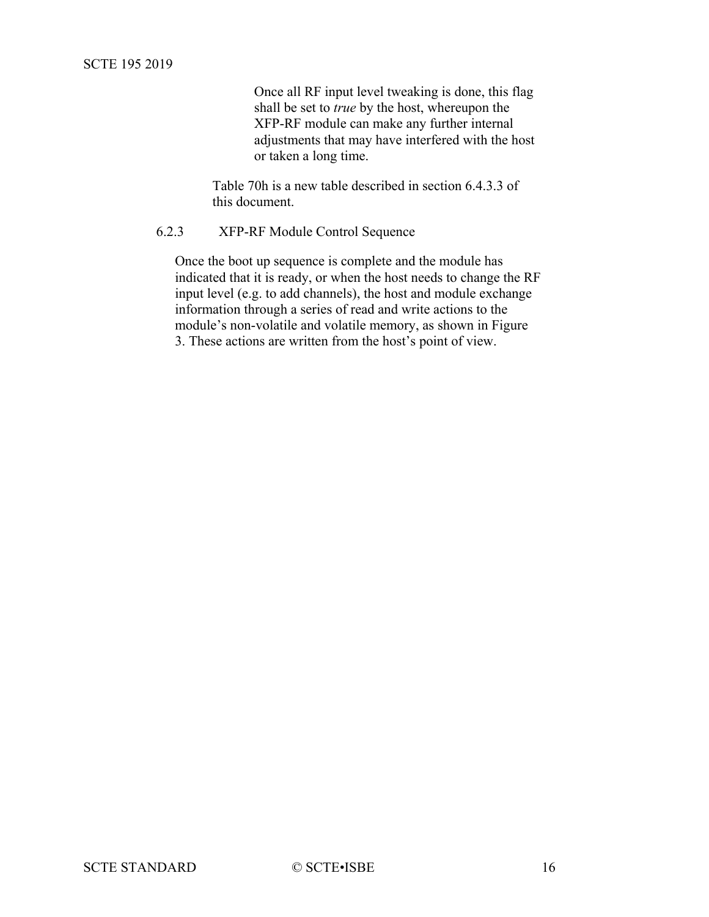Once all RF input level tweaking is done, this flag shall be set to *true* by the host, whereupon the XFP-RF module can make any further internal adjustments that may have interfered with the host or taken a long time.

Table 70h is a new table described in section 6.4.3.3 of this document.

### 6.2.3 XFP-RF Module Control Sequence

Once the boot up sequence is complete and the module has indicated that it is ready, or when the host needs to change the RF input level (e.g. to add channels), the host and module exchange information through a series of read and write actions to the module's non-volatile and volatile memory, as shown in Figure 3. These actions are written from the host's point of view.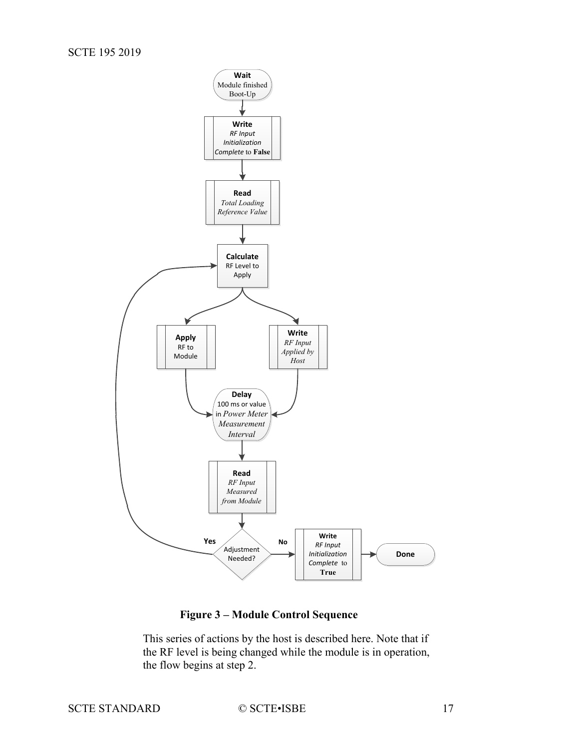**Figure 3 – Module Control Sequence**

This series of actions by the host is described here. Note that if the RF level is being changed while the module is in operation, the flow begins at step 2.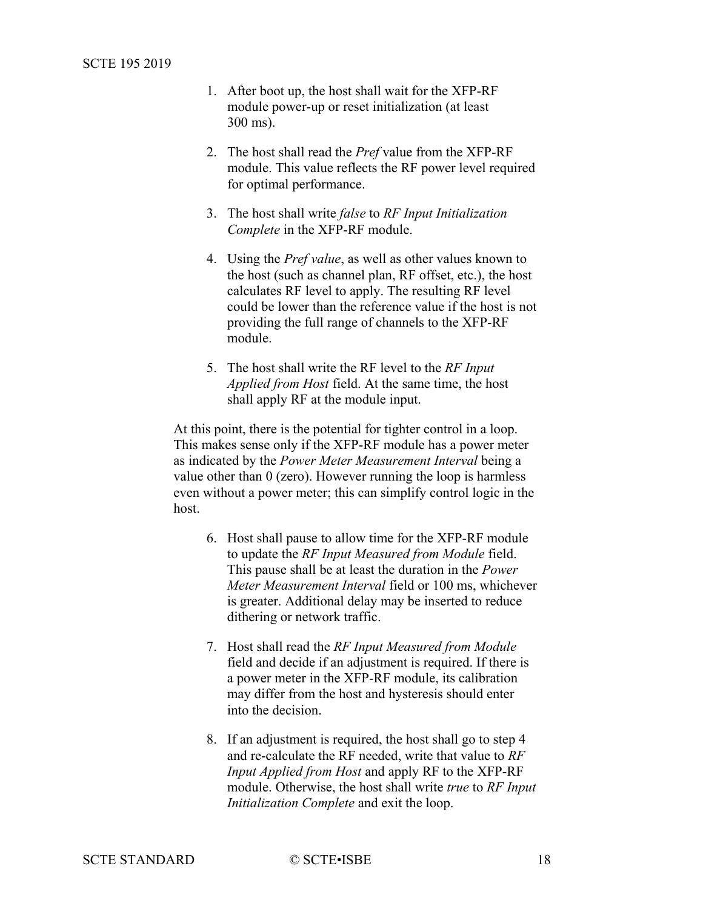1. After boot up, the host shall wait for the XFP-RF module power-up or reset initialization (at least 300 ms).

2. The host shall read the *Pref* value from the XFP-RF module. This value reflects the RF power level required for optimal performance.

3. The host shall write *false* to *RF Input Initialization Complete* in the XFP-RF module.

4. Using the *Pref value*, as well as other values known to the host (such as channel plan, RF offset, etc.), the host calculates RF level to apply. The resulting RF level could be lower than the reference value if the host is not providing the full range of channels to the XFP-RF module.

5. The host shall write the RF level to the *RF Input Applied from Host* field. At the same time, the host shall apply RF at the module input.

At this point, there is the potential for tighter control in a loop. This makes sense only if the XFP-RF module has a power meter as indicated by the *Power Meter Measurement Interval* being a value other than 0 (zero). However running the loop is harmless even without a power meter; this can simplify control logic in the host.

6. Host shall pause to allow time for the XFP-RF module to update the *RF Input Measured from Module* field. This pause shall be at least the duration in the *Power Meter Measurement Interval* field or 100 ms, whichever is greater. Additional delay may be inserted to reduce dithering or network traffic.

7. Host shall read the *RF Input Measured from Module* field and decide if an adjustment is required. If there is a power meter in the XFP-RF module, its calibration may differ from the host and hysteresis should enter into the decision.

8. If an adjustment is required, the host shall go to step 4 and re-calculate the RF needed, write that value to *RF Input Applied from Host* and apply RF to the XFP-RF module. Otherwise, the host shall write *true* to *RF Input Initialization Complete* and exit the loop.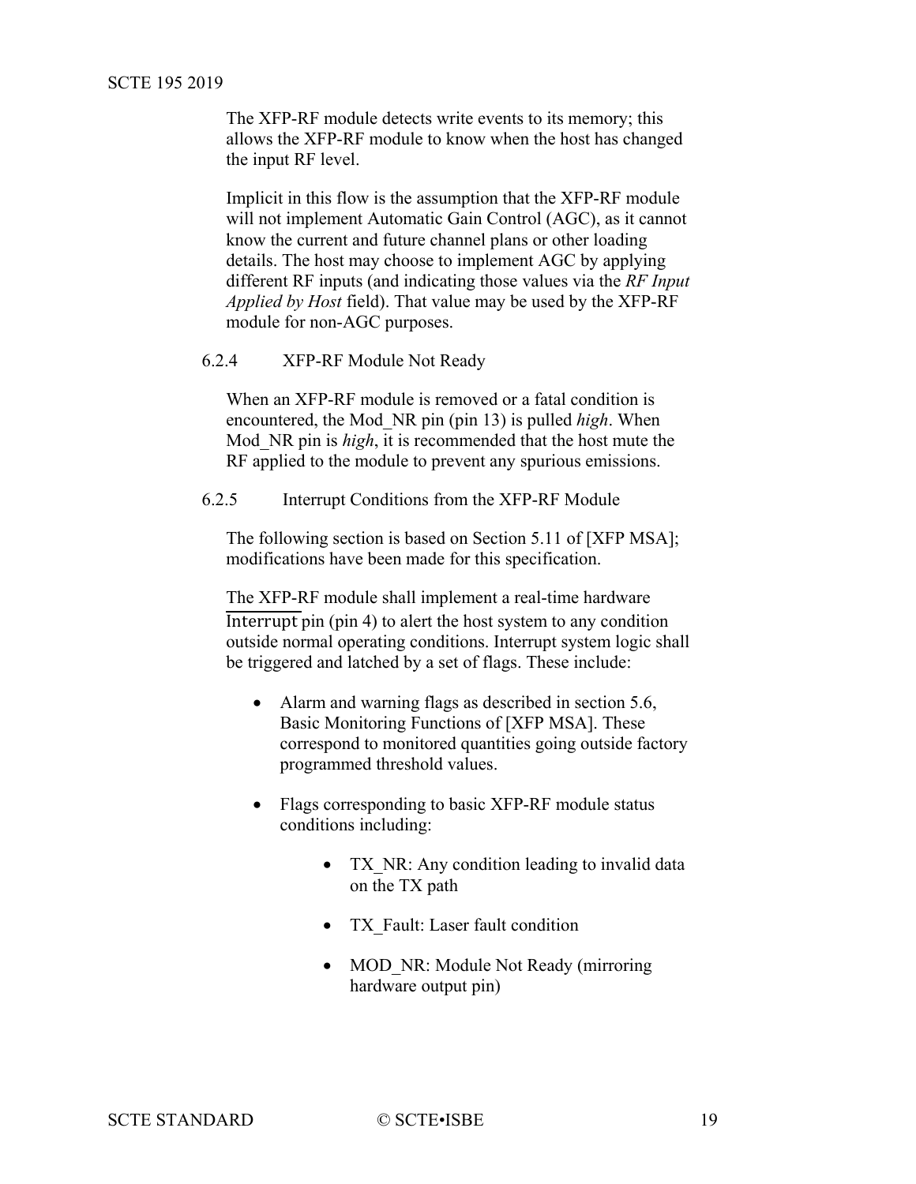The XFP-RF module detects write events to its memory; this allows the XFP-RF module to know when the host has changed the input RF level.

Implicit in this flow is the assumption that the XFP-RF module will not implement Automatic Gain Control (AGC), as it cannot know the current and future channel plans or other loading details. The host may choose to implement AGC by applying different RF inputs (and indicating those values via the *RF Input Applied by Host* field). That value may be used by the XFP-RF module for non-AGC purposes.

### 6.2.4 XFP-RF Module Not Ready

When an XFP-RF module is removed or a fatal condition is encountered, the Mod_NR pin (pin 13) is pulled *high*. When Mod_NR pin is *high*, it is recommended that the host mute the RF applied to the module to prevent any spurious emissions.

### 6.2.5 Interrupt Conditions from the XFP-RF Module

The following section is based on Section 5.11 of [XFP MSA]; modifications have been made for this specification.

The XFP-RF module shall implement a real-time hardware $\overline{\text{Interrupt}}$ pin (pin 4) to alert the host system to any condition outside normal operating conditions. Interrupt system logic shall be triggered and latched by a set of flags. These include:

- Alarm and warning flags as described in section 5.6, Basic Monitoring Functions of [XFP MSA]. These correspond to monitored quantities going outside factory programmed threshold values.
- Flags corresponding to basic XFP-RF module status conditions including:
  - TX_NR: Any condition leading to invalid data on the TX path
  - TX_Fault: Laser fault condition
  - MOD_NR: Module Not Ready (mirroring hardware output pin)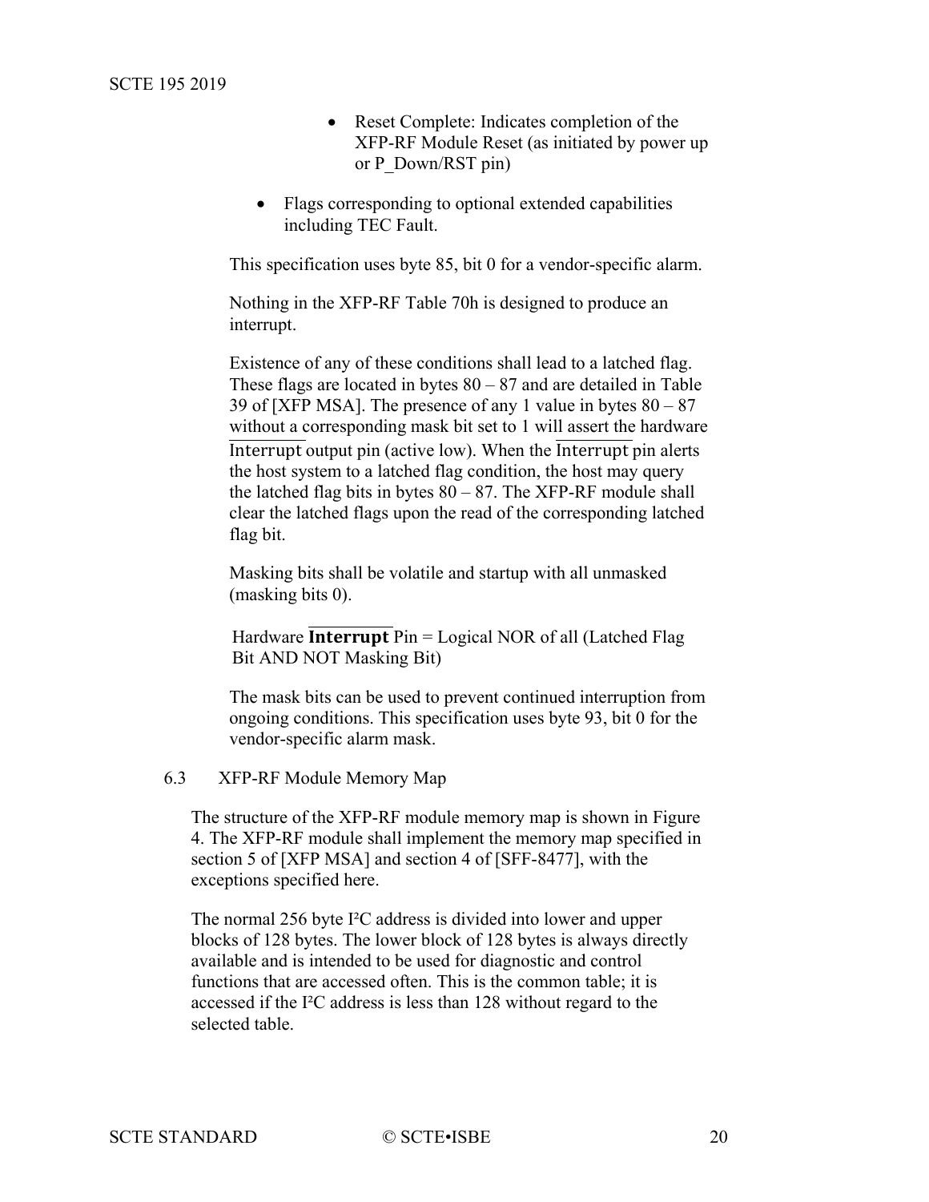- Reset Complete: Indicates completion of the XFP-RF Module Reset (as initiated by power up or P_Down/RST pin)

- Flags corresponding to optional extended capabilities including TEC Fault.

This specification uses byte 85, bit 0 for a vendor-specific alarm.

Nothing in the XFP-RF Table 70h is designed to produce an interrupt.

Existence of any of these conditions shall lead to a latched flag. These flags are located in bytes 80 – 87 and are detailed in Table 39 of [XFP MSA]. The presence of any 1 value in bytes 80 – 87 without a corresponding mask bit set to 1 will assert the hardware $\overline{\text{Interrupt}}$ output pin (active low). When the $\overline{\text{Interrupt}}$ pin alerts the host system to a latched flag condition, the host may query the latched flag bits in bytes 80 – 87. The XFP-RF module shall clear the latched flags upon the read of the corresponding latched flag bit.

Masking bits shall be volatile and startup with all unmasked (masking bits 0).

Hardware $\overline{\textbf{Interrupt}}$ Pin = Logical NOR of all (Latched Flag Bit AND NOT Masking Bit)

The mask bits can be used to prevent continued interruption from ongoing conditions. This specification uses byte 93, bit 0 for the vendor-specific alarm mask.

## 6.3 XFP-RF Module Memory Map

The structure of the XFP-RF module memory map is shown in Figure 4. The XFP-RF module shall implement the memory map specified in section 5 of [XFP MSA] and section 4 of [SFF-8477], with the exceptions specified here.

The normal 256 byte I²C address is divided into lower and upper blocks of 128 bytes. The lower block of 128 bytes is always directly available and is intended to be used for diagnostic and control functions that are accessed often. This is the common table; it is accessed if the I²C address is less than 128 without regard to the selected table.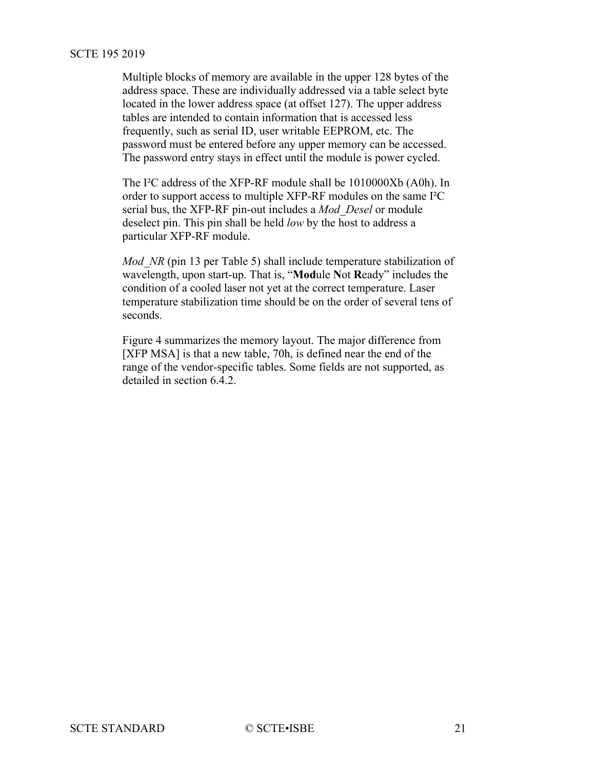Multiple blocks of memory are available in the upper 128 bytes of the address space. These are individually addressed via a table select byte located in the lower address space (at offset 127). The upper address tables are intended to contain information that is accessed less frequently, such as serial ID, user writable EEPROM, etc. The password must be entered before any upper memory can be accessed. The password entry stays in effect until the module is power cycled.

The I²C address of the XFP-RF module shall be 1010000Xb (A0h). In order to support access to multiple XFP-RF modules on the same I²C serial bus, the XFP-RF pin-out includes a *Mod_Desel* or module deselect pin. This pin shall be held *low* by the host to address a particular XFP-RF module.

*Mod_NR* (pin 13 per Table 5) shall include temperature stabilization of wavelength, upon start-up. That is, "**Mod**ule **N**ot **R**eady" includes the condition of a cooled laser not yet at the correct temperature. Laser temperature stabilization time should be on the order of several tens of seconds.

Figure 4 summarizes the memory layout. The major difference from [XFP MSA] is that a new table, 70h, is defined near the end of the range of the vendor-specific tables. Some fields are not supported, as detailed in section 6.4.2.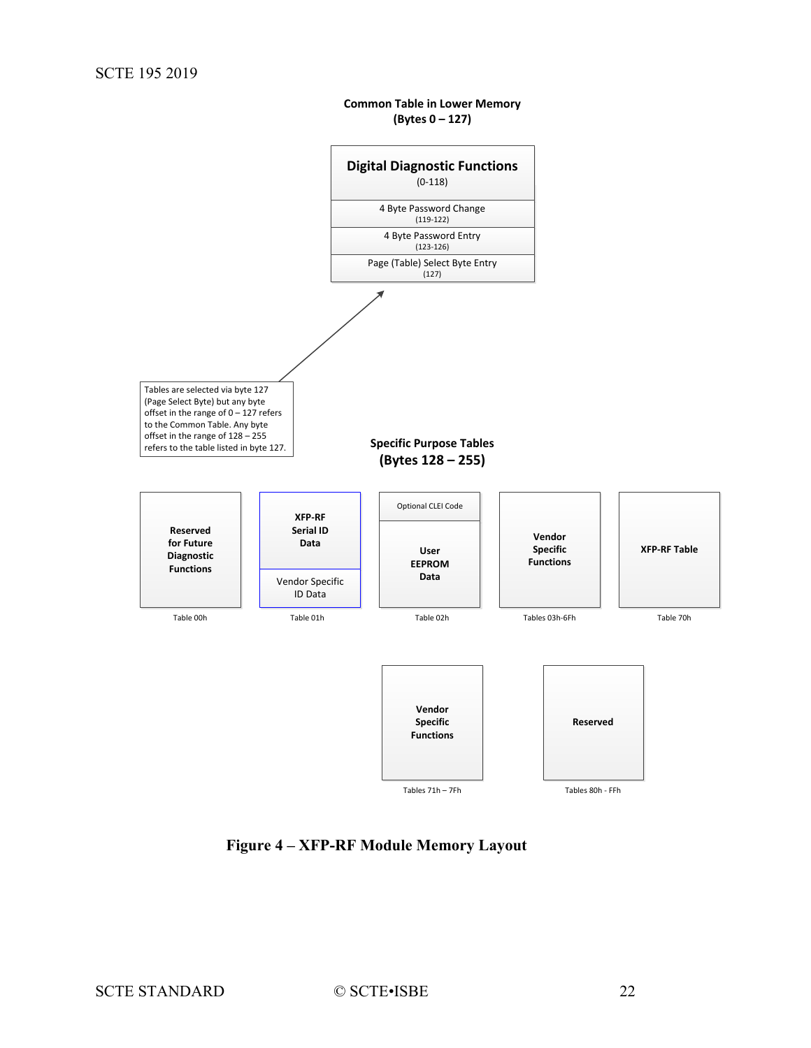**Common Table in Lower Memory**
**(Bytes 0 – 127)**

| **Digital Diagnostic Functions** (0-118) |
|---|
| 4 Byte Password Change (119-122) |
| 4 Byte Password Entry (123-126) |
| Page (Table) Select Byte Entry (127) |

Tables are selected via byte 127 (Page Select Byte) but any byte offset in the range of 0 – 127 refers to the Common Table. Any byte offset in the range of 128 – 255 refers to the table listed in byte 127.

**Specific Purpose Tables**
**(Bytes 128 – 255)**

| Table | Contents |
|---|---|
| Table 00h | **Reserved for Future Diagnostic Functions** |
| Table 01h | **XFP-RF Serial ID Data**; Vendor Specific ID Data |
| Table 02h | Optional CLEI Code; **User EEPROM Data** |
| Tables 03h-6Fh | **Vendor Specific Functions** |
| Table 70h | **XFP-RF Table** |
| Tables 71h – 7Fh | **Vendor Specific Functions** |
| Tables 80h - FFh | **Reserved** |

**Figure 4 – XFP-RF Module Memory Layout**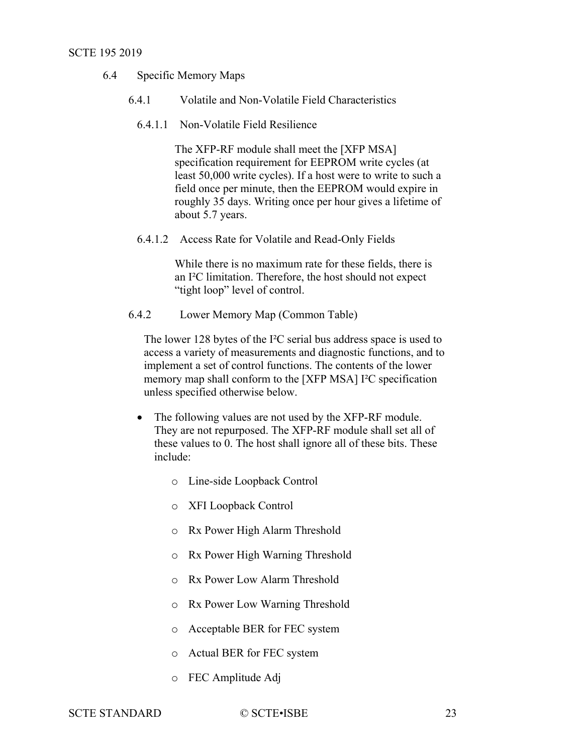## 6.4 Specific Memory Maps

### 6.4.1 Volatile and Non-Volatile Field Characteristics

#### 6.4.1.1 Non-Volatile Field Resilience

The XFP-RF module shall meet the [XFP MSA] specification requirement for EEPROM write cycles (at least 50,000 write cycles). If a host were to write to such a field once per minute, then the EEPROM would expire in roughly 35 days. Writing once per hour gives a lifetime of about 5.7 years.

#### 6.4.1.2 Access Rate for Volatile and Read-Only Fields

While there is no maximum rate for these fields, there is an I²C limitation. Therefore, the host should not expect "tight loop" level of control.

### 6.4.2 Lower Memory Map (Common Table)

The lower 128 bytes of the I²C serial bus address space is used to access a variety of measurements and diagnostic functions, and to implement a set of control functions. The contents of the lower memory map shall conform to the [XFP MSA] I²C specification unless specified otherwise below.

- The following values are not used by the XFP-RF module. They are not repurposed. The XFP-RF module shall set all of these values to 0. The host shall ignore all of these bits. These include:
  - Line-side Loopback Control
  - XFI Loopback Control
  - Rx Power High Alarm Threshold
  - Rx Power High Warning Threshold
  - Rx Power Low Alarm Threshold
  - Rx Power Low Warning Threshold
  - Acceptable BER for FEC system
  - Actual BER for FEC system
  - FEC Amplitude Adj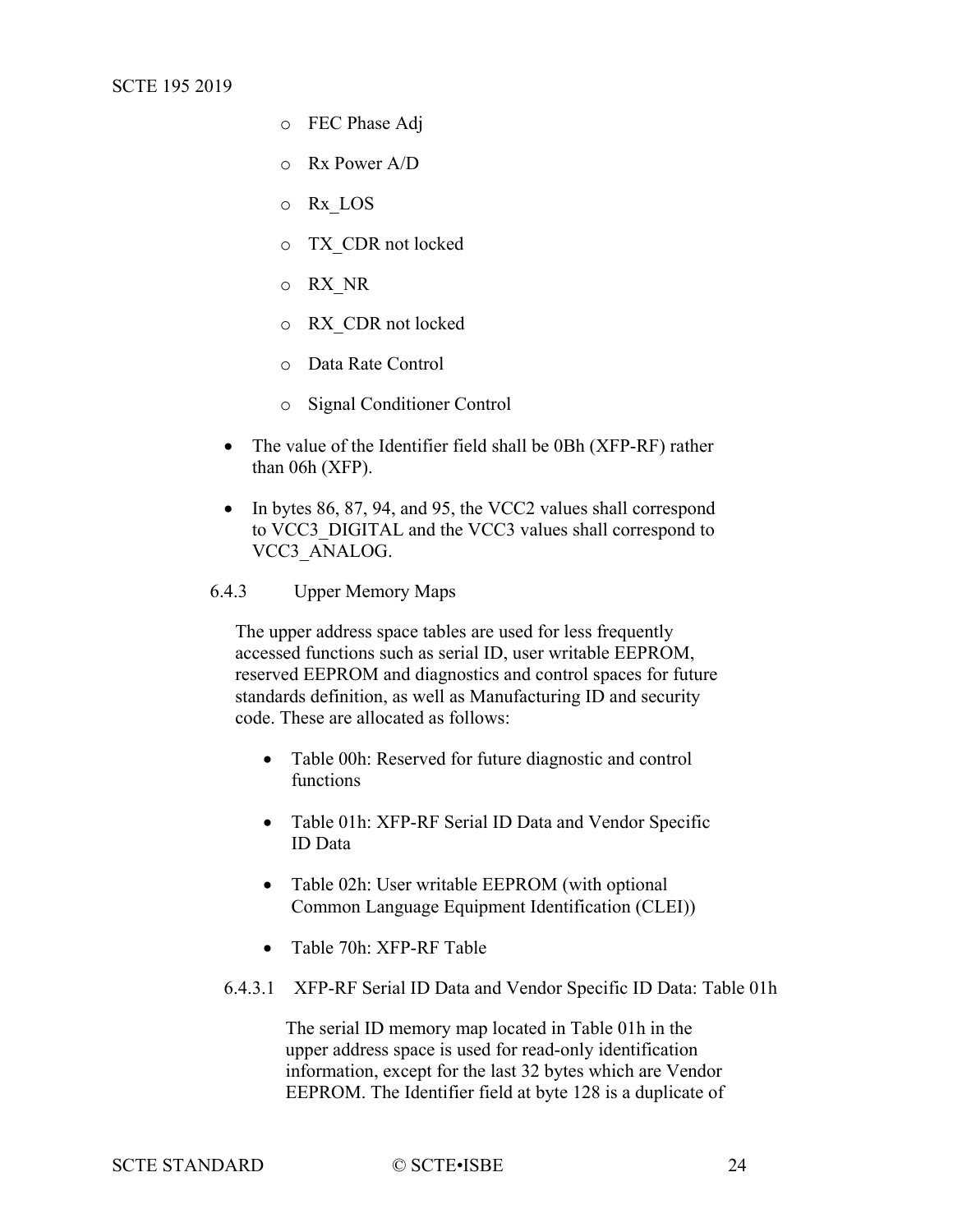- FEC Phase Adj
- Rx Power A/D
- Rx_LOS
- TX_CDR not locked
- RX_NR
- RX_CDR not locked
- Data Rate Control
- Signal Conditioner Control

- The value of the Identifier field shall be 0Bh (XFP-RF) rather than 06h (XFP).
- In bytes 86, 87, 94, and 95, the VCC2 values shall correspond to VCC3_DIGITAL and the VCC3 values shall correspond to VCC3_ANALOG.

### 6.4.3 Upper Memory Maps

The upper address space tables are used for less frequently accessed functions such as serial ID, user writable EEPROM, reserved EEPROM and diagnostics and control spaces for future standards definition, as well as Manufacturing ID and security code. These are allocated as follows:

- Table 00h: Reserved for future diagnostic and control functions
- Table 01h: XFP-RF Serial ID Data and Vendor Specific ID Data
- Table 02h: User writable EEPROM (with optional Common Language Equipment Identification (CLEI))
- Table 70h: XFP-RF Table

#### 6.4.3.1 XFP-RF Serial ID Data and Vendor Specific ID Data: Table 01h

The serial ID memory map located in Table 01h in the upper address space is used for read-only identification information, except for the last 32 bytes which are Vendor EEPROM. The Identifier field at byte 128 is a duplicate of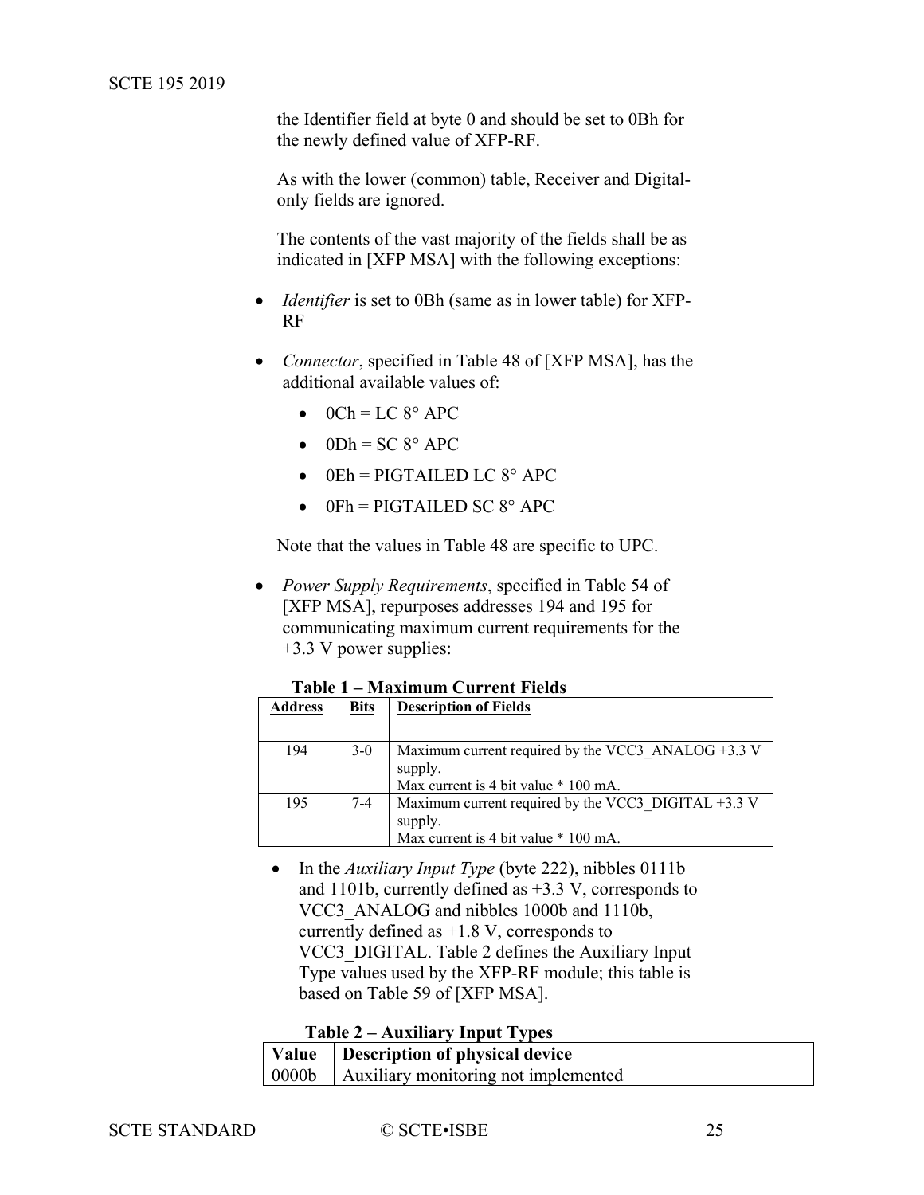the Identifier field at byte 0 and should be set to 0Bh for the newly defined value of XFP-RF.

As with the lower (common) table, Receiver and Digital-only fields are ignored.

The contents of the vast majority of the fields shall be as indicated in [XFP MSA] with the following exceptions:

- *Identifier* is set to 0Bh (same as in lower table) for XFP-RF
- *Connector*, specified in Table 48 of [XFP MSA], has the additional available values of:
  - 0Ch = LC 8° APC
  - 0Dh = SC 8° APC
  - 0Eh = PIGTAILED LC 8° APC
  - 0Fh = PIGTAILED SC 8° APC

  Note that the values in Table 48 are specific to UPC.

- *Power Supply Requirements*, specified in Table 54 of [XFP MSA], repurposes addresses 194 and 195 for communicating maximum current requirements for the +3.3 V power supplies:

**Table 1 – Maximum Current Fields**

| Address | Bits | Description of Fields |
|---|---|---|
| 194 | 3-0 | Maximum current required by the VCC3_ANALOG +3.3 V supply. Max current is 4 bit value * 100 mA. |
| 195 | 7-4 | Maximum current required by the VCC3_DIGITAL +3.3 V supply. Max current is 4 bit value * 100 mA. |

- In the *Auxiliary Input Type* (byte 222), nibbles 0111b and 1101b, currently defined as +3.3 V, corresponds to VCC3_ANALOG and nibbles 1000b and 1110b, currently defined as +1.8 V, corresponds to VCC3_DIGITAL. Table 2 defines the Auxiliary Input Type values used by the XFP-RF module; this table is based on Table 59 of [XFP MSA].

**Table 2 – Auxiliary Input Types**

| Value | Description of physical device |
|---|---|
| 0000b | Auxiliary monitoring not implemented |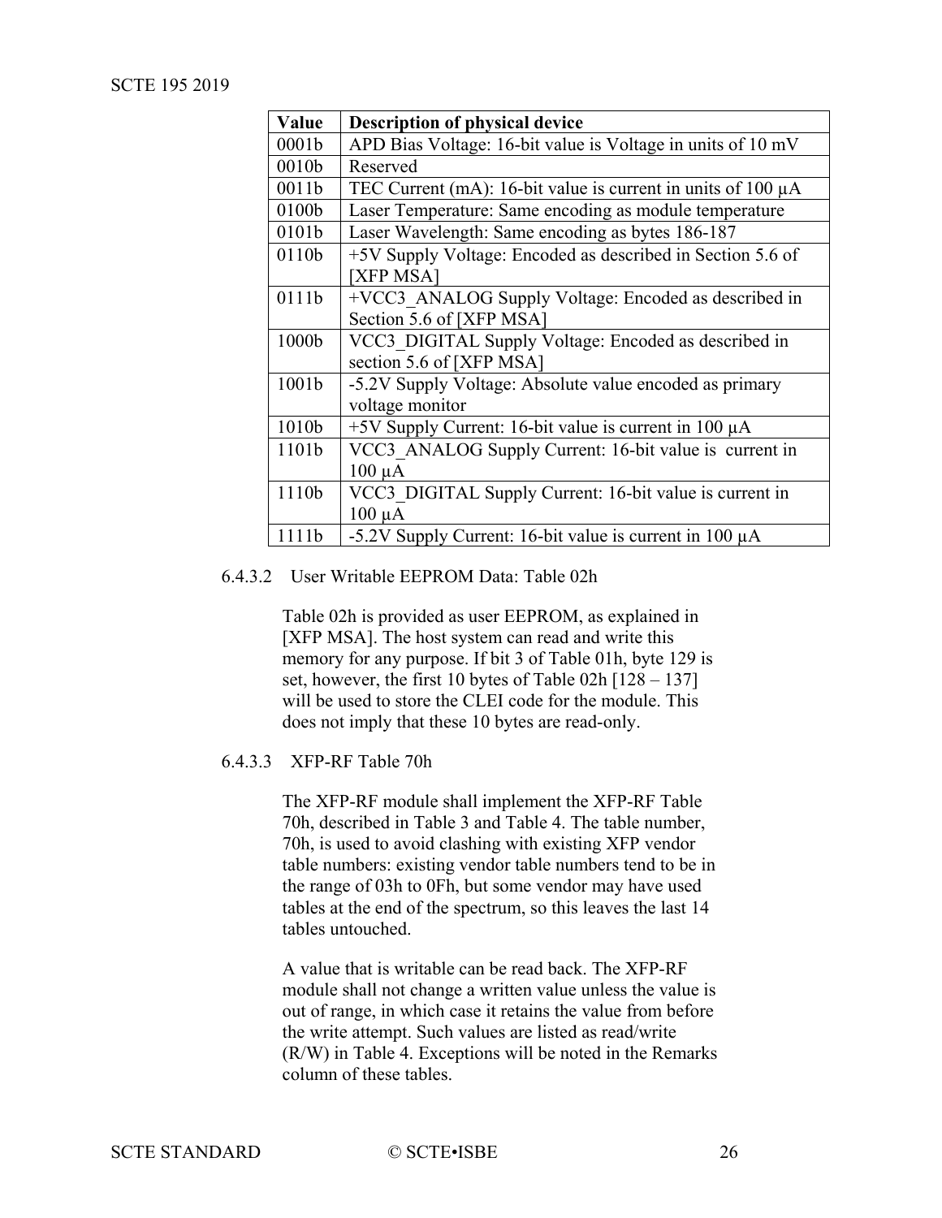| Value | Description of physical device |
|---|---|
| 0001b | APD Bias Voltage: 16-bit value is Voltage in units of 10 mV |
| 0010b | Reserved |
| 0011b | TEC Current (mA): 16-bit value is current in units of 100 µA |
| 0100b | Laser Temperature: Same encoding as module temperature |
| 0101b | Laser Wavelength: Same encoding as bytes 186-187 |
| 0110b | +5V Supply Voltage: Encoded as described in Section 5.6 of [XFP MSA] |
| 0111b | +VCC3_ANALOG Supply Voltage: Encoded as described in Section 5.6 of [XFP MSA] |
| 1000b | VCC3_DIGITAL Supply Voltage: Encoded as described in section 5.6 of [XFP MSA] |
| 1001b | -5.2V Supply Voltage: Absolute value encoded as primary voltage monitor |
| 1010b | +5V Supply Current: 16-bit value is current in 100 µA |
| 1101b | VCC3_ANALOG Supply Current: 16-bit value is current in 100 µA |
| 1110b | VCC3_DIGITAL Supply Current: 16-bit value is current in 100 µA |
| 1111b | -5.2V Supply Current: 16-bit value is current in 100 µA |

#### 6.4.3.2 User Writable EEPROM Data: Table 02h

Table 02h is provided as user EEPROM, as explained in [XFP MSA]. The host system can read and write this memory for any purpose. If bit 3 of Table 01h, byte 129 is set, however, the first 10 bytes of Table 02h [128 – 137] will be used to store the CLEI code for the module. This does not imply that these 10 bytes are read-only.

#### 6.4.3.3 XFP-RF Table 70h

The XFP-RF module shall implement the XFP-RF Table 70h, described in Table 3 and Table 4. The table number, 70h, is used to avoid clashing with existing XFP vendor table numbers: existing vendor table numbers tend to be in the range of 03h to 0Fh, but some vendor may have used tables at the end of the spectrum, so this leaves the last 14 tables untouched.

A value that is writable can be read back. The XFP-RF module shall not change a written value unless the value is out of range, in which case it retains the value from before the write attempt. Such values are listed as read/write (R/W) in Table 4. Exceptions will be noted in the Remarks column of these tables.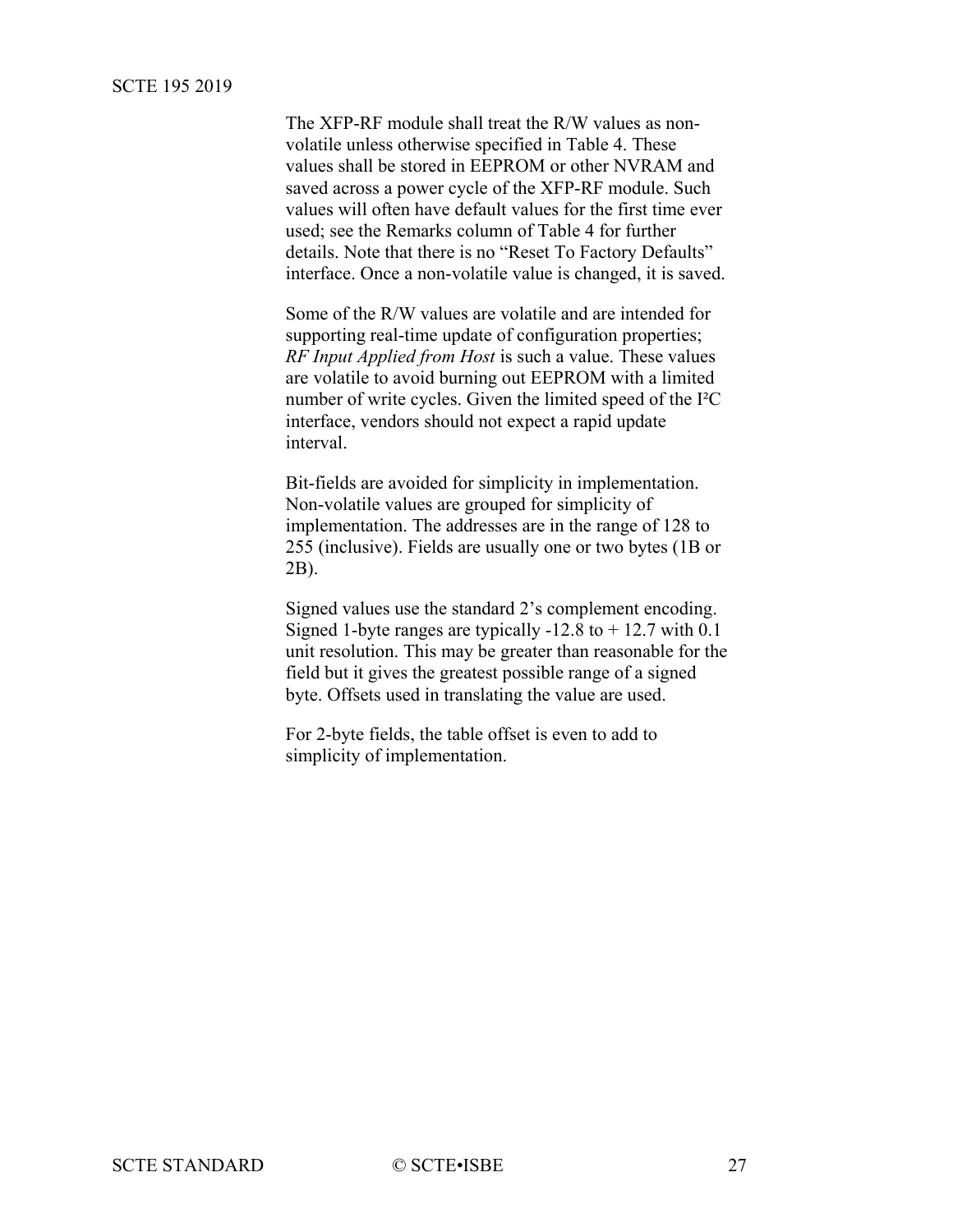The XFP-RF module shall treat the R/W values as non-volatile unless otherwise specified in Table 4. These values shall be stored in EEPROM or other NVRAM and saved across a power cycle of the XFP-RF module. Such values will often have default values for the first time ever used; see the Remarks column of Table 4 for further details. Note that there is no "Reset To Factory Defaults" interface. Once a non-volatile value is changed, it is saved.

Some of the R/W values are volatile and are intended for supporting real-time update of configuration properties; *RF Input Applied from Host* is such a value. These values are volatile to avoid burning out EEPROM with a limited number of write cycles. Given the limited speed of the I²C interface, vendors should not expect a rapid update interval.

Bit-fields are avoided for simplicity in implementation. Non-volatile values are grouped for simplicity of implementation. The addresses are in the range of 128 to 255 (inclusive). Fields are usually one or two bytes (1B or 2B).

Signed values use the standard 2's complement encoding. Signed 1-byte ranges are typically -12.8 to + 12.7 with 0.1 unit resolution. This may be greater than reasonable for the field but it gives the greatest possible range of a signed byte. Offsets used in translating the value are used.

For 2-byte fields, the table offset is even to add to simplicity of implementation.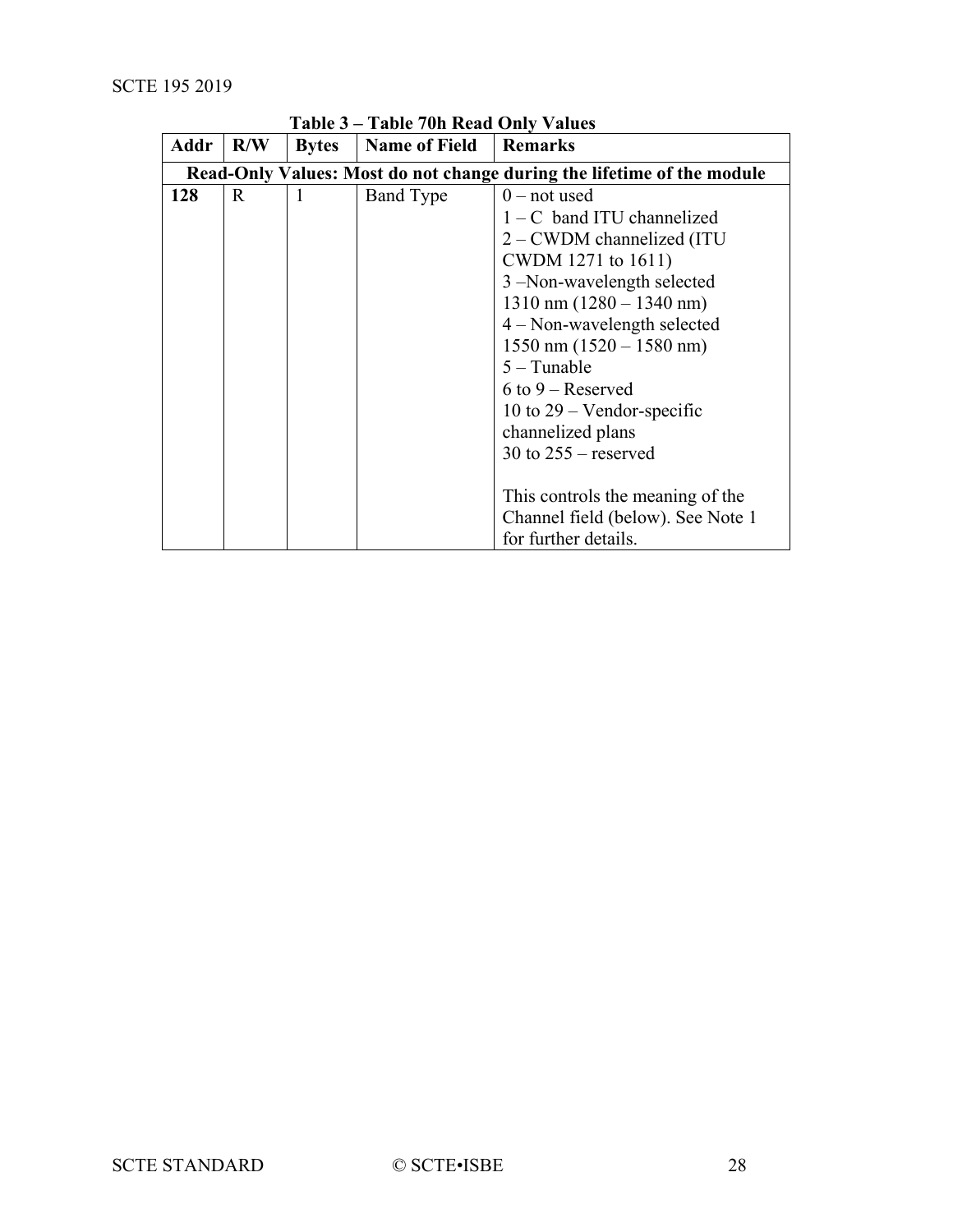**Table 3 – Table 70h Read Only Values**

| Addr | R/W | Bytes | Name of Field | Remarks |
|---|---|---|---|---|
| **Read-Only Values: Most do not change during the lifetime of the module** | | | | |
| **128** | R | 1 | Band Type | 0 – not used<br>1 – C band ITU channelized<br>2 – CWDM channelized (ITU CWDM 1271 to 1611)<br>3 –Non-wavelength selected 1310 nm (1280 – 1340 nm)<br>4 – Non-wavelength selected 1550 nm (1520 – 1580 nm)<br>5 – Tunable<br>6 to 9 – Reserved<br>10 to 29 – Vendor-specific channelized plans<br>30 to 255 – reserved<br><br>This controls the meaning of the Channel field (below). See Note 1 for further details. |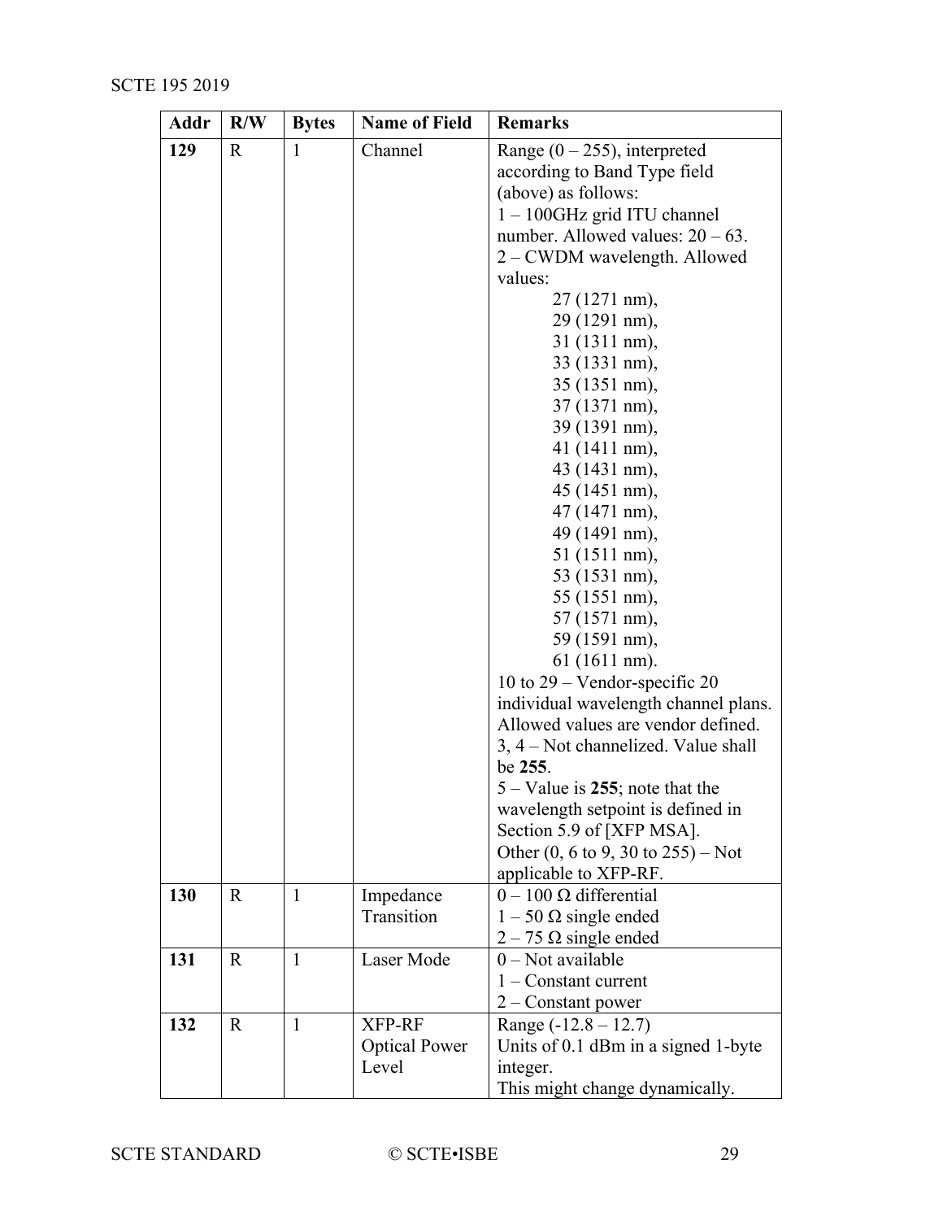| Addr | R/W | Bytes | Name of Field | Remarks |
|---|---|---|---|---|
| **129** | R | 1 | Channel | Range (0 – 255), interpreted according to Band Type field (above) as follows:<br>1 – 100GHz grid ITU channel number. Allowed values: 20 – 63.<br>2 – CWDM wavelength. Allowed values:<br>27 (1271 nm),<br>29 (1291 nm),<br>31 (1311 nm),<br>33 (1331 nm),<br>35 (1351 nm),<br>37 (1371 nm),<br>39 (1391 nm),<br>41 (1411 nm),<br>43 (1431 nm),<br>45 (1451 nm),<br>47 (1471 nm),<br>49 (1491 nm),<br>51 (1511 nm),<br>53 (1531 nm),<br>55 (1551 nm),<br>57 (1571 nm),<br>59 (1591 nm),<br>61 (1611 nm).<br>10 to 29 – Vendor-specific 20 individual wavelength channel plans. Allowed values are vendor defined.<br>3, 4 – Not channelized. Value shall be **255**.<br>5 – Value is **255**; note that the wavelength setpoint is defined in Section 5.9 of [XFP MSA].<br>Other (0, 6 to 9, 30 to 255) – Not applicable to XFP-RF. |
| **130** | R | 1 | Impedance Transition | 0 – 100 Ω differential<br>1 – 50 Ω single ended<br>2 – 75 Ω single ended |
| **131** | R | 1 | Laser Mode | 0 – Not available<br>1 – Constant current<br>2 – Constant power |
| **132** | R | 1 | XFP-RF Optical Power Level | Range (-12.8 – 12.7)<br>Units of 0.1 dBm in a signed 1-byte integer.<br>This might change dynamically. |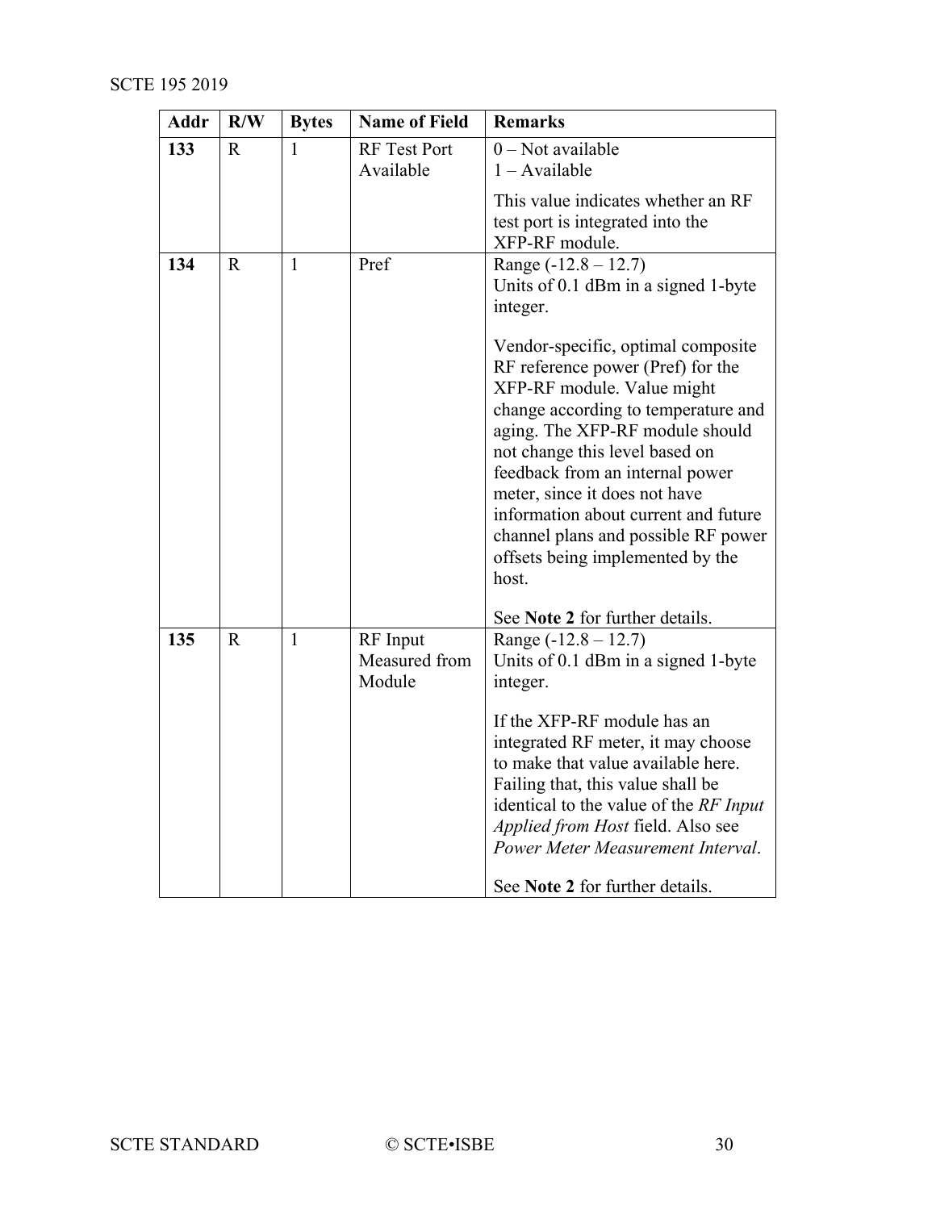| Addr | R/W | Bytes | Name of Field | Remarks |
|---|---|---|---|---|
| **133** | R | 1 | RF Test Port Available | 0 – Not available<br>1 – Available<br><br>This value indicates whether an RF test port is integrated into the XFP-RF module. |
| **134** | R | 1 | Pref | Range (-12.8 – 12.7)<br>Units of 0.1 dBm in a signed 1-byte integer.<br><br>Vendor-specific, optimal composite RF reference power (Pref) for the XFP-RF module. Value might change according to temperature and aging. The XFP-RF module should not change this level based on feedback from an internal power meter, since it does not have information about current and future channel plans and possible RF power offsets being implemented by the host.<br><br>See **Note 2** for further details. |
| **135** | R | 1 | RF Input Measured from Module | Range (-12.8 – 12.7)<br>Units of 0.1 dBm in a signed 1-byte integer.<br><br>If the XFP-RF module has an integrated RF meter, it may choose to make that value available here. Failing that, this value shall be identical to the value of the *RF Input Applied from Host* field. Also see *Power Meter Measurement Interval*.<br><br>See **Note 2** for further details. |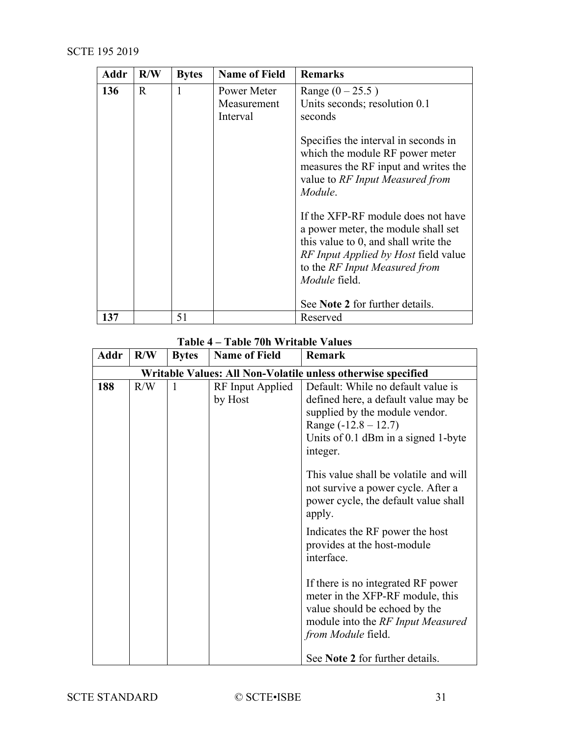| Addr | R/W | Bytes | Name of Field | Remarks |
|---|---|---|---|---|
| **136** | R | 1 | Power Meter Measurement Interval | Range (0 – 25.5 )<br>Units seconds; resolution 0.1 seconds<br><br>Specifies the interval in seconds in which the module RF power meter measures the RF input and writes the value to *RF Input Measured from Module*.<br><br>If the XFP-RF module does not have a power meter, the module shall set this value to 0, and shall write the *RF Input Applied by Host* field value to the *RF Input Measured from Module* field.<br><br>See **Note 2** for further details. |
| **137** | | 51 | | Reserved |

**Table 4 – Table 70h Writable Values**

| Addr | R/W | Bytes | Name of Field | Remark |
|---|---|---|---|---|
| **Writable Values: All Non-Volatile unless otherwise specified** | | | | |
| **188** | R/W | 1 | RF Input Applied by Host | Default: While no default value is defined here, a default value may be supplied by the module vendor.<br>Range (-12.8 – 12.7)<br>Units of 0.1 dBm in a signed 1-byte integer.<br><br>This value shall be volatile and will not survive a power cycle. After a power cycle, the default value shall apply.<br><br>Indicates the RF power the host provides at the host-module interface.<br><br>If there is no integrated RF power meter in the XFP-RF module, this value should be echoed by the module into the *RF Input Measured from Module* field.<br><br>See **Note 2** for further details. |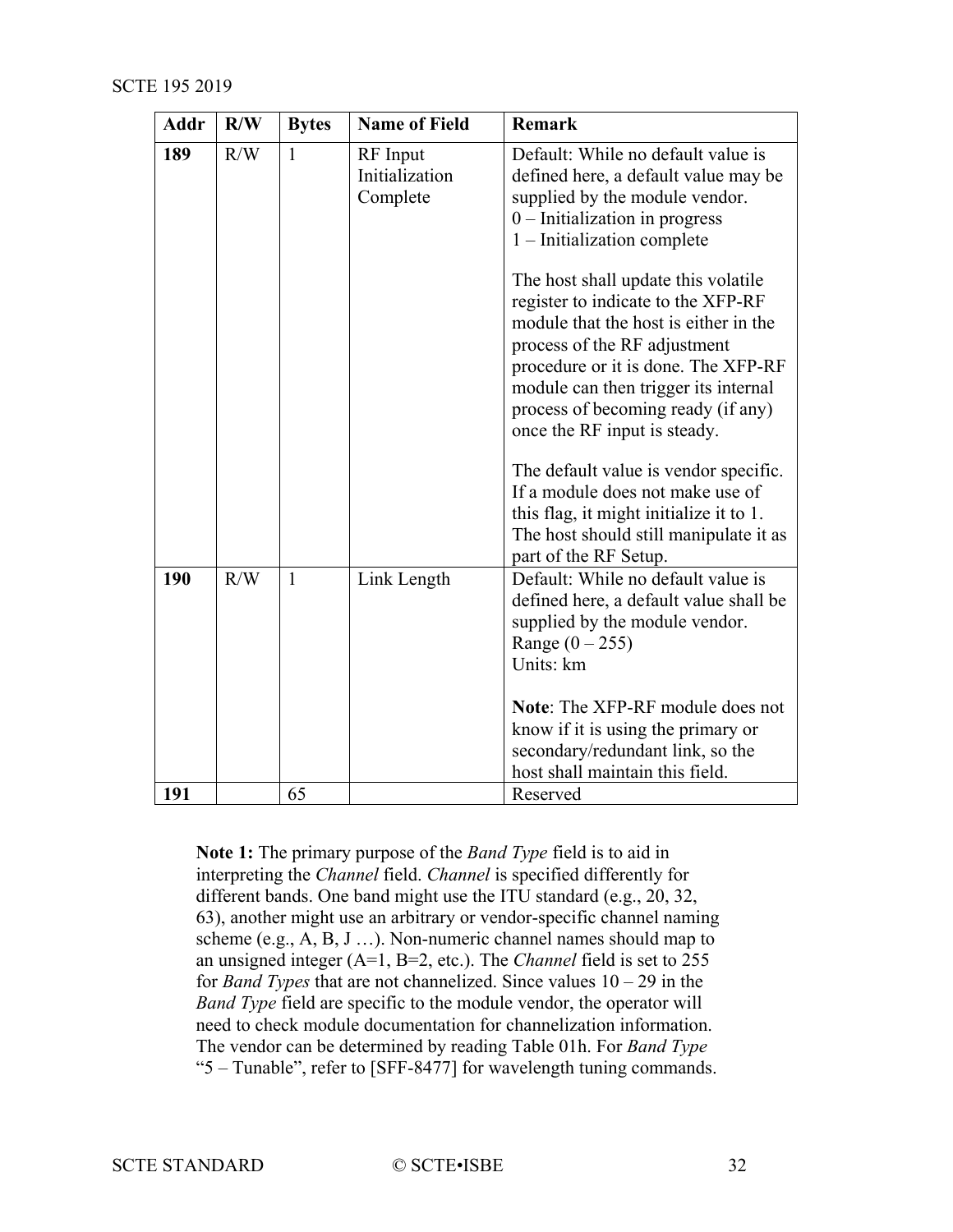| Addr | R/W | Bytes | Name of Field | Remark |
|---|---|---|---|---|
| **189** | R/W | 1 | RF Input Initialization Complete | Default: While no default value is defined here, a default value may be supplied by the module vendor.<br>0 – Initialization in progress<br>1 – Initialization complete<br><br>The host shall update this volatile register to indicate to the XFP-RF module that the host is either in the process of the RF adjustment procedure or it is done. The XFP-RF module can then trigger its internal process of becoming ready (if any) once the RF input is steady.<br><br>The default value is vendor specific. If a module does not make use of this flag, it might initialize it to 1. The host should still manipulate it as part of the RF Setup. |
| **190** | R/W | 1 | Link Length | Default: While no default value is defined here, a default value shall be supplied by the module vendor.<br>Range (0 – 255)<br>Units: km<br><br>**Note**: The XFP-RF module does not know if it is using the primary or secondary/redundant link, so the host shall maintain this field. |
| **191** | | 65 | | Reserved |

**Note 1:** The primary purpose of the *Band Type* field is to aid in interpreting the *Channel* field. *Channel* is specified differently for different bands. One band might use the ITU standard (e.g., 20, 32, 63), another might use an arbitrary or vendor-specific channel naming scheme (e.g., A, B, J …). Non-numeric channel names should map to an unsigned integer (A=1, B=2, etc.). The *Channel* field is set to 255 for *Band Types* that are not channelized. Since values 10 – 29 in the *Band Type* field are specific to the module vendor, the operator will need to check module documentation for channelization information. The vendor can be determined by reading Table 01h. For *Band Type* "5 – Tunable", refer to [SFF-8477] for wavelength tuning commands.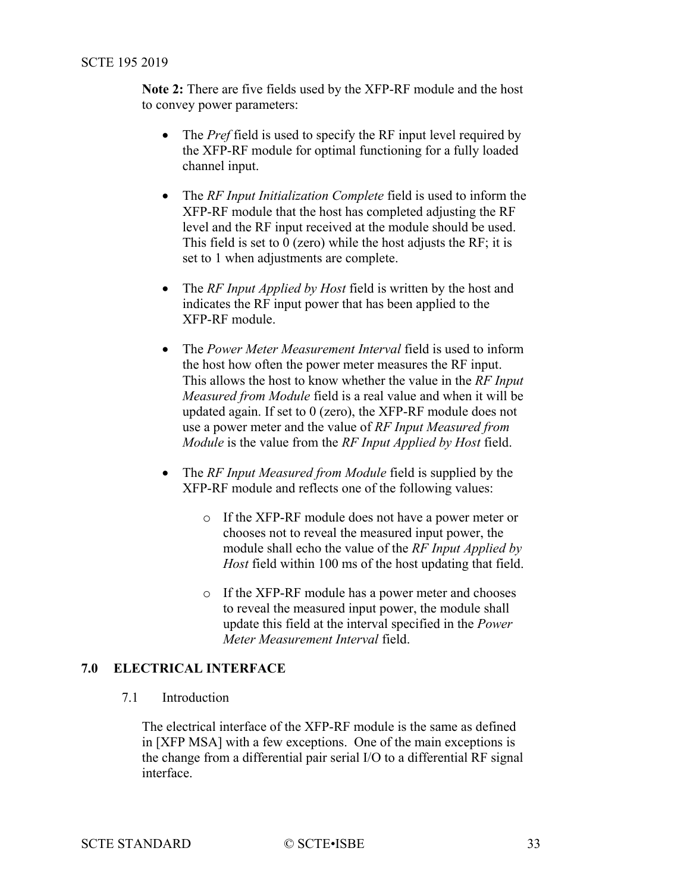**Note 2:** There are five fields used by the XFP-RF module and the host to convey power parameters:

- The *Pref* field is used to specify the RF input level required by the XFP-RF module for optimal functioning for a fully loaded channel input.
- The *RF Input Initialization Complete* field is used to inform the XFP-RF module that the host has completed adjusting the RF level and the RF input received at the module should be used. This field is set to 0 (zero) while the host adjusts the RF; it is set to 1 when adjustments are complete.
- The *RF Input Applied by Host* field is written by the host and indicates the RF input power that has been applied to the XFP-RF module.
- The *Power Meter Measurement Interval* field is used to inform the host how often the power meter measures the RF input. This allows the host to know whether the value in the *RF Input Measured from Module* field is a real value and when it will be updated again. If set to 0 (zero), the XFP-RF module does not use a power meter and the value of *RF Input Measured from Module* is the value from the *RF Input Applied by Host* field.
- The *RF Input Measured from Module* field is supplied by the XFP-RF module and reflects one of the following values:
    - If the XFP-RF module does not have a power meter or chooses not to reveal the measured input power, the module shall echo the value of the *RF Input Applied by Host* field within 100 ms of the host updating that field.
    - If the XFP-RF module has a power meter and chooses to reveal the measured input power, the module shall update this field at the interval specified in the *Power Meter Measurement Interval* field.

# 7.0 ELECTRICAL INTERFACE

## 7.1 Introduction

The electrical interface of the XFP-RF module is the same as defined in [XFP MSA] with a few exceptions. One of the main exceptions is the change from a differential pair serial I/O to a differential RF signal interface.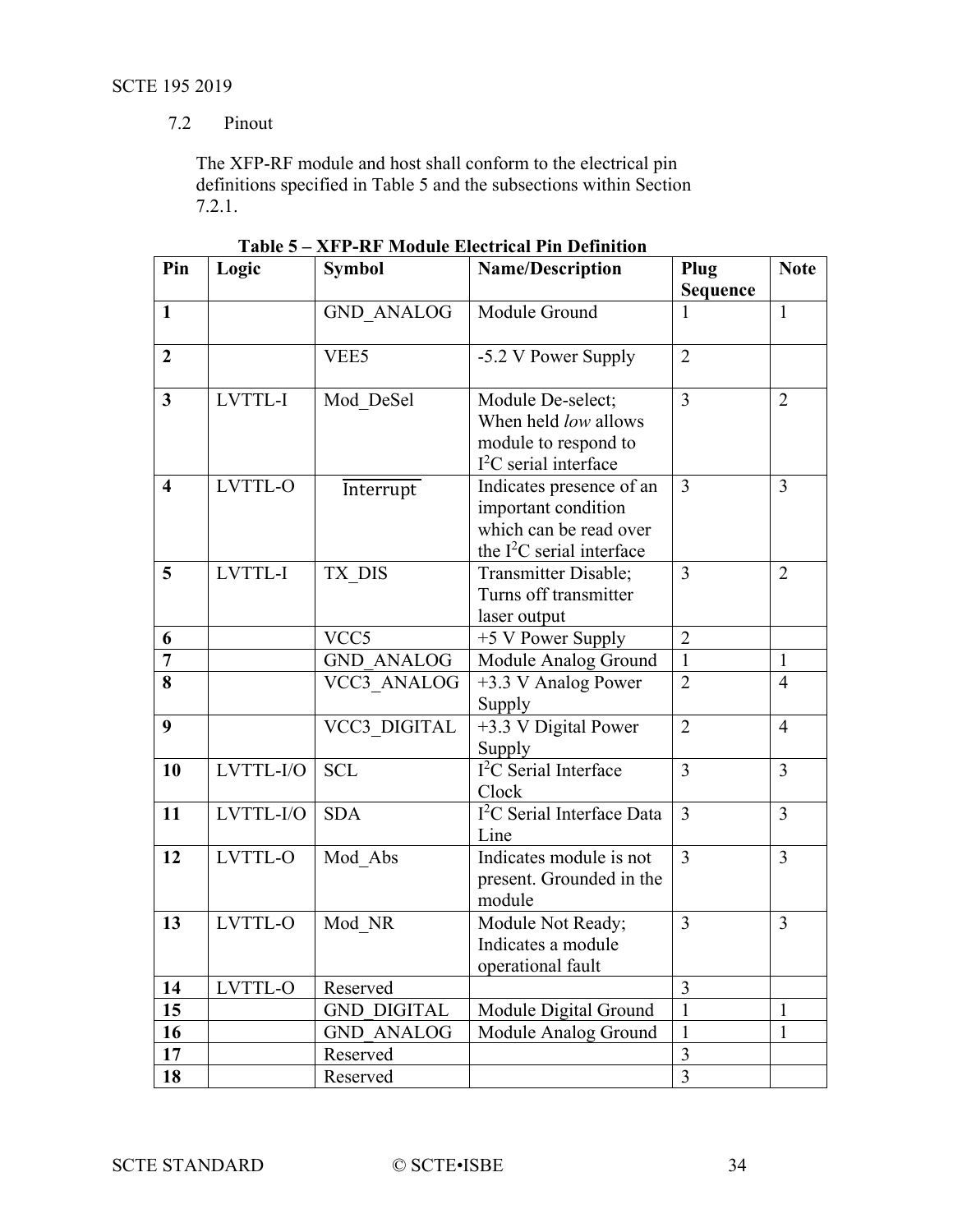## 7.2 Pinout

The XFP-RF module and host shall conform to the electrical pin definitions specified in Table 5 and the subsections within Section 7.2.1.

**Table 5 – XFP-RF Module Electrical Pin Definition**

| Pin | Logic | Symbol | Name/Description | Plug Sequence | Note |
|---|---|---|---|---|---|
| **1** | | GND_ANALOG | Module Ground | 1 | 1 |
| **2** | | VEE5 | -5.2 V Power Supply | 2 | |
| **3** | LVTTL-I | Mod_DeSel | Module De-select; When held *low* allows module to respond to $I^2C$ serial interface | 3 | 2 |
| **4** | LVTTL-O | $\overline{\text{Interrupt}}$ | Indicates presence of an important condition which can be read over the $I^2C$ serial interface | 3 | 3 |
| **5** | LVTTL-I | TX_DIS | Transmitter Disable; Turns off transmitter laser output | 3 | 2 |
| **6** | | VCC5 | +5 V Power Supply | 2 | |
| **7** | | GND_ANALOG | Module Analog Ground | 1 | 1 |
| **8** | | VCC3_ANALOG | +3.3 V Analog Power Supply | 2 | 4 |
| **9** | | VCC3_DIGITAL | +3.3 V Digital Power Supply | 2 | 4 |
| **10** | LVTTL-I/O | SCL | $I^2C$ Serial Interface Clock | 3 | 3 |
| **11** | LVTTL-I/O | SDA | $I^2C$ Serial Interface Data Line | 3 | 3 |
| **12** | LVTTL-O | Mod_Abs | Indicates module is not present. Grounded in the module | 3 | 3 |
| **13** | LVTTL-O | Mod_NR | Module Not Ready; Indicates a module operational fault | 3 | 3 |
| **14** | LVTTL-O | Reserved | | 3 | |
| **15** | | GND_DIGITAL | Module Digital Ground | 1 | 1 |
| **16** | | GND_ANALOG | Module Analog Ground | 1 | 1 |
| **17** | | Reserved | | 3 | |
| **18** | | Reserved | | 3 | |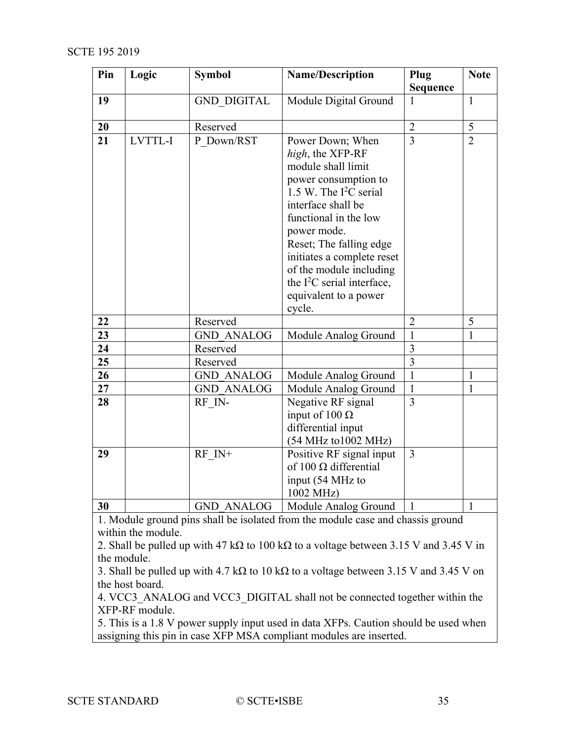| Pin | Logic | Symbol | Name/Description | Plug Sequence | Note |
|---|---|---|---|---|---|
| **19** | | GND_DIGITAL | Module Digital Ground | 1 | 1 |
| **20** | | Reserved | | 2 | 5 |
| **21** | LVTTL-I | P_Down/RST | Power Down; When *high*, the XFP-RF module shall limit power consumption to 1.5 W. The $I^2C$ serial interface shall be functional in the low power mode. Reset; The falling edge initiates a complete reset of the module including the $I^2C$ serial interface, equivalent to a power cycle. | 3 | 2 |
| **22** | | Reserved | | 2 | 5 |
| **23** | | GND_ANALOG | Module Analog Ground | 1 | 1 |
| **24** | | Reserved | | 3 | |
| **25** | | Reserved | | 3 | |
| **26** | | GND_ANALOG | Module Analog Ground | 1 | 1 |
| **27** | | GND_ANALOG | Module Analog Ground | 1 | 1 |
| **28** | | RF_IN- | Negative RF signal input of 100 Ω differential input (54 MHz to1002 MHz) | 3 | |
| **29** | | RF_IN+ | Positive RF signal input of 100 Ω differential input (54 MHz to 1002 MHz) | 3 | |
| **30** | | GND_ANALOG | Module Analog Ground | 1 | 1 |

1. Module ground pins shall be isolated from the module case and chassis ground within the module.
2. Shall be pulled up with 47 kΩ to 100 kΩ to a voltage between 3.15 V and 3.45 V in the module.
3. Shall be pulled up with 4.7 kΩ to 10 kΩ to a voltage between 3.15 V and 3.45 V on the host board.
4. VCC3_ANALOG and VCC3_DIGITAL shall not be connected together within the XFP-RF module.
5. This is a 1.8 V power supply input used in data XFPs. Caution should be used when assigning this pin in case XFP MSA compliant modules are inserted.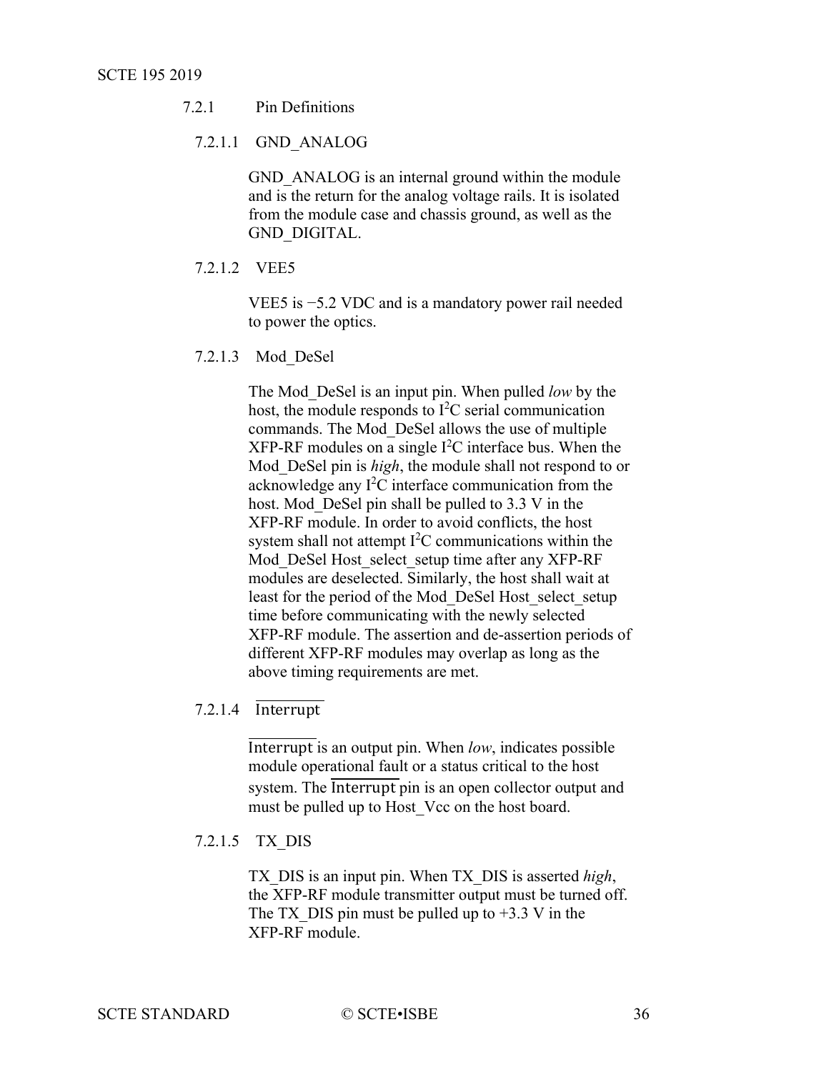### 7.2.1 Pin Definitions

#### 7.2.1.1 GND_ANALOG

GND_ANALOG is an internal ground within the module and is the return for the analog voltage rails. It is isolated from the module case and chassis ground, as well as the GND_DIGITAL.

#### 7.2.1.2 VEE5

VEE5 is −5.2 VDC and is a mandatory power rail needed to power the optics.

#### 7.2.1.3 Mod_DeSel

The Mod_DeSel is an input pin. When pulled *low* by the host, the module responds to $I^2C$ serial communication commands. The Mod_DeSel allows the use of multiple XFP-RF modules on a single $I^2C$ interface bus. When the Mod_DeSel pin is *high*, the module shall not respond to or acknowledge any $I^2C$ interface communication from the host. Mod_DeSel pin shall be pulled to 3.3 V in the XFP-RF module. In order to avoid conflicts, the host system shall not attempt $I^2C$ communications within the Mod_DeSel Host_select_setup time after any XFP-RF modules are deselected. Similarly, the host shall wait at least for the period of the Mod_DeSel Host_select_setup time before communicating with the newly selected XFP-RF module. The assertion and de-assertion periods of different XFP-RF modules may overlap as long as the above timing requirements are met.

#### 7.2.1.4 $\overline{\text{Interrupt}}$

$\overline{\text{Interrupt}}$ is an output pin. When *low*, indicates possible module operational fault or a status critical to the host system. The $\overline{\text{Interrupt}}$ pin is an open collector output and must be pulled up to Host_Vcc on the host board.

#### 7.2.1.5 TX_DIS

TX_DIS is an input pin. When TX_DIS is asserted *high*, the XFP-RF module transmitter output must be turned off. The TX_DIS pin must be pulled up to +3.3 V in the XFP-RF module.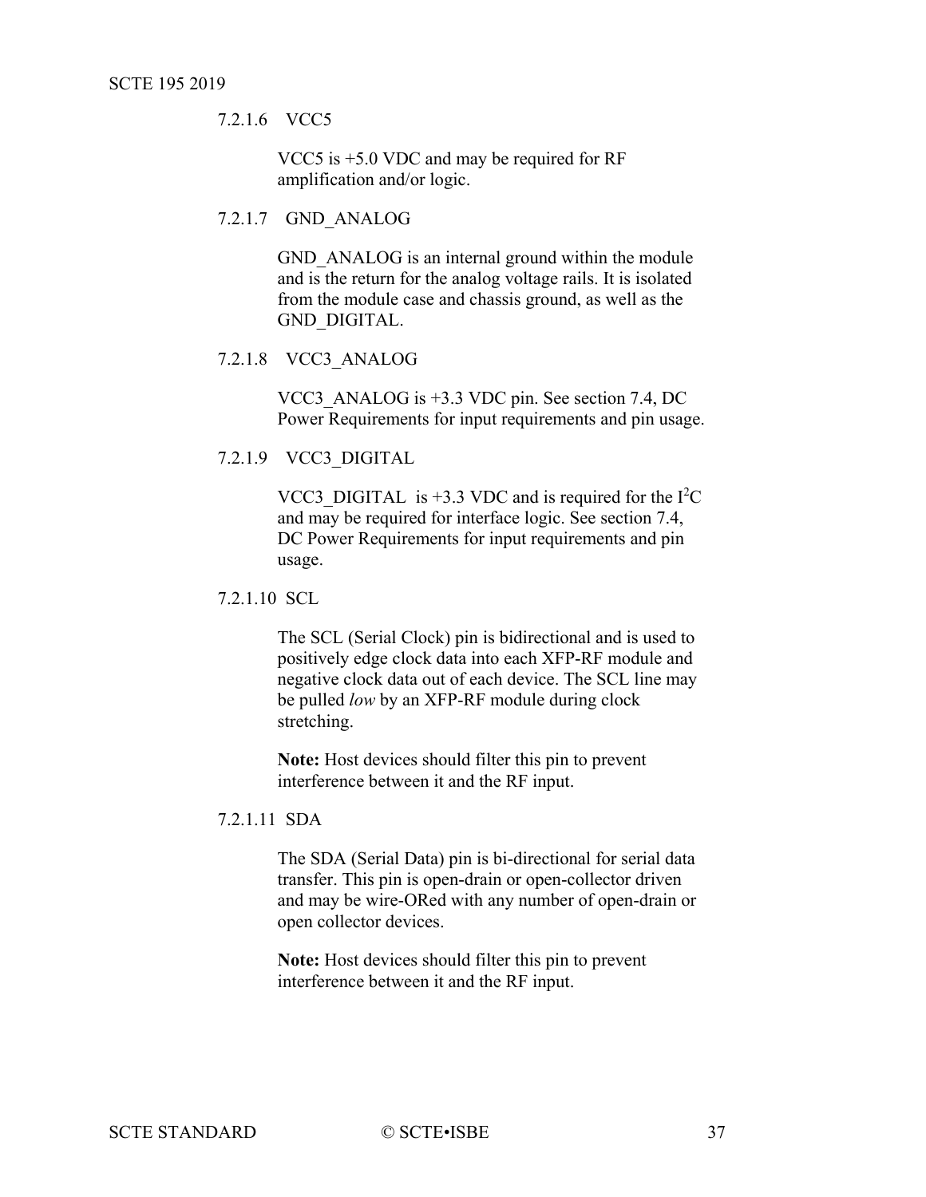#### 7.2.1.6 VCC5

VCC5 is +5.0 VDC and may be required for RF amplification and/or logic.

#### 7.2.1.7 GND_ANALOG

GND_ANALOG is an internal ground within the module and is the return for the analog voltage rails. It is isolated from the module case and chassis ground, as well as the GND_DIGITAL.

#### 7.2.1.8 VCC3_ANALOG

VCC3_ANALOG is +3.3 VDC pin. See section 7.4, DC Power Requirements for input requirements and pin usage.

#### 7.2.1.9 VCC3_DIGITAL

VCC3_DIGITAL is +3.3 VDC and is required for the $I^2C$ and may be required for interface logic. See section 7.4, DC Power Requirements for input requirements and pin usage.

#### 7.2.1.10 SCL

The SCL (Serial Clock) pin is bidirectional and is used to positively edge clock data into each XFP-RF module and negative clock data out of each device. The SCL line may be pulled *low* by an XFP-RF module during clock stretching.

**Note:** Host devices should filter this pin to prevent interference between it and the RF input.

#### 7.2.1.11 SDA

The SDA (Serial Data) pin is bi-directional for serial data transfer. This pin is open-drain or open-collector driven and may be wire-ORed with any number of open-drain or open collector devices.

**Note:** Host devices should filter this pin to prevent interference between it and the RF input.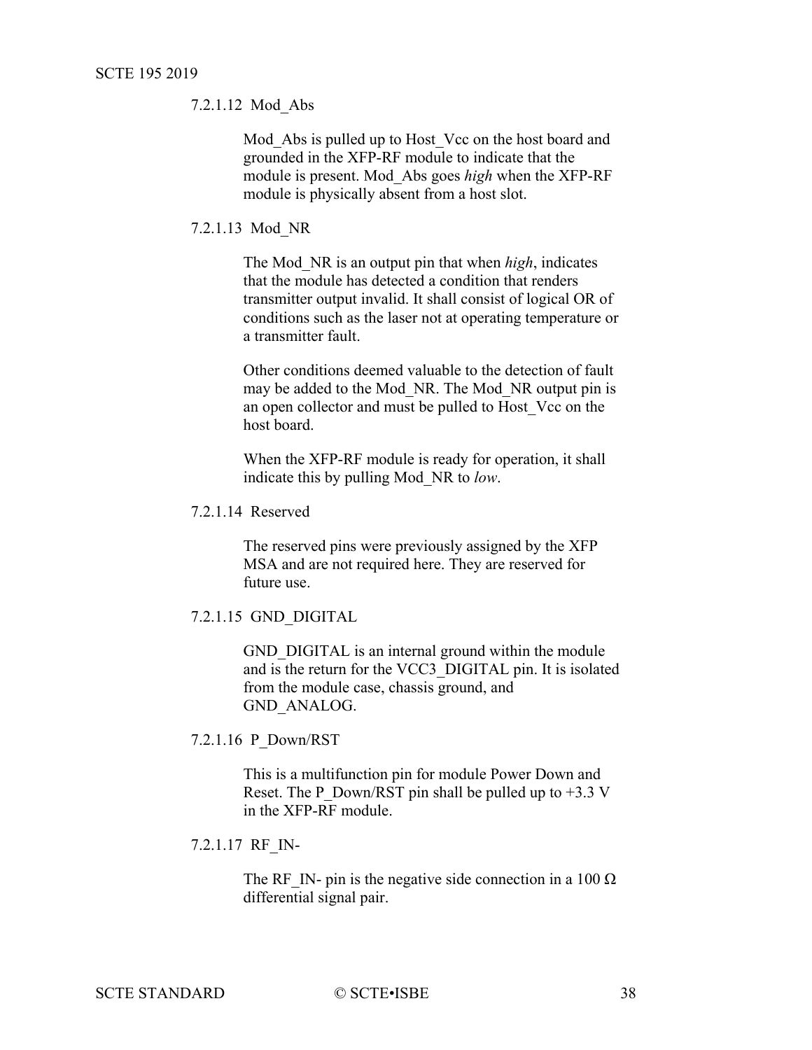#### 7.2.1.12 Mod_Abs

Mod_Abs is pulled up to Host_Vcc on the host board and grounded in the XFP-RF module to indicate that the module is present. Mod_Abs goes *high* when the XFP-RF module is physically absent from a host slot.

#### 7.2.1.13 Mod_NR

The Mod_NR is an output pin that when *high*, indicates that the module has detected a condition that renders transmitter output invalid. It shall consist of logical OR of conditions such as the laser not at operating temperature or a transmitter fault.

Other conditions deemed valuable to the detection of fault may be added to the Mod_NR. The Mod_NR output pin is an open collector and must be pulled to Host_Vcc on the host board.

When the XFP-RF module is ready for operation, it shall indicate this by pulling Mod_NR to *low*.

#### 7.2.1.14 Reserved

The reserved pins were previously assigned by the XFP MSA and are not required here. They are reserved for future use.

#### 7.2.1.15 GND_DIGITAL

GND_DIGITAL is an internal ground within the module and is the return for the VCC3_DIGITAL pin. It is isolated from the module case, chassis ground, and GND_ANALOG.

#### 7.2.1.16 P_Down/RST

This is a multifunction pin for module Power Down and Reset. The P_Down/RST pin shall be pulled up to +3.3 V in the XFP-RF module.

#### 7.2.1.17 RF_IN-

The RF_IN- pin is the negative side connection in a 100 Ω differential signal pair.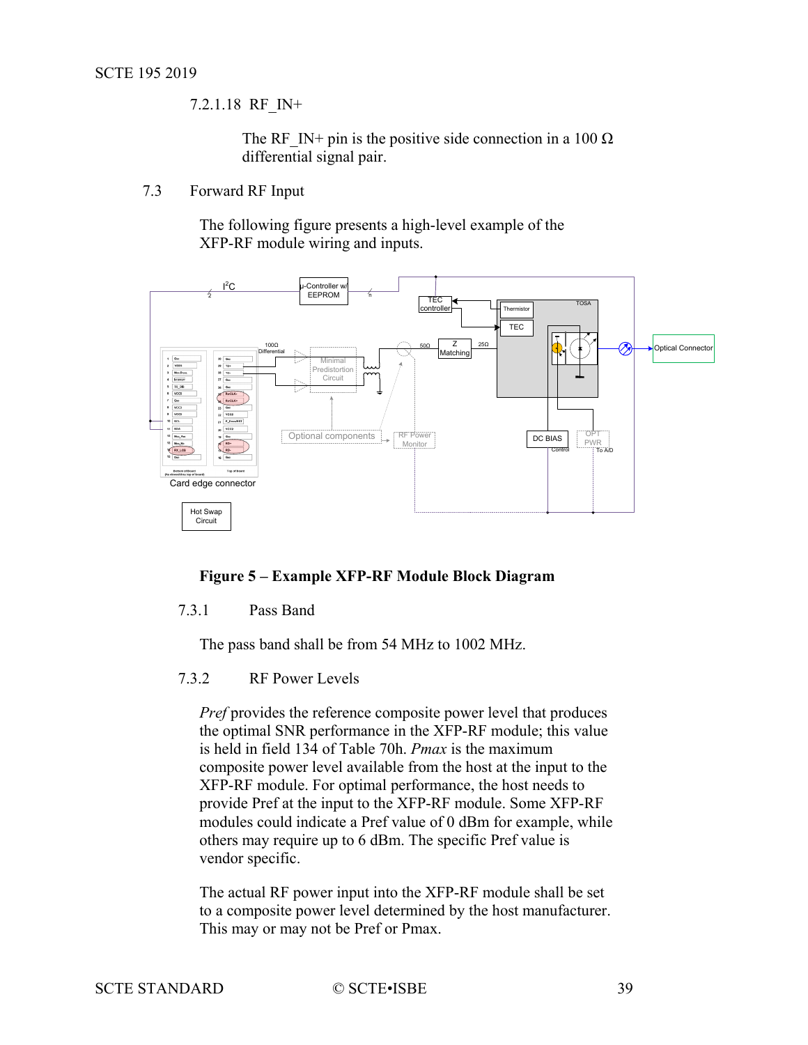#### 7.2.1.18 RF_IN+

The RF_IN+ pin is the positive side connection in a 100 Ω differential signal pair.

### 7.3 Forward RF Input

The following figure presents a high-level example of the XFP-RF module wiring and inputs.

**Figure 5 – Example XFP-RF Module Block Diagram**

#### 7.3.1 Pass Band

The pass band shall be from 54 MHz to 1002 MHz.

#### 7.3.2 RF Power Levels

*Pref* provides the reference composite power level that produces the optimal SNR performance in the XFP-RF module; this value is held in field 134 of Table 70h. *Pmax* is the maximum composite power level available from the host at the input to the XFP-RF module. For optimal performance, the host needs to provide Pref at the input to the XFP-RF module. Some XFP-RF modules could indicate a Pref value of 0 dBm for example, while others may require up to 6 dBm. The specific Pref value is vendor specific.

The actual RF power input into the XFP-RF module shall be set to a composite power level determined by the host manufacturer. This may or may not be Pref or Pmax.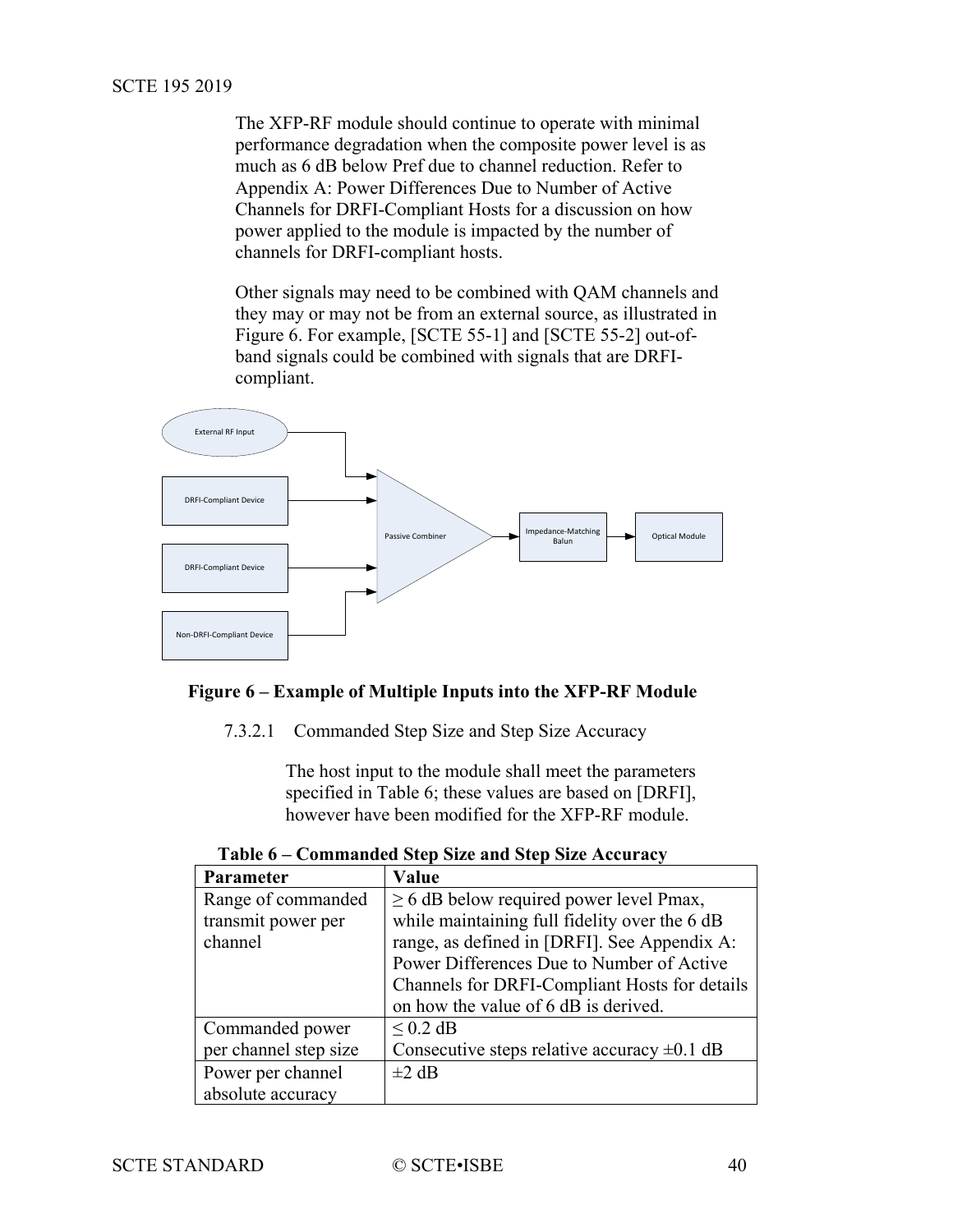The XFP-RF module should continue to operate with minimal performance degradation when the composite power level is as much as 6 dB below Pref due to channel reduction. Refer to Appendix A: Power Differences Due to Number of Active Channels for DRFI-Compliant Hosts for a discussion on how power applied to the module is impacted by the number of channels for DRFI-compliant hosts.

Other signals may need to be combined with QAM channels and they may or may not be from an external source, as illustrated in Figure 6. For example, [SCTE 55-1] and [SCTE 55-2] out-of-band signals could be combined with signals that are DRFI-compliant.

**Figure 6 – Example of Multiple Inputs into the XFP-RF Module**

##### 7.3.2.1 Commanded Step Size and Step Size Accuracy

The host input to the module shall meet the parameters specified in Table 6; these values are based on [DRFI], however have been modified for the XFP-RF module.

**Table 6 – Commanded Step Size and Step Size Accuracy**

| Parameter | Value |
| --- | --- |
| Range of commanded transmit power per channel | ≥ 6 dB below required power level Pmax, while maintaining full fidelity over the 6 dB range, as defined in [DRFI]. See Appendix A: Power Differences Due to Number of Active Channels for DRFI-Compliant Hosts for details on how the value of 6 dB is derived. |
| Commanded power per channel step size | ≤ 0.2 dB<br>Consecutive steps relative accuracy ±0.1 dB |
| Power per channel absolute accuracy | ±2 dB |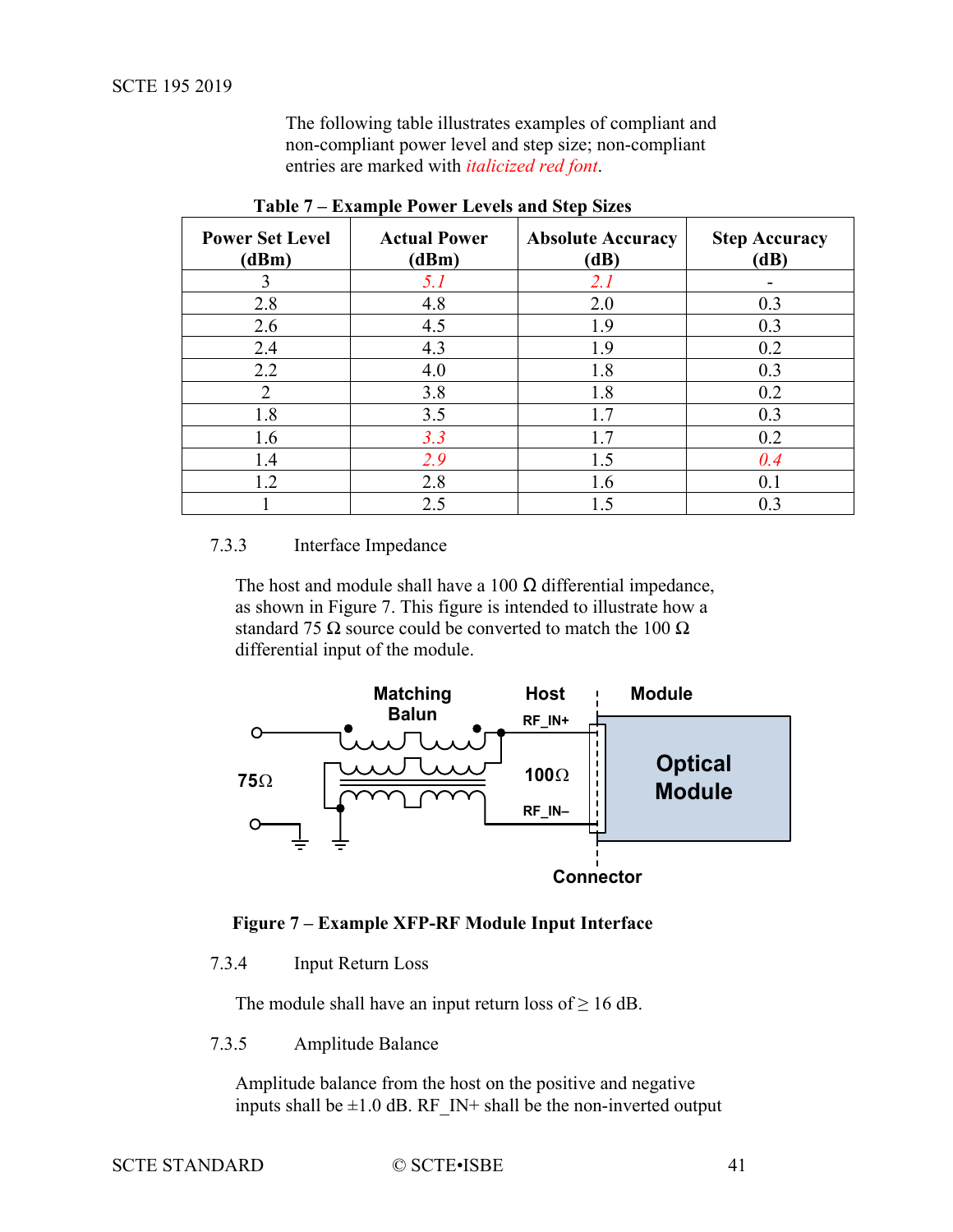The following table illustrates examples of compliant and non-compliant power level and step size; non-compliant entries are marked with *italicized red font*.

**Table 7 – Example Power Levels and Step Sizes**

| Power Set Level (dBm) | Actual Power (dBm) | Absolute Accuracy (dB) | Step Accuracy (dB) |
|---|---|---|---|
| 3 | *5.1* | *2.1* | - |
| 2.8 | 4.8 | 2.0 | 0.3 |
| 2.6 | 4.5 | 1.9 | 0.3 |
| 2.4 | 4.3 | 1.9 | 0.2 |
| 2.2 | 4.0 | 1.8 | 0.3 |
| 2 | 3.8 | 1.8 | 0.2 |
| 1.8 | 3.5 | 1.7 | 0.3 |
| 1.6 | *3.3* | 1.7 | 0.2 |
| 1.4 | *2.9* | 1.5 | *0.4* |
| 1.2 | 2.8 | 1.6 | 0.1 |
| 1 | 2.5 | 1.5 | 0.3 |

#### 7.3.3 Interface Impedance

The host and module shall have a 100 Ω differential impedance, as shown in Figure 7. This figure is intended to illustrate how a standard 75 Ω source could be converted to match the 100 Ω differential input of the module.

**Figure 7 – Example XFP-RF Module Input Interface**

#### 7.3.4 Input Return Loss

The module shall have an input return loss of ≥ 16 dB.

#### 7.3.5 Amplitude Balance

Amplitude balance from the host on the positive and negative inputs shall be ±1.0 dB. RF_IN+ shall be the non-inverted output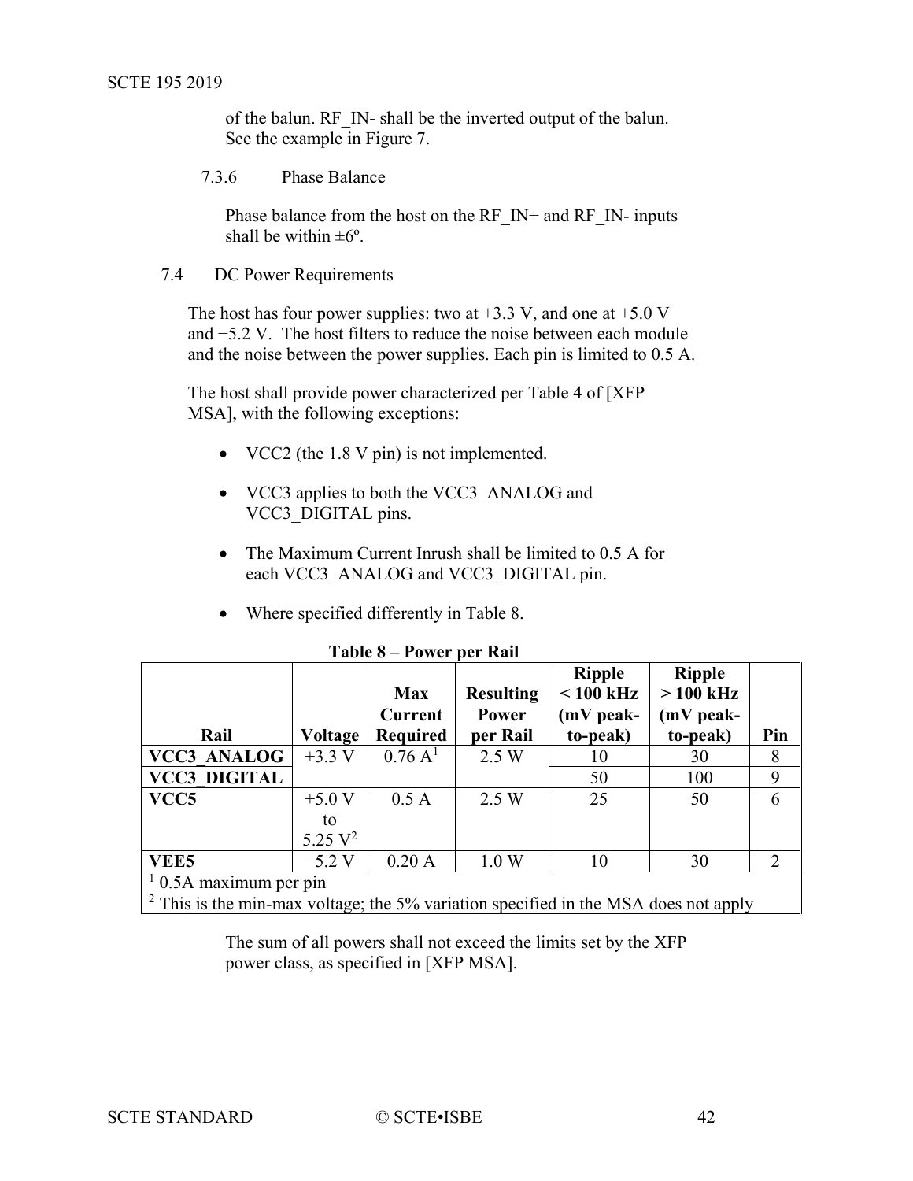of the balun. RF_IN- shall be the inverted output of the balun. See the example in Figure 7.

#### 7.3.6 Phase Balance

Phase balance from the host on the RF_IN+ and RF_IN- inputs shall be within ±6º.

### 7.4 DC Power Requirements

The host has four power supplies: two at +3.3 V, and one at +5.0 V and −5.2 V. The host filters to reduce the noise between each module and the noise between the power supplies. Each pin is limited to 0.5 A.

The host shall provide power characterized per Table 4 of [XFP MSA], with the following exceptions:

- VCC2 (the 1.8 V pin) is not implemented.
- VCC3 applies to both the VCC3_ANALOG and VCC3_DIGITAL pins.
- The Maximum Current Inrush shall be limited to 0.5 A for each VCC3_ANALOG and VCC3_DIGITAL pin.
- Where specified differently in Table 8.

**Table 8 – Power per Rail**

| Rail | Voltage | Max Current Required | Resulting Power per Rail | Ripple < 100 kHz (mV peak-to-peak) | Ripple > 100 kHz (mV peak-to-peak) | Pin |
|---|---|---|---|---|---|---|
| **VCC3_ANALOG** | +3.3 V | 0.76 A[1] | 2.5 W | 10 | 30 | 8 |
| **VCC3_DIGITAL** | | | | 50 | 100 | 9 |
| **VCC5** | +5.0 V to 5.25 V[2] | 0.5 A | 2.5 W | 25 | 50 | 6 |
| **VEE5** | −5.2 V | 0.20 A | 1.0 W | 10 | 30 | 2 |

[1] 0.5A maximum per pin
[2] This is the min-max voltage; the 5% variation specified in the MSA does not apply

The sum of all powers shall not exceed the limits set by the XFP power class, as specified in [XFP MSA].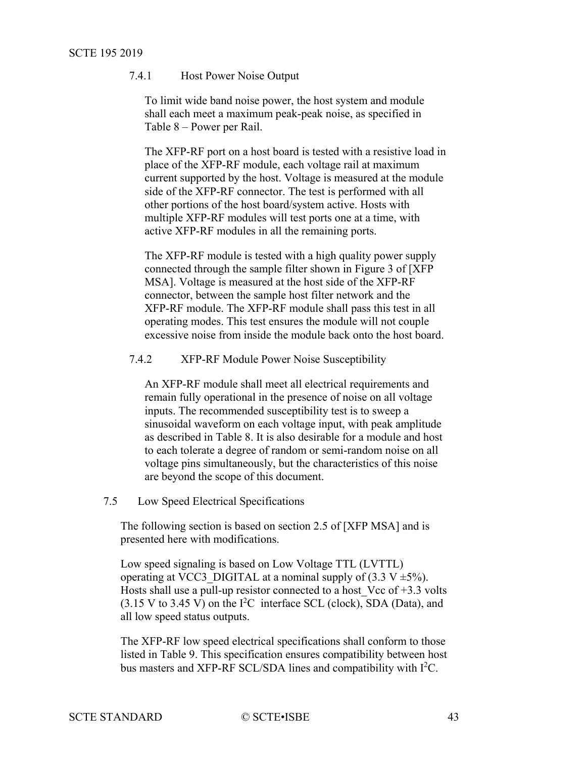### 7.4.1 Host Power Noise Output

To limit wide band noise power, the host system and module shall each meet a maximum peak-peak noise, as specified in Table 8 – Power per Rail.

The XFP-RF port on a host board is tested with a resistive load in place of the XFP-RF module, each voltage rail at maximum current supported by the host. Voltage is measured at the module side of the XFP-RF connector. The test is performed with all other portions of the host board/system active. Hosts with multiple XFP-RF modules will test ports one at a time, with active XFP-RF modules in all the remaining ports.

The XFP-RF module is tested with a high quality power supply connected through the sample filter shown in Figure 3 of [XFP MSA]. Voltage is measured at the host side of the XFP-RF connector, between the sample host filter network and the XFP-RF module. The XFP-RF module shall pass this test in all operating modes. This test ensures the module will not couple excessive noise from inside the module back onto the host board.

### 7.4.2 XFP-RF Module Power Noise Susceptibility

An XFP-RF module shall meet all electrical requirements and remain fully operational in the presence of noise on all voltage inputs. The recommended susceptibility test is to sweep a sinusoidal waveform on each voltage input, with peak amplitude as described in Table 8. It is also desirable for a module and host to each tolerate a degree of random or semi-random noise on all voltage pins simultaneously, but the characteristics of this noise are beyond the scope of this document.

## 7.5 Low Speed Electrical Specifications

The following section is based on section 2.5 of [XFP MSA] and is presented here with modifications.

Low speed signaling is based on Low Voltage TTL (LVTTL) operating at VCC3_DIGITAL at a nominal supply of (3.3 V ±5%). Hosts shall use a pull-up resistor connected to a host_Vcc of +3.3 volts (3.15 V to 3.45 V) on the $I^2C$ interface SCL (clock), SDA (Data), and all low speed status outputs.

The XFP-RF low speed electrical specifications shall conform to those listed in Table 9. This specification ensures compatibility between host bus masters and XFP-RF SCL/SDA lines and compatibility with $I^2C$.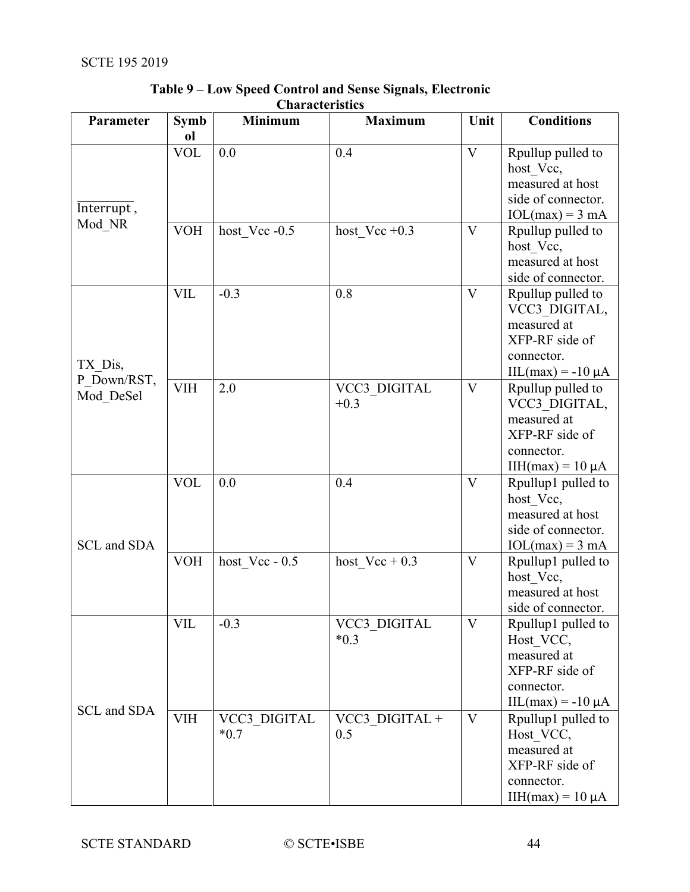**Table 9 – Low Speed Control and Sense Signals, Electronic Characteristics**

| Parameter | Symbol | Minimum | Maximum | Unit | Conditions |
|---|---|---|---|---|---|
| $\overline{\text{Interrupt}}$, Mod_NR | VOL | 0.0 | 0.4 | V | Rpullup pulled to host_Vcc, measured at host side of connector. IOL(max) = 3 mA |
| | VOH | host_Vcc -0.5 | host_Vcc +0.3 | V | Rpullup pulled to host_Vcc, measured at host side of connector. |
| TX_Dis, P_Down/RST, Mod_DeSel | VIL | -0.3 | 0.8 | V | Rpullup pulled to VCC3_DIGITAL, measured at XFP-RF side of connector. IIL(max) = -10 µA |
| | VIH | 2.0 | VCC3_DIGITAL +0.3 | V | Rpullup pulled to VCC3_DIGITAL, measured at XFP-RF side of connector. IIH(max) = 10 µA |
| SCL and SDA | VOL | 0.0 | 0.4 | V | Rpullup1 pulled to host_Vcc, measured at host side of connector. IOL(max) = 3 mA |
| | VOH | host_Vcc - 0.5 | host_Vcc + 0.3 | V | Rpullup1 pulled to host_Vcc, measured at host side of connector. |
| SCL and SDA | VIL | -0.3 | VCC3_DIGITAL *0.3 | V | Rpullup1 pulled to Host_VCC, measured at XFP-RF side of connector. IIL(max) = -10 µA |
| | VIH | VCC3_DIGITAL *0.7 | VCC3_DIGITAL + 0.5 | V | Rpullup1 pulled to Host_VCC, measured at XFP-RF side of connector. IIH(max) = 10 µA |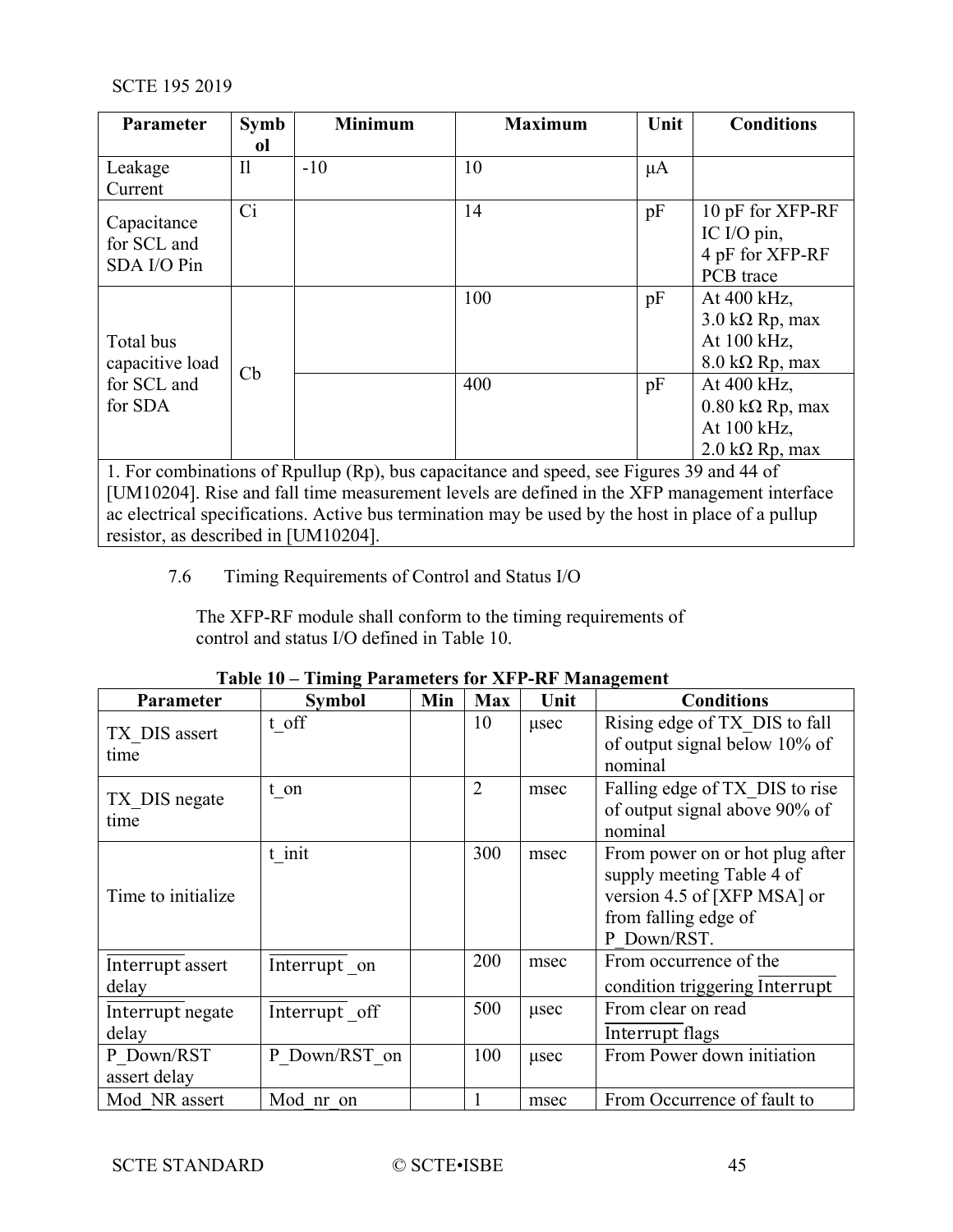| Parameter | Symbol | Minimum | Maximum | Unit | Conditions |
|---|---|---|---|---|---|
| Leakage Current | Il | -10 | 10 | μA | |
| Capacitance for SCL and SDA I/O Pin | Ci | | 14 | pF | 10 pF for XFP-RF IC I/O pin, 4 pF for XFP-RF PCB trace |
| Total bus capacitive load for SCL and for SDA | Cb | | 100 | pF | At 400 kHz, 3.0 kΩ Rp, max At 100 kHz, 8.0 kΩ Rp, max |
| | | | 400 | pF | At 400 kHz, 0.80 kΩ Rp, max At 100 kHz, 2.0 kΩ Rp, max |
| 1. For combinations of Rpullup (Rp), bus capacitance and speed, see Figures 39 and 44 of [UM10204]. Rise and fall time measurement levels are defined in the XFP management interface ac electrical specifications. Active bus termination may be used by the host in place of a pullup resistor, as described in [UM10204]. | | | | | |

## 7.6 Timing Requirements of Control and Status I/O

The XFP-RF module shall conform to the timing requirements of control and status I/O defined in Table 10.

**Table 10 – Timing Parameters for XFP-RF Management**

| Parameter | Symbol | Min | Max | Unit | Conditions |
|---|---|---|---|---|---|
| TX_DIS assert time | t_off | | 10 | μsec | Rising edge of TX_DIS to fall of output signal below 10% of nominal |
| TX_DIS negate time | t_on | | 2 | msec | Falling edge of TX_DIS to rise of output signal above 90% of nominal |
| Time to initialize | t_init | | 300 | msec | From power on or hot plug after supply meeting Table 4 of version 4.5 of [XFP MSA] or from falling edge of P_Down/RST. |
| $\overline{\text{Interrupt}}$ assert delay | $\overline{\text{Interrupt}}$ _on | | 200 | msec | From occurrence of the condition triggering $\overline{\text{Interrupt}}$ |
| $\overline{\text{Interrupt}}$ negate delay | $\overline{\text{Interrupt}}$ _off | | 500 | μsec | From clear on read $\overline{\text{Interrupt}}$ flags |
| P_Down/RST assert delay | P_Down/RST_on | | 100 | μsec | From Power down initiation |
| Mod_NR assert | Mod_nr_on | | 1 | msec | From Occurrence of fault to |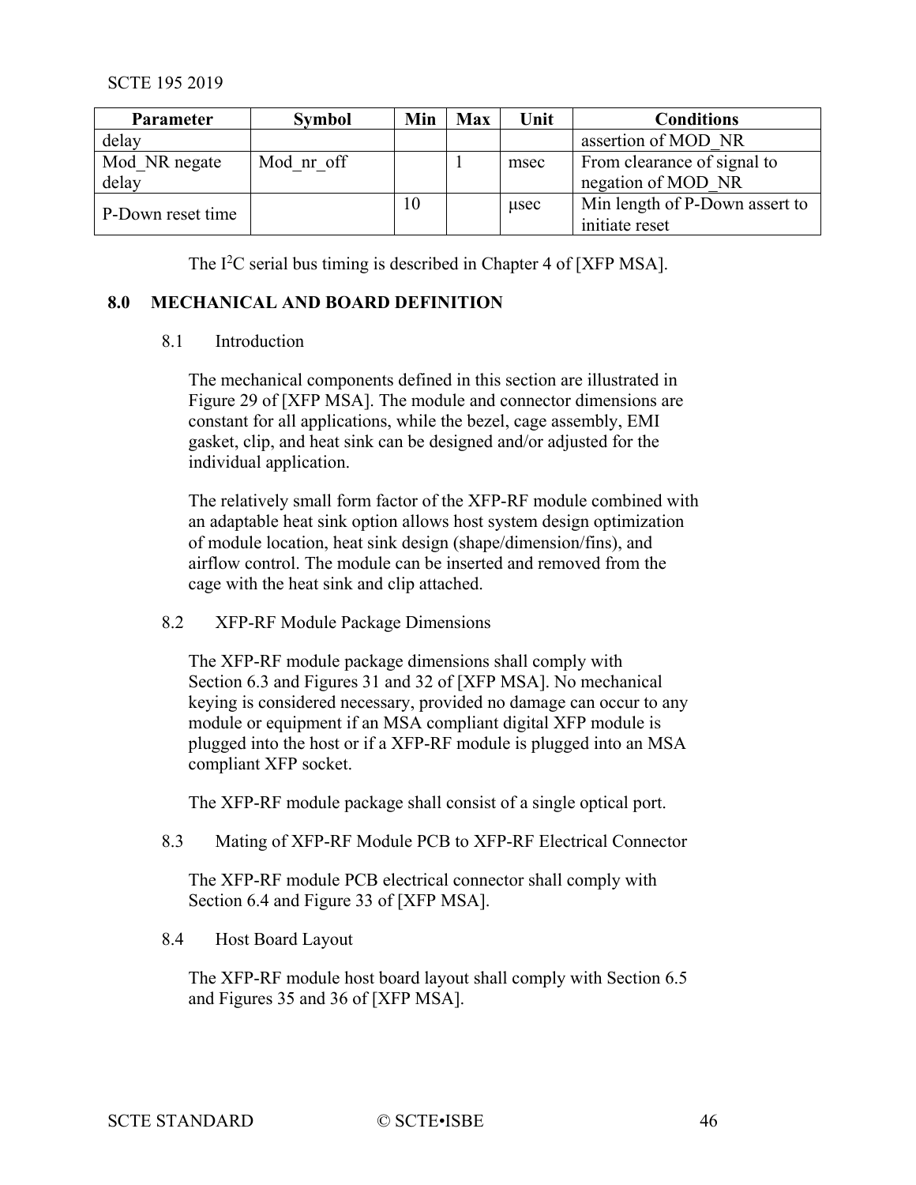| Parameter | Symbol | Min | Max | Unit | Conditions |
| --- | --- | --- | --- | --- | --- |
| delay | | | | | assertion of MOD_NR |
| Mod_NR negate delay | Mod_nr_off | | 1 | msec | From clearance of signal to negation of MOD_NR |
| P-Down reset time | | 10 | | µsec | Min length of P-Down assert to initiate reset |

The I²C serial bus timing is described in Chapter 4 of [XFP MSA].

# 8.0 MECHANICAL AND BOARD DEFINITION

## 8.1 Introduction

The mechanical components defined in this section are illustrated in Figure 29 of [XFP MSA]. The module and connector dimensions are constant for all applications, while the bezel, cage assembly, EMI gasket, clip, and heat sink can be designed and/or adjusted for the individual application.

The relatively small form factor of the XFP-RF module combined with an adaptable heat sink option allows host system design optimization of module location, heat sink design (shape/dimension/fins), and airflow control. The module can be inserted and removed from the cage with the heat sink and clip attached.

## 8.2 XFP-RF Module Package Dimensions

The XFP-RF module package dimensions shall comply with Section 6.3 and Figures 31 and 32 of [XFP MSA]. No mechanical keying is considered necessary, provided no damage can occur to any module or equipment if an MSA compliant digital XFP module is plugged into the host or if a XFP-RF module is plugged into an MSA compliant XFP socket.

The XFP-RF module package shall consist of a single optical port.

## 8.3 Mating of XFP-RF Module PCB to XFP-RF Electrical Connector

The XFP-RF module PCB electrical connector shall comply with Section 6.4 and Figure 33 of [XFP MSA].

## 8.4 Host Board Layout

The XFP-RF module host board layout shall comply with Section 6.5 and Figures 35 and 36 of [XFP MSA].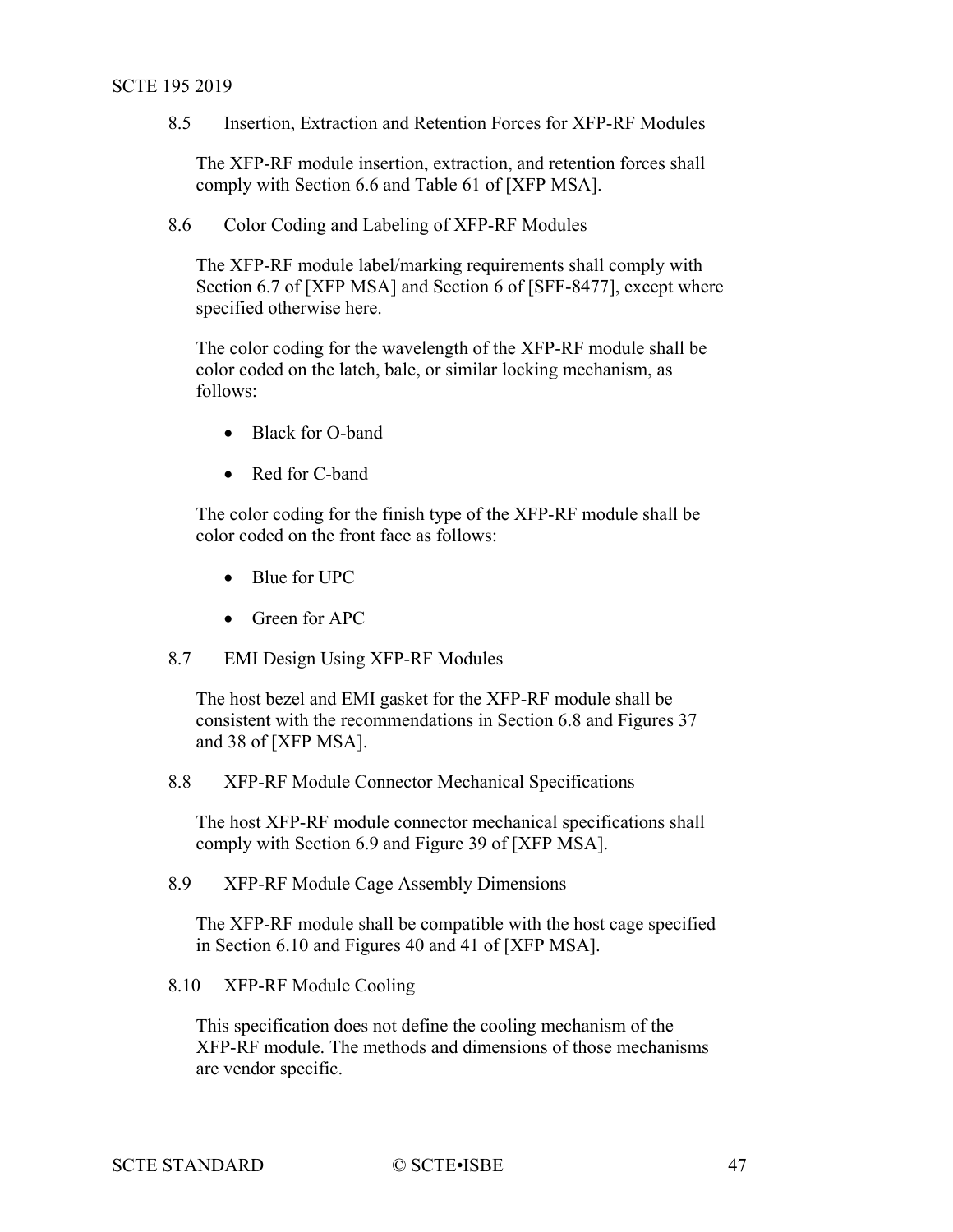## 8.5 Insertion, Extraction and Retention Forces for XFP-RF Modules

The XFP-RF module insertion, extraction, and retention forces shall comply with Section 6.6 and Table 61 of [XFP MSA].

## 8.6 Color Coding and Labeling of XFP-RF Modules

The XFP-RF module label/marking requirements shall comply with Section 6.7 of [XFP MSA] and Section 6 of [SFF-8477], except where specified otherwise here.

The color coding for the wavelength of the XFP-RF module shall be color coded on the latch, bale, or similar locking mechanism, as follows:

- Black for O-band
- Red for C-band

The color coding for the finish type of the XFP-RF module shall be color coded on the front face as follows:

- Blue for UPC
- Green for APC

## 8.7 EMI Design Using XFP-RF Modules

The host bezel and EMI gasket for the XFP-RF module shall be consistent with the recommendations in Section 6.8 and Figures 37 and 38 of [XFP MSA].

## 8.8 XFP-RF Module Connector Mechanical Specifications

The host XFP-RF module connector mechanical specifications shall comply with Section 6.9 and Figure 39 of [XFP MSA].

## 8.9 XFP-RF Module Cage Assembly Dimensions

The XFP-RF module shall be compatible with the host cage specified in Section 6.10 and Figures 40 and 41 of [XFP MSA].

## 8.10 XFP-RF Module Cooling

This specification does not define the cooling mechanism of the XFP-RF module. The methods and dimensions of those mechanisms are vendor specific.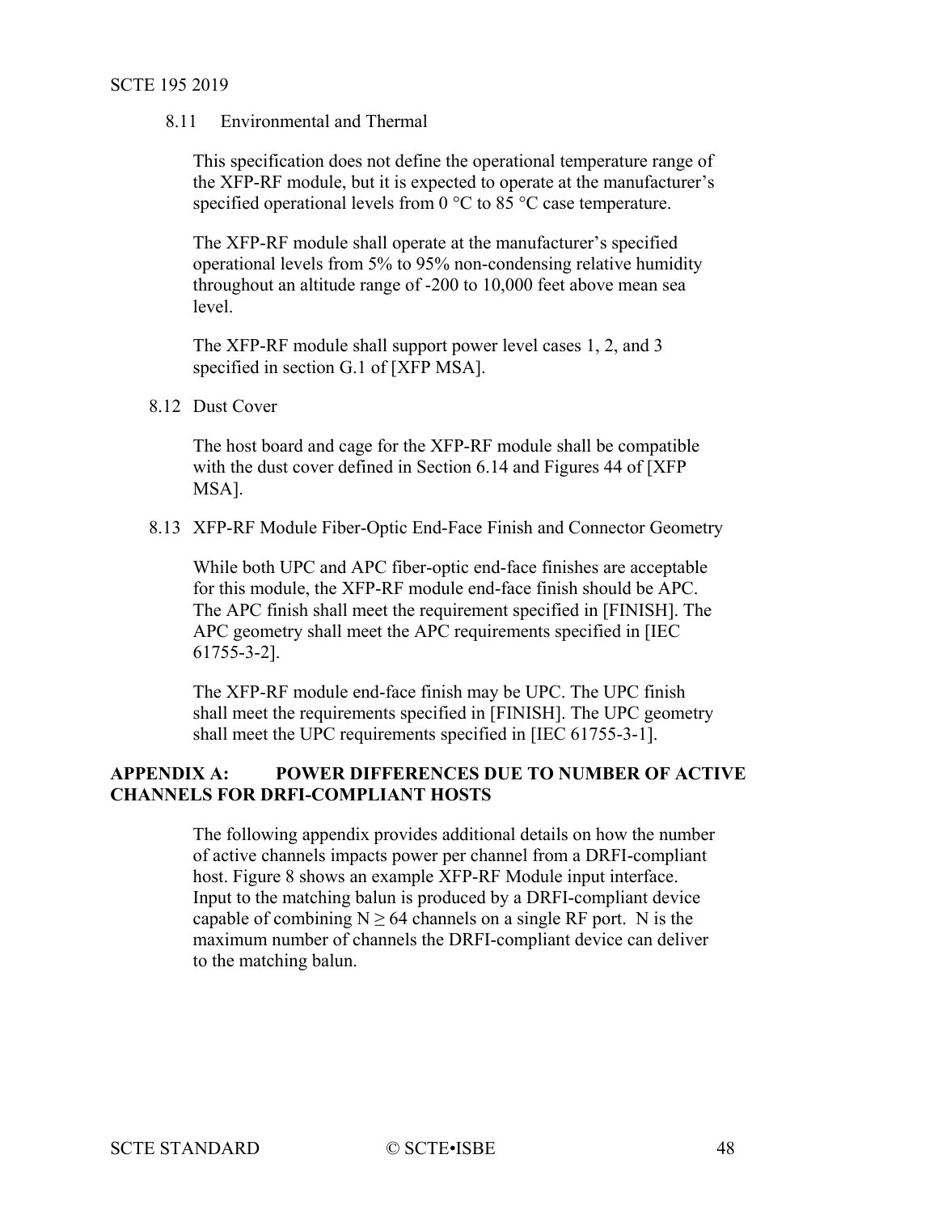### 8.11 Environmental and Thermal

This specification does not define the operational temperature range of the XFP-RF module, but it is expected to operate at the manufacturer's specified operational levels from 0 °C to 85 °C case temperature.

The XFP-RF module shall operate at the manufacturer's specified operational levels from 5% to 95% non-condensing relative humidity throughout an altitude range of -200 to 10,000 feet above mean sea level.

The XFP-RF module shall support power level cases 1, 2, and 3 specified in section G.1 of [XFP MSA].

### 8.12 Dust Cover

The host board and cage for the XFP-RF module shall be compatible with the dust cover defined in Section 6.14 and Figures 44 of [XFP MSA].

### 8.13 XFP-RF Module Fiber-Optic End-Face Finish and Connector Geometry

While both UPC and APC fiber-optic end-face finishes are acceptable for this module, the XFP-RF module end-face finish should be APC. The APC finish shall meet the requirement specified in [FINISH]. The APC geometry shall meet the APC requirements specified in [IEC 61755-3-2].

The XFP-RF module end-face finish may be UPC. The UPC finish shall meet the requirements specified in [FINISH]. The UPC geometry shall meet the UPC requirements specified in [IEC 61755-3-1].

# APPENDIX A: POWER DIFFERENCES DUE TO NUMBER OF ACTIVE CHANNELS FOR DRFI-COMPLIANT HOSTS

The following appendix provides additional details on how the number of active channels impacts power per channel from a DRFI-compliant host. Figure 8 shows an example XFP-RF Module input interface. Input to the matching balun is produced by a DRFI-compliant device capable of combining $N \geq 64$ channels on a single RF port. N is the maximum number of channels the DRFI-compliant device can deliver to the matching balun.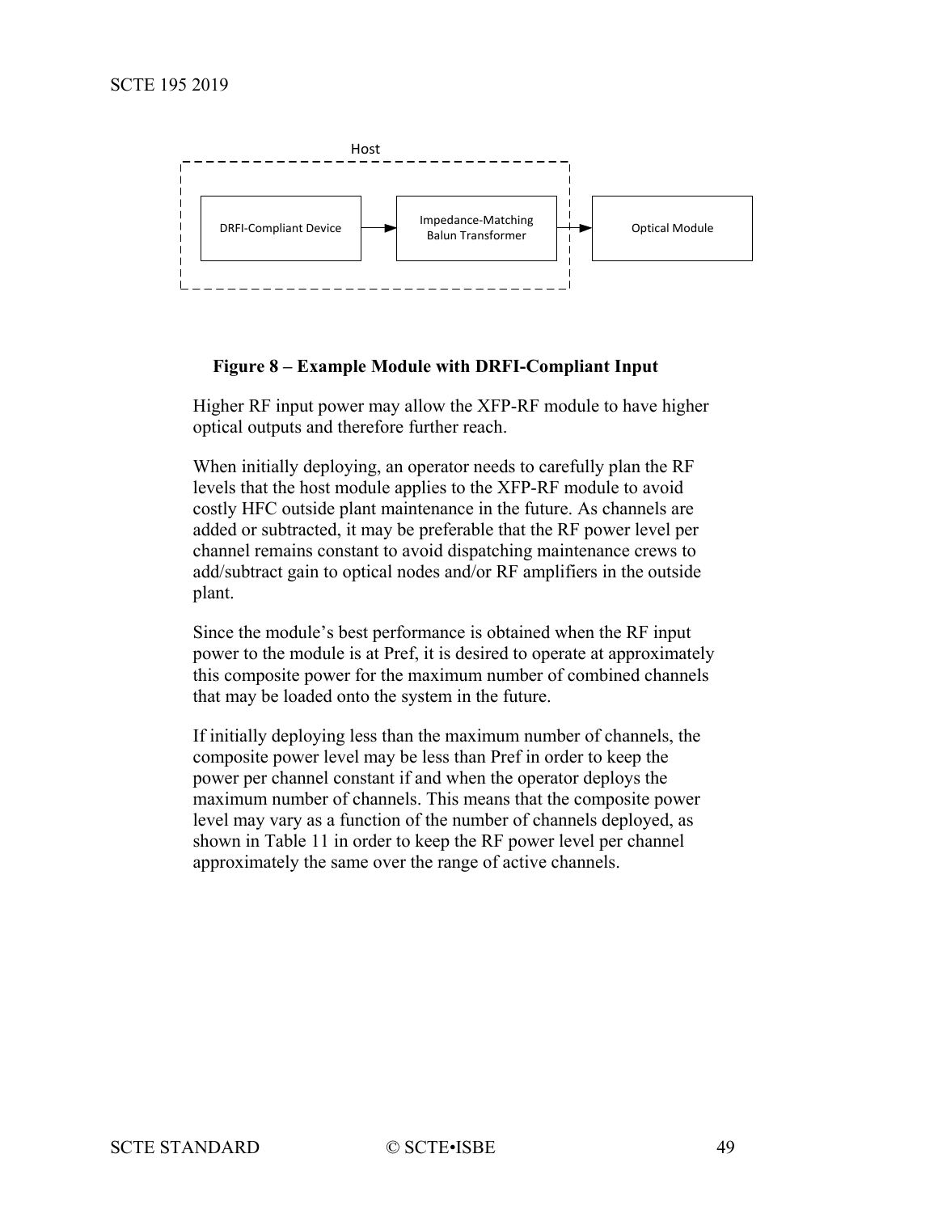Host

DRFI-Compliant Device → Impedance-Matching Balun Transformer → Optical Module

**Figure 8 – Example Module with DRFI-Compliant Input**

Higher RF input power may allow the XFP-RF module to have higher optical outputs and therefore further reach.

When initially deploying, an operator needs to carefully plan the RF levels that the host module applies to the XFP-RF module to avoid costly HFC outside plant maintenance in the future. As channels are added or subtracted, it may be preferable that the RF power level per channel remains constant to avoid dispatching maintenance crews to add/subtract gain to optical nodes and/or RF amplifiers in the outside plant.

Since the module's best performance is obtained when the RF input power to the module is at Pref, it is desired to operate at approximately this composite power for the maximum number of combined channels that may be loaded onto the system in the future.

If initially deploying less than the maximum number of channels, the composite power level may be less than Pref in order to keep the power per channel constant if and when the operator deploys the maximum number of channels. This means that the composite power level may vary as a function of the number of channels deployed, as shown in Table 11 in order to keep the RF power level per channel approximately the same over the range of active channels.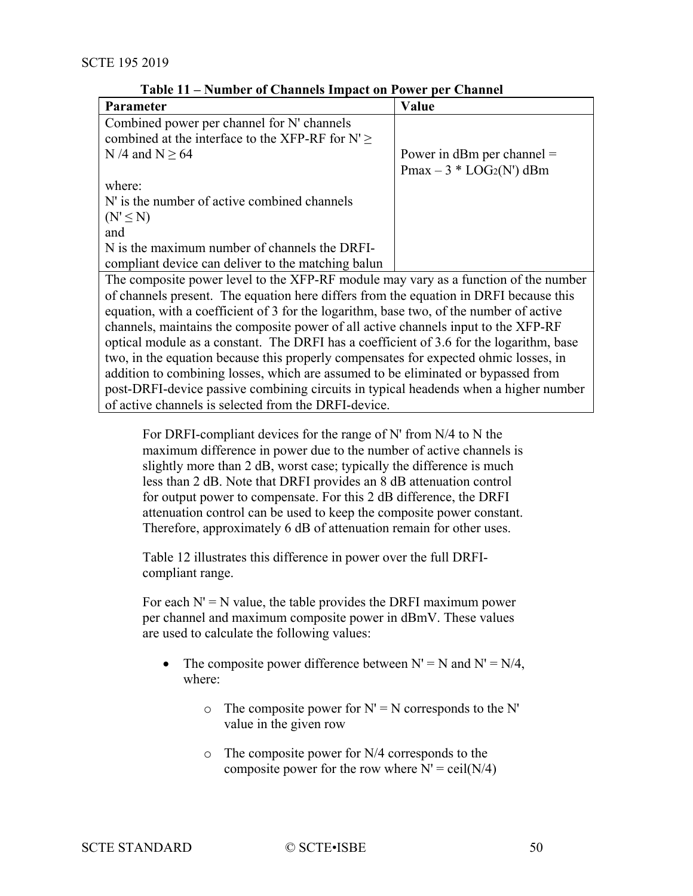**Table 11 – Number of Channels Impact on Power per Channel**

| Parameter | Value |
|---|---|
| Combined power per channel for N' channels combined at the interface to the XFP-RF for $N' \geq N/4$ and $N \geq 64$<br><br>where:<br>N' is the number of active combined channels ($N' \leq N$)<br>and<br>N is the maximum number of channels the DRFI-compliant device can deliver to the matching balun | Power in dBm per channel = $P_{max} - 3 * LOG_2(N')$ dBm |
| The composite power level to the XFP-RF module may vary as a function of the number of channels present. The equation here differs from the equation in DRFI because this equation, with a coefficient of 3 for the logarithm, base two, of the number of active channels, maintains the composite power of all active channels input to the XFP-RF optical module as a constant. The DRFI has a coefficient of 3.6 for the logarithm, base two, in the equation because this properly compensates for expected ohmic losses, in addition to combining losses, which are assumed to be eliminated or bypassed from post-DRFI-device passive combining circuits in typical headends when a higher number of active channels is selected from the DRFI-device. | |

For DRFI-compliant devices for the range of N' from N/4 to N the maximum difference in power due to the number of active channels is slightly more than 2 dB, worst case; typically the difference is much less than 2 dB. Note that DRFI provides an 8 dB attenuation control for output power to compensate. For this 2 dB difference, the DRFI attenuation control can be used to keep the composite power constant. Therefore, approximately 6 dB of attenuation remain for other uses.

Table 12 illustrates this difference in power over the full DRFI-compliant range.

For each N' = N value, the table provides the DRFI maximum power per channel and maximum composite power in dBmV. These values are used to calculate the following values:

- The composite power difference between N' = N and N' = N/4, where:
  - The composite power for N' = N corresponds to the N' value in the given row
  - The composite power for N/4 corresponds to the composite power for the row where N' = ceil(N/4)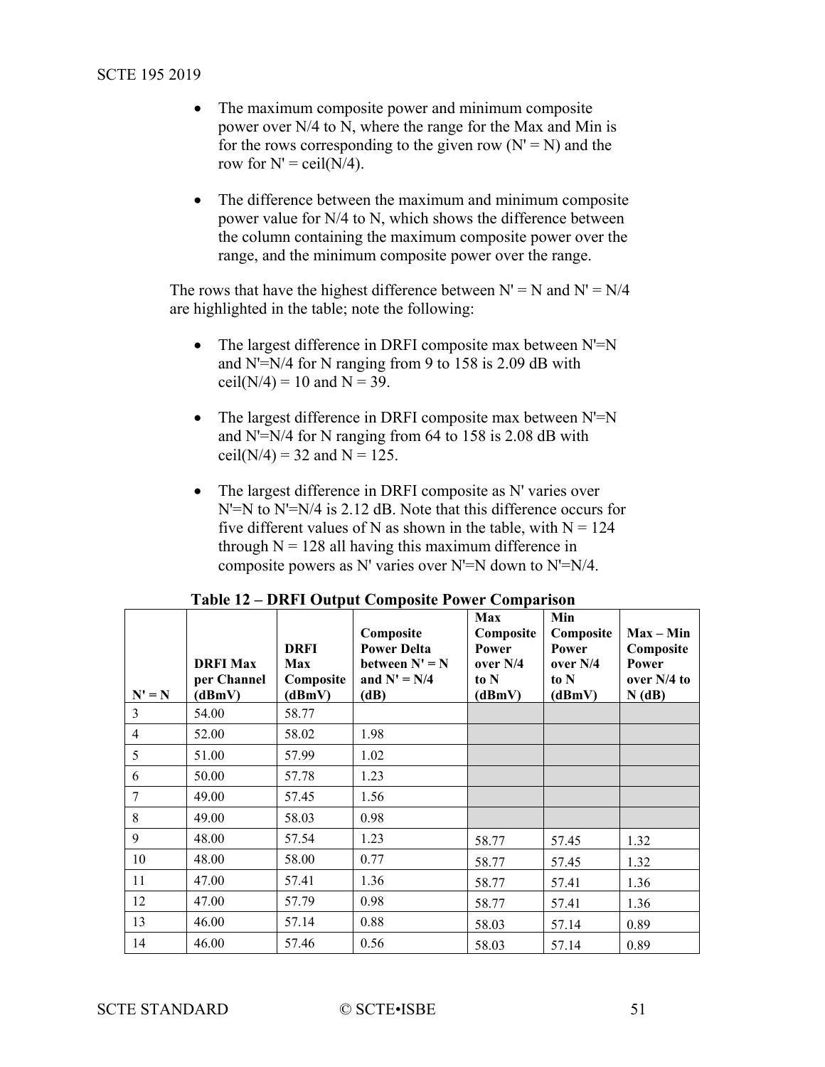- The maximum composite power and minimum composite power over N/4 to N, where the range for the Max and Min is for the rows corresponding to the given row (N' = N) and the row for N' = ceil(N/4).

- The difference between the maximum and minimum composite power value for N/4 to N, which shows the difference between the column containing the maximum composite power over the range, and the minimum composite power over the range.

The rows that have the highest difference between N' = N and N' = N/4 are highlighted in the table; note the following:

- The largest difference in DRFI composite max between N'=N and N'=N/4 for N ranging from 9 to 158 is 2.09 dB with ceil(N/4) = 10 and N = 39.

- The largest difference in DRFI composite max between N'=N and N'=N/4 for N ranging from 64 to 158 is 2.08 dB with ceil(N/4) = 32 and N = 125.

- The largest difference in DRFI composite as N' varies over N'=N to N'=N/4 is 2.12 dB. Note that this difference occurs for five different values of N as shown in the table, with N = 124 through N = 128 all having this maximum difference in composite powers as N' varies over N'=N down to N'=N/4.

**Table 12 – DRFI Output Composite Power Comparison**

| N' = N | DRFI Max per Channel (dBmV) | DRFI Max Composite (dBmV) | Composite Power Delta between N' = N and N' = N/4 (dB) | Max Composite Power over N/4 to N (dBmV) | Min Composite Power over N/4 to N (dBmV) | Max – Min Composite Power over N/4 to N (dB) |
|---|---|---|---|---|---|---|
| 3 | 54.00 | 58.77 | | | | |
| 4 | 52.00 | 58.02 | 1.98 | | | |
| 5 | 51.00 | 57.99 | 1.02 | | | |
| 6 | 50.00 | 57.78 | 1.23 | | | |
| 7 | 49.00 | 57.45 | 1.56 | | | |
| 8 | 49.00 | 58.03 | 0.98 | | | |
| 9 | 48.00 | 57.54 | 1.23 | 58.77 | 57.45 | 1.32 |
| 10 | 48.00 | 58.00 | 0.77 | 58.77 | 57.45 | 1.32 |
| 11 | 47.00 | 57.41 | 1.36 | 58.77 | 57.41 | 1.36 |
| 12 | 47.00 | 57.79 | 0.98 | 58.77 | 57.41 | 1.36 |
| 13 | 46.00 | 57.14 | 0.88 | 58.03 | 57.14 | 0.89 |
| 14 | 46.00 | 57.46 | 0.56 | 58.03 | 57.14 | 0.89 |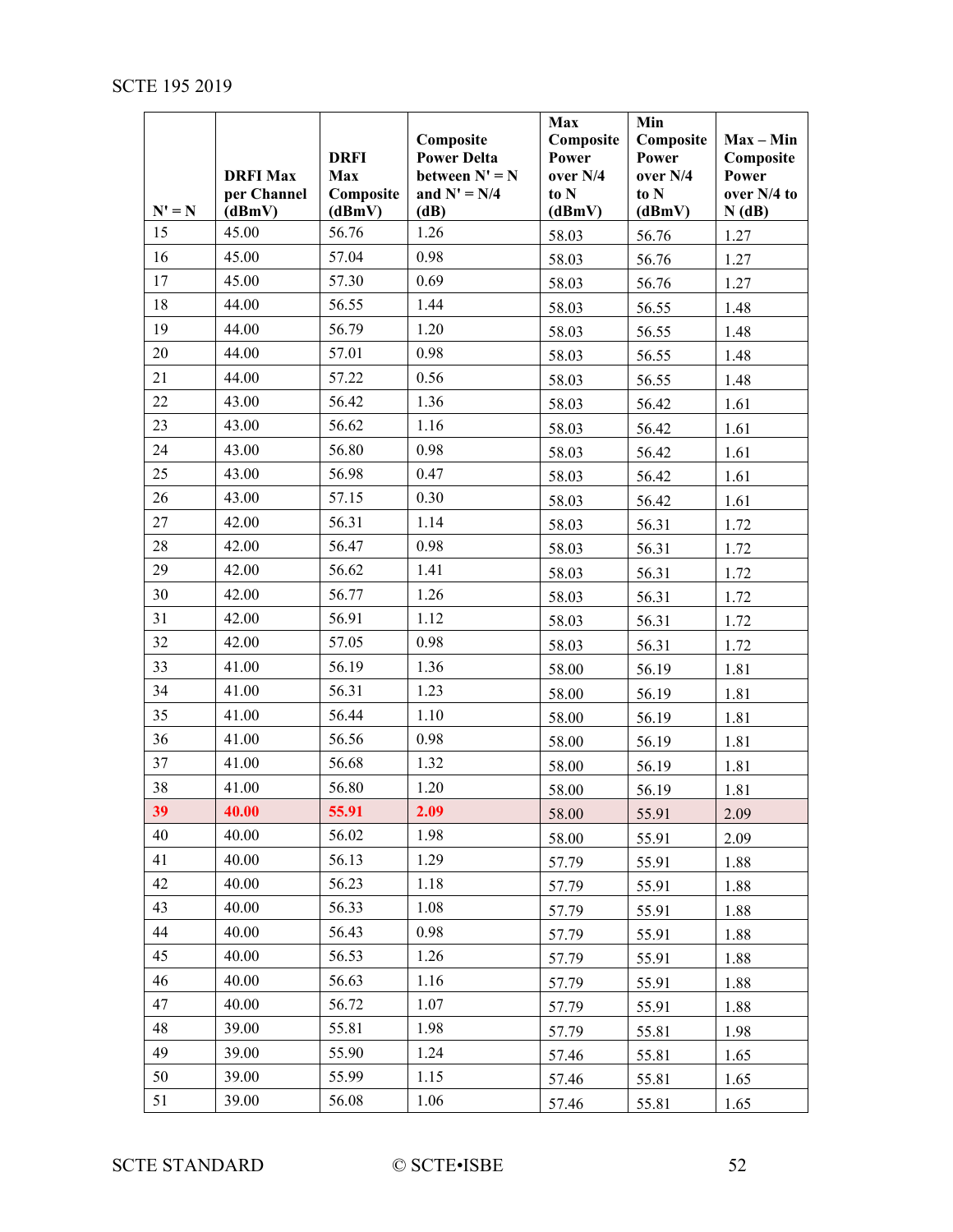| N' = N | DRFI Max per Channel (dBmV) | DRFI Max Composite (dBmV) | Composite Power Delta between N' = N and N' = N/4 (dB) | Max Composite Power over N/4 to N (dBmV) | Min Composite Power over N/4 to N (dBmV) | Max – Min Composite Power over N/4 to N (dB) |
|---|---|---|---|---|---|---|
| 15 | 45.00 | 56.76 | 1.26 | 58.03 | 56.76 | 1.27 |
| 16 | 45.00 | 57.04 | 0.98 | 58.03 | 56.76 | 1.27 |
| 17 | 45.00 | 57.30 | 0.69 | 58.03 | 56.76 | 1.27 |
| 18 | 44.00 | 56.55 | 1.44 | 58.03 | 56.55 | 1.48 |
| 19 | 44.00 | 56.79 | 1.20 | 58.03 | 56.55 | 1.48 |
| 20 | 44.00 | 57.01 | 0.98 | 58.03 | 56.55 | 1.48 |
| 21 | 44.00 | 57.22 | 0.56 | 58.03 | 56.55 | 1.48 |
| 22 | 43.00 | 56.42 | 1.36 | 58.03 | 56.42 | 1.61 |
| 23 | 43.00 | 56.62 | 1.16 | 58.03 | 56.42 | 1.61 |
| 24 | 43.00 | 56.80 | 0.98 | 58.03 | 56.42 | 1.61 |
| 25 | 43.00 | 56.98 | 0.47 | 58.03 | 56.42 | 1.61 |
| 26 | 43.00 | 57.15 | 0.30 | 58.03 | 56.42 | 1.61 |
| 27 | 42.00 | 56.31 | 1.14 | 58.03 | 56.31 | 1.72 |
| 28 | 42.00 | 56.47 | 0.98 | 58.03 | 56.31 | 1.72 |
| 29 | 42.00 | 56.62 | 1.41 | 58.03 | 56.31 | 1.72 |
| 30 | 42.00 | 56.77 | 1.26 | 58.03 | 56.31 | 1.72 |
| 31 | 42.00 | 56.91 | 1.12 | 58.03 | 56.31 | 1.72 |
| 32 | 42.00 | 57.05 | 0.98 | 58.03 | 56.31 | 1.72 |
| 33 | 41.00 | 56.19 | 1.36 | 58.00 | 56.19 | 1.81 |
| 34 | 41.00 | 56.31 | 1.23 | 58.00 | 56.19 | 1.81 |
| 35 | 41.00 | 56.44 | 1.10 | 58.00 | 56.19 | 1.81 |
| 36 | 41.00 | 56.56 | 0.98 | 58.00 | 56.19 | 1.81 |
| 37 | 41.00 | 56.68 | 1.32 | 58.00 | 56.19 | 1.81 |
| 38 | 41.00 | 56.80 | 1.20 | 58.00 | 56.19 | 1.81 |
| **39** | **40.00** | **55.91** | **2.09** | 58.00 | 55.91 | 2.09 |
| 40 | 40.00 | 56.02 | 1.98 | 58.00 | 55.91 | 2.09 |
| 41 | 40.00 | 56.13 | 1.29 | 57.79 | 55.91 | 1.88 |
| 42 | 40.00 | 56.23 | 1.18 | 57.79 | 55.91 | 1.88 |
| 43 | 40.00 | 56.33 | 1.08 | 57.79 | 55.91 | 1.88 |
| 44 | 40.00 | 56.43 | 0.98 | 57.79 | 55.91 | 1.88 |
| 45 | 40.00 | 56.53 | 1.26 | 57.79 | 55.91 | 1.88 |
| 46 | 40.00 | 56.63 | 1.16 | 57.79 | 55.91 | 1.88 |
| 47 | 40.00 | 56.72 | 1.07 | 57.79 | 55.91 | 1.88 |
| 48 | 39.00 | 55.81 | 1.98 | 57.79 | 55.81 | 1.98 |
| 49 | 39.00 | 55.90 | 1.24 | 57.46 | 55.81 | 1.65 |
| 50 | 39.00 | 55.99 | 1.15 | 57.46 | 55.81 | 1.65 |
| 51 | 39.00 | 56.08 | 1.06 | 57.46 | 55.81 | 1.65 |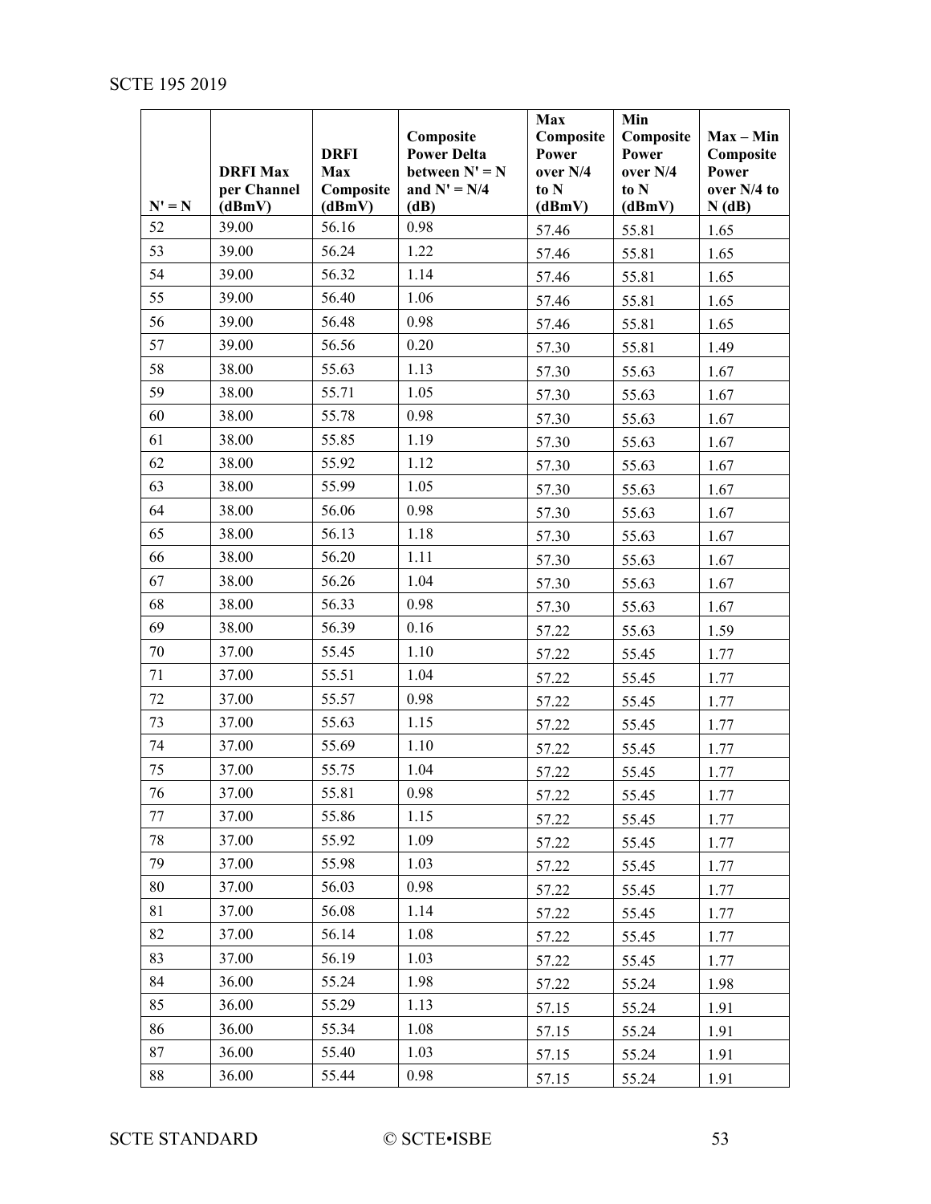| N' = N | DRFI Max per Channel (dBmV) | DRFI Max Composite (dBmV) | Composite Power Delta between N' = N and N' = N/4 (dB) | Max Composite Power over N/4 to N (dBmV) | Min Composite Power over N/4 to N (dBmV) | Max – Min Composite Power over N/4 to N (dB) |
|---|---|---|---|---|---|---|
| 52 | 39.00 | 56.16 | 0.98 | 57.46 | 55.81 | 1.65 |
| 53 | 39.00 | 56.24 | 1.22 | 57.46 | 55.81 | 1.65 |
| 54 | 39.00 | 56.32 | 1.14 | 57.46 | 55.81 | 1.65 |
| 55 | 39.00 | 56.40 | 1.06 | 57.46 | 55.81 | 1.65 |
| 56 | 39.00 | 56.48 | 0.98 | 57.46 | 55.81 | 1.65 |
| 57 | 39.00 | 56.56 | 0.20 | 57.30 | 55.81 | 1.49 |
| 58 | 38.00 | 55.63 | 1.13 | 57.30 | 55.63 | 1.67 |
| 59 | 38.00 | 55.71 | 1.05 | 57.30 | 55.63 | 1.67 |
| 60 | 38.00 | 55.78 | 0.98 | 57.30 | 55.63 | 1.67 |
| 61 | 38.00 | 55.85 | 1.19 | 57.30 | 55.63 | 1.67 |
| 62 | 38.00 | 55.92 | 1.12 | 57.30 | 55.63 | 1.67 |
| 63 | 38.00 | 55.99 | 1.05 | 57.30 | 55.63 | 1.67 |
| 64 | 38.00 | 56.06 | 0.98 | 57.30 | 55.63 | 1.67 |
| 65 | 38.00 | 56.13 | 1.18 | 57.30 | 55.63 | 1.67 |
| 66 | 38.00 | 56.20 | 1.11 | 57.30 | 55.63 | 1.67 |
| 67 | 38.00 | 56.26 | 1.04 | 57.30 | 55.63 | 1.67 |
| 68 | 38.00 | 56.33 | 0.98 | 57.30 | 55.63 | 1.67 |
| 69 | 38.00 | 56.39 | 0.16 | 57.22 | 55.63 | 1.59 |
| 70 | 37.00 | 55.45 | 1.10 | 57.22 | 55.45 | 1.77 |
| 71 | 37.00 | 55.51 | 1.04 | 57.22 | 55.45 | 1.77 |
| 72 | 37.00 | 55.57 | 0.98 | 57.22 | 55.45 | 1.77 |
| 73 | 37.00 | 55.63 | 1.15 | 57.22 | 55.45 | 1.77 |
| 74 | 37.00 | 55.69 | 1.10 | 57.22 | 55.45 | 1.77 |
| 75 | 37.00 | 55.75 | 1.04 | 57.22 | 55.45 | 1.77 |
| 76 | 37.00 | 55.81 | 0.98 | 57.22 | 55.45 | 1.77 |
| 77 | 37.00 | 55.86 | 1.15 | 57.22 | 55.45 | 1.77 |
| 78 | 37.00 | 55.92 | 1.09 | 57.22 | 55.45 | 1.77 |
| 79 | 37.00 | 55.98 | 1.03 | 57.22 | 55.45 | 1.77 |
| 80 | 37.00 | 56.03 | 0.98 | 57.22 | 55.45 | 1.77 |
| 81 | 37.00 | 56.08 | 1.14 | 57.22 | 55.45 | 1.77 |
| 82 | 37.00 | 56.14 | 1.08 | 57.22 | 55.45 | 1.77 |
| 83 | 37.00 | 56.19 | 1.03 | 57.22 | 55.45 | 1.77 |
| 84 | 36.00 | 55.24 | 1.98 | 57.22 | 55.24 | 1.98 |
| 85 | 36.00 | 55.29 | 1.13 | 57.15 | 55.24 | 1.91 |
| 86 | 36.00 | 55.34 | 1.08 | 57.15 | 55.24 | 1.91 |
| 87 | 36.00 | 55.40 | 1.03 | 57.15 | 55.24 | 1.91 |
| 88 | 36.00 | 55.44 | 0.98 | 57.15 | 55.24 | 1.91 |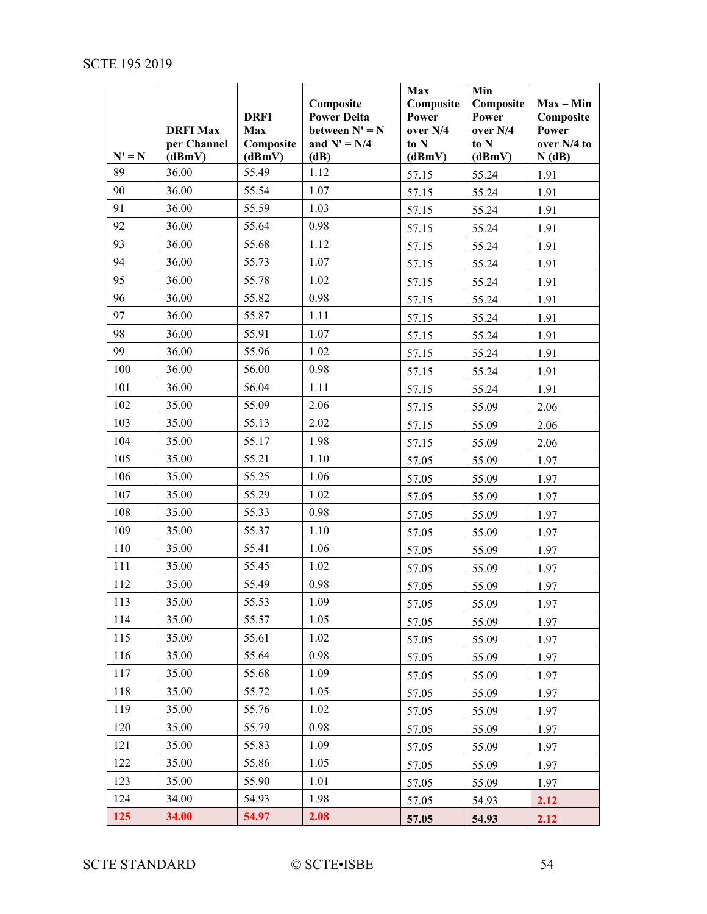| N' = N | DRFI Max per Channel (dBmV) | DRFI Max Composite (dBmV) | Composite Power Delta between N' = N and N' = N/4 (dB) | Max Composite Power over N/4 to N (dBmV) | Min Composite Power over N/4 to N (dBmV) | Max – Min Composite Power over N/4 to N (dB) |
|---|---|---|---|---|---|---|
| 89 | 36.00 | 55.49 | 1.12 | 57.15 | 55.24 | 1.91 |
| 90 | 36.00 | 55.54 | 1.07 | 57.15 | 55.24 | 1.91 |
| 91 | 36.00 | 55.59 | 1.03 | 57.15 | 55.24 | 1.91 |
| 92 | 36.00 | 55.64 | 0.98 | 57.15 | 55.24 | 1.91 |
| 93 | 36.00 | 55.68 | 1.12 | 57.15 | 55.24 | 1.91 |
| 94 | 36.00 | 55.73 | 1.07 | 57.15 | 55.24 | 1.91 |
| 95 | 36.00 | 55.78 | 1.02 | 57.15 | 55.24 | 1.91 |
| 96 | 36.00 | 55.82 | 0.98 | 57.15 | 55.24 | 1.91 |
| 97 | 36.00 | 55.87 | 1.11 | 57.15 | 55.24 | 1.91 |
| 98 | 36.00 | 55.91 | 1.07 | 57.15 | 55.24 | 1.91 |
| 99 | 36.00 | 55.96 | 1.02 | 57.15 | 55.24 | 1.91 |
| 100 | 36.00 | 56.00 | 0.98 | 57.15 | 55.24 | 1.91 |
| 101 | 36.00 | 56.04 | 1.11 | 57.15 | 55.24 | 1.91 |
| 102 | 35.00 | 55.09 | 2.06 | 57.15 | 55.09 | 2.06 |
| 103 | 35.00 | 55.13 | 2.02 | 57.15 | 55.09 | 2.06 |
| 104 | 35.00 | 55.17 | 1.98 | 57.15 | 55.09 | 2.06 |
| 105 | 35.00 | 55.21 | 1.10 | 57.05 | 55.09 | 1.97 |
| 106 | 35.00 | 55.25 | 1.06 | 57.05 | 55.09 | 1.97 |
| 107 | 35.00 | 55.29 | 1.02 | 57.05 | 55.09 | 1.97 |
| 108 | 35.00 | 55.33 | 0.98 | 57.05 | 55.09 | 1.97 |
| 109 | 35.00 | 55.37 | 1.10 | 57.05 | 55.09 | 1.97 |
| 110 | 35.00 | 55.41 | 1.06 | 57.05 | 55.09 | 1.97 |
| 111 | 35.00 | 55.45 | 1.02 | 57.05 | 55.09 | 1.97 |
| 112 | 35.00 | 55.49 | 0.98 | 57.05 | 55.09 | 1.97 |
| 113 | 35.00 | 55.53 | 1.09 | 57.05 | 55.09 | 1.97 |
| 114 | 35.00 | 55.57 | 1.05 | 57.05 | 55.09 | 1.97 |
| 115 | 35.00 | 55.61 | 1.02 | 57.05 | 55.09 | 1.97 |
| 116 | 35.00 | 55.64 | 0.98 | 57.05 | 55.09 | 1.97 |
| 117 | 35.00 | 55.68 | 1.09 | 57.05 | 55.09 | 1.97 |
| 118 | 35.00 | 55.72 | 1.05 | 57.05 | 55.09 | 1.97 |
| 119 | 35.00 | 55.76 | 1.02 | 57.05 | 55.09 | 1.97 |
| 120 | 35.00 | 55.79 | 0.98 | 57.05 | 55.09 | 1.97 |
| 121 | 35.00 | 55.83 | 1.09 | 57.05 | 55.09 | 1.97 |
| 122 | 35.00 | 55.86 | 1.05 | 57.05 | 55.09 | 1.97 |
| 123 | 35.00 | 55.90 | 1.01 | 57.05 | 55.09 | 1.97 |
| 124 | 34.00 | 54.93 | 1.98 | 57.05 | 54.93 | 2.12 |
| **125** | **34.00** | **54.97** | **2.08** | **57.05** | **54.93** | **2.12** |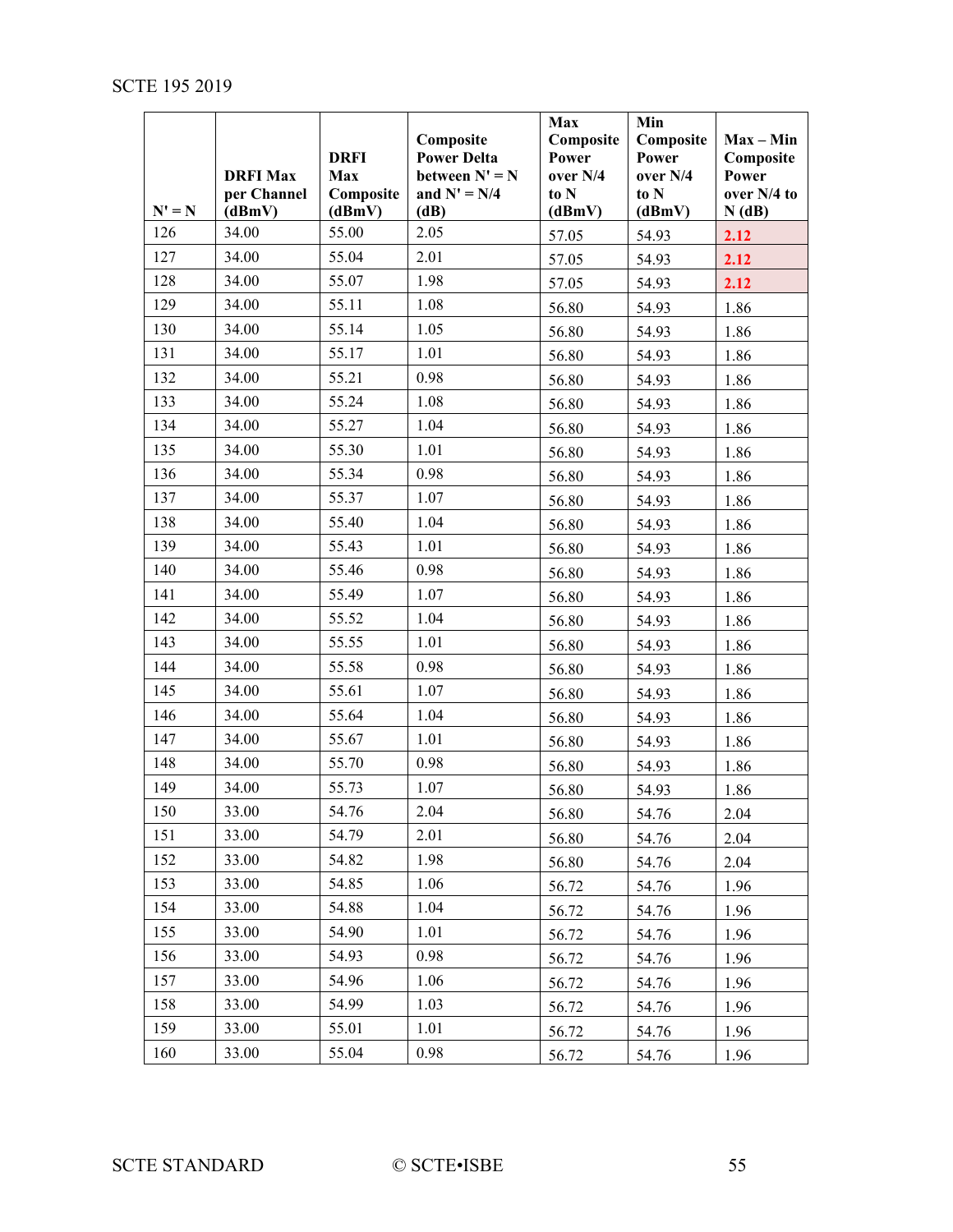| N' = N | DRFI Max per Channel (dBmV) | DRFI Max Composite (dBmV) | Composite Power Delta between N' = N and N' = N/4 (dB) | Max Composite Power over N/4 to N (dBmV) | Min Composite Power over N/4 to N (dBmV) | Max – Min Composite Power over N/4 to N (dB) |
|---|---|---|---|---|---|---|
| 126 | 34.00 | 55.00 | 2.05 | 57.05 | 54.93 | 2.12 |
| 127 | 34.00 | 55.04 | 2.01 | 57.05 | 54.93 | 2.12 |
| 128 | 34.00 | 55.07 | 1.98 | 57.05 | 54.93 | 2.12 |
| 129 | 34.00 | 55.11 | 1.08 | 56.80 | 54.93 | 1.86 |
| 130 | 34.00 | 55.14 | 1.05 | 56.80 | 54.93 | 1.86 |
| 131 | 34.00 | 55.17 | 1.01 | 56.80 | 54.93 | 1.86 |
| 132 | 34.00 | 55.21 | 0.98 | 56.80 | 54.93 | 1.86 |
| 133 | 34.00 | 55.24 | 1.08 | 56.80 | 54.93 | 1.86 |
| 134 | 34.00 | 55.27 | 1.04 | 56.80 | 54.93 | 1.86 |
| 135 | 34.00 | 55.30 | 1.01 | 56.80 | 54.93 | 1.86 |
| 136 | 34.00 | 55.34 | 0.98 | 56.80 | 54.93 | 1.86 |
| 137 | 34.00 | 55.37 | 1.07 | 56.80 | 54.93 | 1.86 |
| 138 | 34.00 | 55.40 | 1.04 | 56.80 | 54.93 | 1.86 |
| 139 | 34.00 | 55.43 | 1.01 | 56.80 | 54.93 | 1.86 |
| 140 | 34.00 | 55.46 | 0.98 | 56.80 | 54.93 | 1.86 |
| 141 | 34.00 | 55.49 | 1.07 | 56.80 | 54.93 | 1.86 |
| 142 | 34.00 | 55.52 | 1.04 | 56.80 | 54.93 | 1.86 |
| 143 | 34.00 | 55.55 | 1.01 | 56.80 | 54.93 | 1.86 |
| 144 | 34.00 | 55.58 | 0.98 | 56.80 | 54.93 | 1.86 |
| 145 | 34.00 | 55.61 | 1.07 | 56.80 | 54.93 | 1.86 |
| 146 | 34.00 | 55.64 | 1.04 | 56.80 | 54.93 | 1.86 |
| 147 | 34.00 | 55.67 | 1.01 | 56.80 | 54.93 | 1.86 |
| 148 | 34.00 | 55.70 | 0.98 | 56.80 | 54.93 | 1.86 |
| 149 | 34.00 | 55.73 | 1.07 | 56.80 | 54.93 | 1.86 |
| 150 | 33.00 | 54.76 | 2.04 | 56.80 | 54.76 | 2.04 |
| 151 | 33.00 | 54.79 | 2.01 | 56.80 | 54.76 | 2.04 |
| 152 | 33.00 | 54.82 | 1.98 | 56.80 | 54.76 | 2.04 |
| 153 | 33.00 | 54.85 | 1.06 | 56.72 | 54.76 | 1.96 |
| 154 | 33.00 | 54.88 | 1.04 | 56.72 | 54.76 | 1.96 |
| 155 | 33.00 | 54.90 | 1.01 | 56.72 | 54.76 | 1.96 |
| 156 | 33.00 | 54.93 | 0.98 | 56.72 | 54.76 | 1.96 |
| 157 | 33.00 | 54.96 | 1.06 | 56.72 | 54.76 | 1.96 |
| 158 | 33.00 | 54.99 | 1.03 | 56.72 | 54.76 | 1.96 |
| 159 | 33.00 | 55.01 | 1.01 | 56.72 | 54.76 | 1.96 |
| 160 | 33.00 | 55.04 | 0.98 | 56.72 | 54.76 | 1.96 |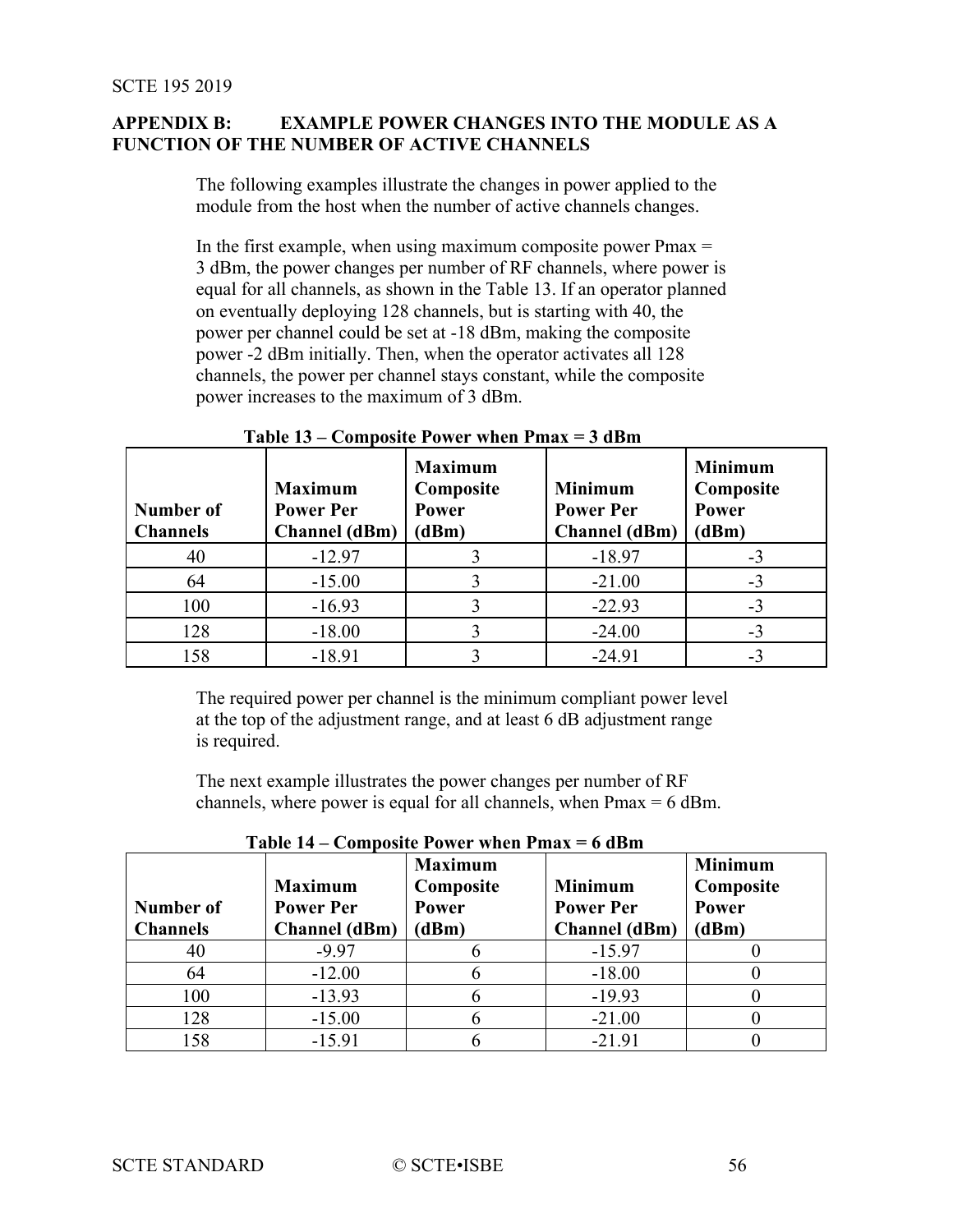## APPENDIX B: EXAMPLE POWER CHANGES INTO THE MODULE AS A FUNCTION OF THE NUMBER OF ACTIVE CHANNELS

The following examples illustrate the changes in power applied to the module from the host when the number of active channels changes.

In the first example, when using maximum composite power Pmax = 3 dBm, the power changes per number of RF channels, where power is equal for all channels, as shown in the Table 13. If an operator planned on eventually deploying 128 channels, but is starting with 40, the power per channel could be set at -18 dBm, making the composite power -2 dBm initially. Then, when the operator activates all 128 channels, the power per channel stays constant, while the composite power increases to the maximum of 3 dBm.

**Table 13 – Composite Power when Pmax = 3 dBm**

| Number of Channels | Maximum Power Per Channel (dBm) | Maximum Composite Power (dBm) | Minimum Power Per Channel (dBm) | Minimum Composite Power (dBm) |
|---|---|---|---|---|
| 40 | -12.97 | 3 | -18.97 | -3 |
| 64 | -15.00 | 3 | -21.00 | -3 |
| 100 | -16.93 | 3 | -22.93 | -3 |
| 128 | -18.00 | 3 | -24.00 | -3 |
| 158 | -18.91 | 3 | -24.91 | -3 |

The required power per channel is the minimum compliant power level at the top of the adjustment range, and at least 6 dB adjustment range is required.

The next example illustrates the power changes per number of RF channels, where power is equal for all channels, when Pmax = 6 dBm.

**Table 14 – Composite Power when Pmax = 6 dBm**

| Number of Channels | Maximum Power Per Channel (dBm) | Maximum Composite Power (dBm) | Minimum Power Per Channel (dBm) | Minimum Composite Power (dBm) |
|---|---|---|---|---|
| 40 | -9.97 | 6 | -15.97 | 0 |
| 64 | -12.00 | 6 | -18.00 | 0 |
| 100 | -13.93 | 6 | -19.93 | 0 |
| 128 | -15.00 | 6 | -21.00 | 0 |
| 158 | -15.91 | 6 | -21.91 | 0 |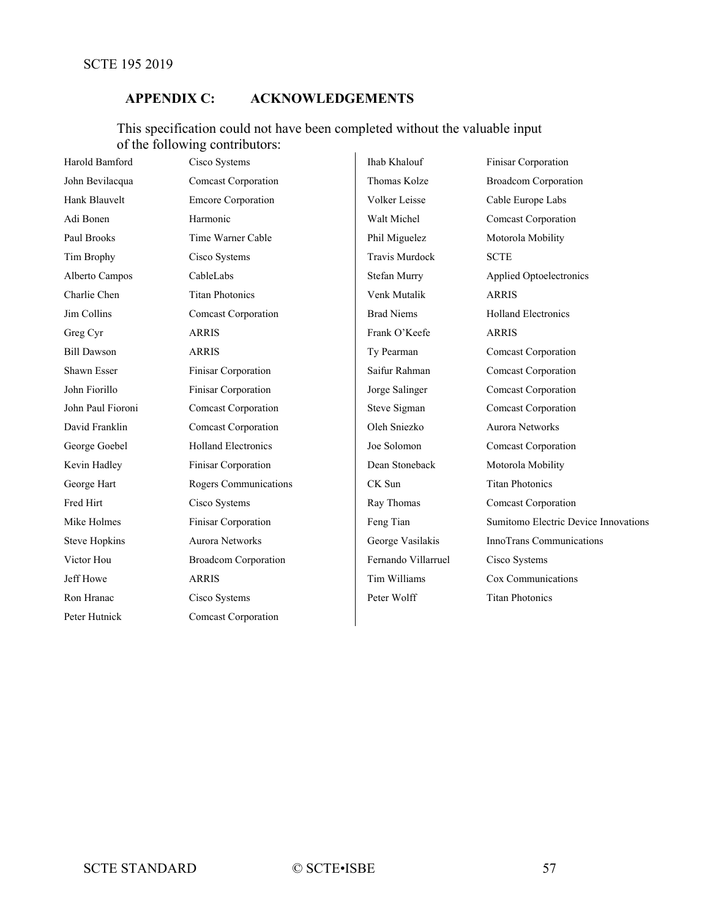## APPENDIX C: ACKNOWLEDGEMENTS

This specification could not have been completed without the valuable input of the following contributors:

| | |
|---|---|
| Harold Bamford | Cisco Systems |
| John Bevilacqua | Comcast Corporation |
| Hank Blauvelt | Emcore Corporation |
| Adi Bonen | Harmonic |
| Paul Brooks | Time Warner Cable |
| Tim Brophy | Cisco Systems |
| Alberto Campos | CableLabs |
| Charlie Chen | Titan Photonics |
| Jim Collins | Comcast Corporation |
| Greg Cyr | ARRIS |
| Bill Dawson | ARRIS |
| Shawn Esser | Finisar Corporation |
| John Fiorillo | Finisar Corporation |
| John Paul Fioroni | Comcast Corporation |
| David Franklin | Comcast Corporation |
| George Goebel | Holland Electronics |
| Kevin Hadley | Finisar Corporation |
| George Hart | Rogers Communications |
| Fred Hirt | Cisco Systems |
| Mike Holmes | Finisar Corporation |
| Steve Hopkins | Aurora Networks |
| Victor Hou | Broadcom Corporation |
| Jeff Howe | ARRIS |
| Ron Hranac | Cisco Systems |
| Peter Hutnick | Comcast Corporation |
| Ihab Khalouf | Finisar Corporation |
| Thomas Kolze | Broadcom Corporation |
| Volker Leisse | Cable Europe Labs |
| Walt Michel | Comcast Corporation |
| Phil Miguelez | Motorola Mobility |
| Travis Murdock | SCTE |
| Stefan Murry | Applied Optoelectronics |
| Venk Mutalik | ARRIS |
| Brad Niems | Holland Electronics |
| Frank O'Keefe | ARRIS |
| Ty Pearman | Comcast Corporation |
| Saifur Rahman | Comcast Corporation |
| Jorge Salinger | Comcast Corporation |
| Steve Sigman | Comcast Corporation |
| Oleh Sniezko | Aurora Networks |
| Joe Solomon | Comcast Corporation |
| Dean Stoneback | Motorola Mobility |
| CK Sun | Titan Photonics |
| Ray Thomas | Comcast Corporation |
| Feng Tian | Sumitomo Electric Device Innovations |
| George Vasilakis | InnoTrans Communications |
| Fernando Villarruel | Cisco Systems |
| Tim Williams | Cox Communications |
| Peter Wolff | Titan Photonics |